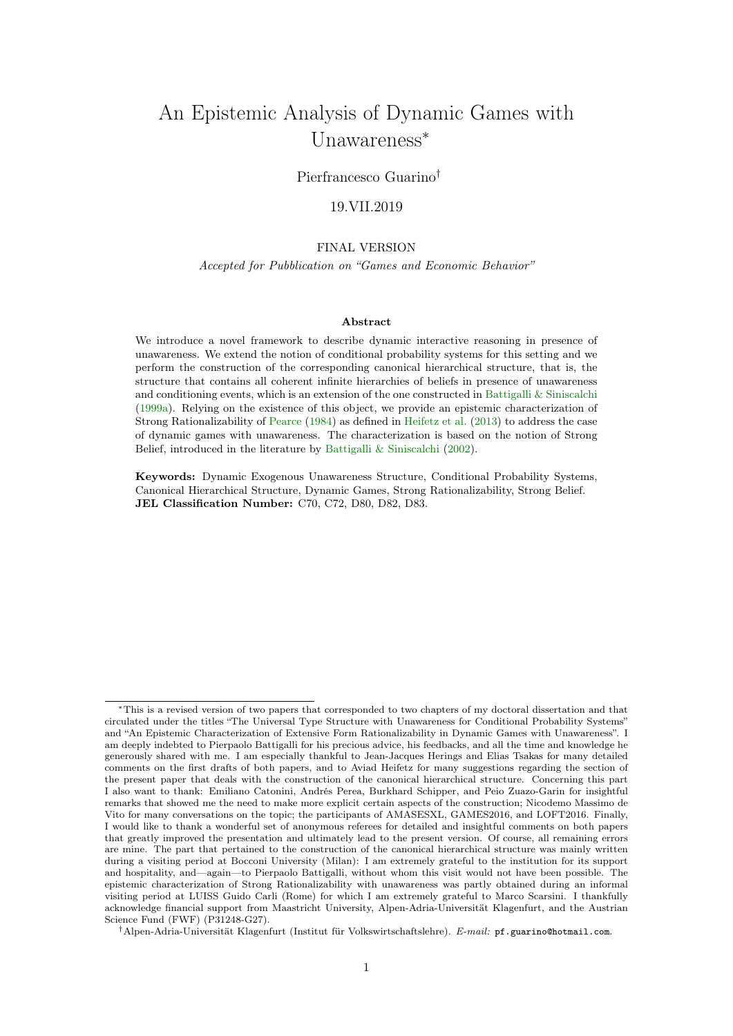# An Epistemic Analysis of Dynamic Games with Unawareness[*]

Pierfrancesco Guarino[†]

19.VII.2019

FINAL VERSION

*Accepted for Pubblication on "Games and Economic Behavior"*

**Abstract**

We introduce a novel framework to describe dynamic interactive reasoning in presence of unawareness. We extend the notion of conditional probability systems for this setting and we perform the construction of the corresponding canonical hierarchical structure, that is, the structure that contains all coherent infinite hierarchies of beliefs in presence of unawareness and conditioning events, which is an extension of the one constructed in Battigalli & Siniscalchi (1999a). Relying on the existence of this object, we provide an epistemic characterization of Strong Rationalizability of Pearce (1984) as defined in Heifetz et al. (2013) to address the case of dynamic games with unawareness. The characterization is based on the notion of Strong Belief, introduced in the literature by Battigalli & Siniscalchi (2002).

**Keywords:** Dynamic Exogenous Unawareness Structure, Conditional Probability Systems, Canonical Hierarchical Structure, Dynamic Games, Strong Rationalizability, Strong Belief.
**JEL Classification Number:** C70, C72, D80, D82, D83.

---

[*] This is a revised version of two papers that corresponded to two chapters of my doctoral dissertation and that circulated under the titles "The Universal Type Structure with Unawareness for Conditional Probability Systems" and "An Epistemic Characterization of Extensive Form Rationalizability in Dynamic Games with Unawareness". I am deeply indebted to Pierpaolo Battigalli for his precious advice, his feedbacks, and all the time and knowledge he generously shared with me. I am especially thankful to Jean-Jacques Herings and Elias Tsakas for many detailed comments on the first drafts of both papers, and to Aviad Heifetz for many suggestions regarding the section of the present paper that deals with the construction of the canonical hierarchical structure. Concerning this part I also want to thank: Emiliano Catonini, Andrés Perea, Burkhard Schipper, and Peio Zuazo-Garin for insightful remarks that showed me the need to make more explicit certain aspects of the construction; Nicodemo Massimo de Vito for many conversations on the topic; the participants of AMASESXL, GAMES2016, and LOFT2016. Finally, I would like to thank a wonderful set of anonymous referees for detailed and insightful comments on both papers that greatly improved the presentation and ultimately lead to the present version. Of course, all remaining errors are mine. The part that pertained to the construction of the canonical hierarchical structure was mainly written during a visiting period at Bocconi University (Milan): I am extremely grateful to the institution for its support and hospitality, and—again—to Pierpaolo Battigalli, without whom this visit would not have been possible. The epistemic characterization of Strong Rationalizability with unawareness was partly obtained during an informal visiting period at LUISS Guido Carli (Rome) for which I am extremely grateful to Marco Scarsini. I thankfully acknowledge financial support from Maastricht University, Alpen-Adria-Universität Klagenfurt, and the Austrian Science Fund (FWF) (P31248-G27).

[†] Alpen-Adria-Universität Klagenfurt (Institut für Volkswirtschaftslehre). *E-mail:* pf.guarino@hotmail.com.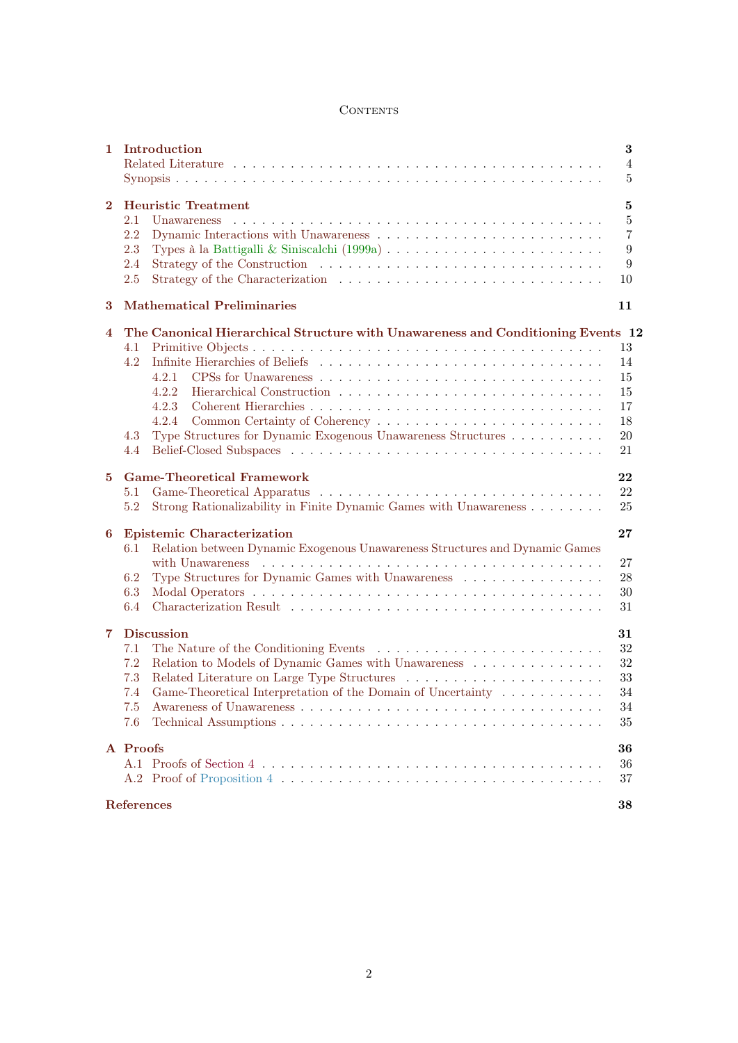# Contents

**1 Introduction** — 3
- Related Literature — 4
- Synopsis — 5

**2 Heuristic Treatment** — 5
- 2.1 Unawareness — 5
- 2.2 Dynamic Interactions with Unawareness — 7
- 2.3 Types à la Battigalli & Siniscalchi (1999a) — 9
- 2.4 Strategy of the Construction — 9
- 2.5 Strategy of the Characterization — 10

**3 Mathematical Preliminaries** — 11

**4 The Canonical Hierarchical Structure with Unawareness and Conditioning Events** — 12
- 4.1 Primitive Objects — 13
- 4.2 Infinite Hierarchies of Beliefs — 14
  - 4.2.1 CPSs for Unawareness — 15
  - 4.2.2 Hierarchical Construction — 15
  - 4.2.3 Coherent Hierarchies — 17
  - 4.2.4 Common Certainty of Coherency — 18
- 4.3 Type Structures for Dynamic Exogenous Unawareness Structures — 20
- 4.4 Belief-Closed Subspaces — 21

**5 Game-Theoretical Framework** — 22
- 5.1 Game-Theoretical Apparatus — 22
- 5.2 Strong Rationalizability in Finite Dynamic Games with Unawareness — 25

**6 Epistemic Characterization** — 27
- 6.1 Relation between Dynamic Exogenous Unawareness Structures and Dynamic Games with Unawareness — 27
- 6.2 Type Structures for Dynamic Games with Unawareness — 28
- 6.3 Modal Operators — 30
- 6.4 Characterization Result — 31

**7 Discussion** — 31
- 7.1 The Nature of the Conditioning Events — 32
- 7.2 Relation to Models of Dynamic Games with Unawareness — 32
- 7.3 Related Literature on Large Type Structures — 33
- 7.4 Game-Theoretical Interpretation of the Domain of Uncertainty — 34
- 7.5 Awareness of Unawareness — 34
- 7.6 Technical Assumptions — 35

**A Proofs** — 36
- A.1 Proofs of Section 4 — 36
- A.2 Proof of Proposition 4 — 37

**References** — 38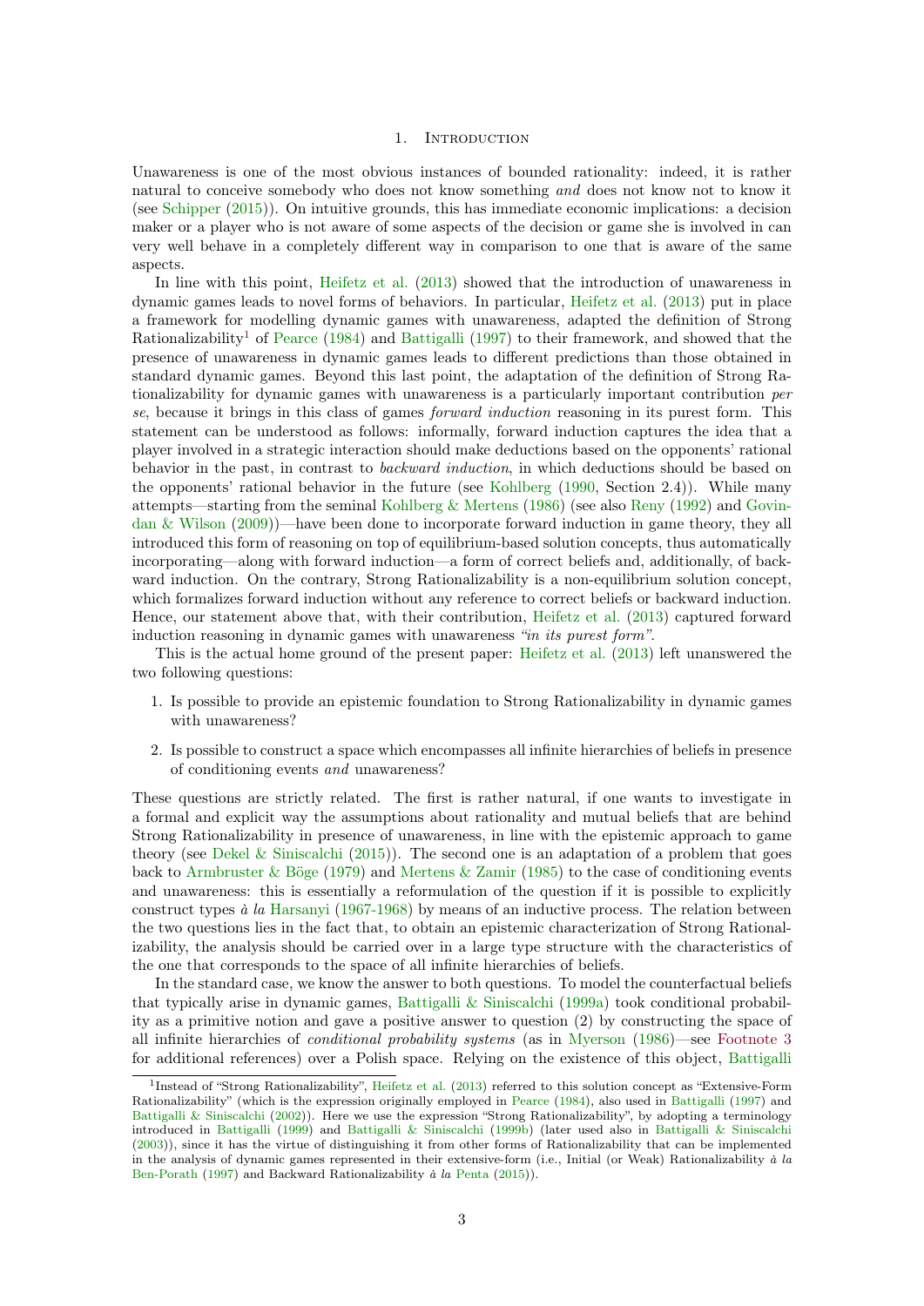# 1. Introduction

Unawareness is one of the most obvious instances of bounded rationality: indeed, it is rather natural to conceive somebody who does not know something *and* does not know not to know it (see Schipper (2015)). On intuitive grounds, this has immediate economic implications: a decision maker or a player who is not aware of some aspects of the decision or game she is involved in can very well behave in a completely different way in comparison to one that is aware of the same aspects.

In line with this point, Heifetz et al. (2013) showed that the introduction of unawareness in dynamic games leads to novel forms of behaviors. In particular, Heifetz et al. (2013) put in place a framework for modelling dynamic games with unawareness, adapted the definition of Strong Rationalizability[1] of Pearce (1984) and Battigalli (1997) to their framework, and showed that the presence of unawareness in dynamic games leads to different predictions than those obtained in standard dynamic games. Beyond this last point, the adaptation of the definition of Strong Rationalizability for dynamic games with unawareness is a particularly important contribution *per se*, because it brings in this class of games *forward induction* reasoning in its purest form. This statement can be understood as follows: informally, forward induction captures the idea that a player involved in a strategic interaction should make deductions based on the opponents' rational behavior in the past, in contrast to *backward induction*, in which deductions should be based on the opponents' rational behavior in the future (see Kohlberg (1990, Section 2.4)). While many attempts—starting from the seminal Kohlberg & Mertens (1986) (see also Reny (1992) and Govindan & Wilson (2009))—have been done to incorporate forward induction in game theory, they all introduced this form of reasoning on top of equilibrium-based solution concepts, thus automatically incorporating—along with forward induction—a form of correct beliefs and, additionally, of backward induction. On the contrary, Strong Rationalizability is a non-equilibrium solution concept, which formalizes forward induction without any reference to correct beliefs or backward induction. Hence, our statement above that, with their contribution, Heifetz et al. (2013) captured forward induction reasoning in dynamic games with unawareness *"in its purest form"*.

This is the actual home ground of the present paper: Heifetz et al. (2013) left unanswered the two following questions:

1. Is possible to provide an epistemic foundation to Strong Rationalizability in dynamic games with unawareness?
2. Is possible to construct a space which encompasses all infinite hierarchies of beliefs in presence of conditioning events *and* unawareness?

These questions are strictly related. The first is rather natural, if one wants to investigate in a formal and explicit way the assumptions about rationality and mutual beliefs that are behind Strong Rationalizability in presence of unawareness, in line with the epistemic approach to game theory (see Dekel & Siniscalchi (2015)). The second one is an adaptation of a problem that goes back to Armbruster & Böge (1979) and Mertens & Zamir (1985) to the case of conditioning events and unawareness: this is essentially a reformulation of the question if it is possible to explicitly construct types *à la* Harsanyi (1967-1968) by means of an inductive process. The relation between the two questions lies in the fact that, to obtain an epistemic characterization of Strong Rationalizability, the analysis should be carried over in a large type structure with the characteristics of the one that corresponds to the space of all infinite hierarchies of beliefs.

In the standard case, we know the answer to both questions. To model the counterfactual beliefs that typically arise in dynamic games, Battigalli & Siniscalchi (1999a) took conditional probability as a primitive notion and gave a positive answer to question (2) by constructing the space of all infinite hierarchies of *conditional probability systems* (as in Myerson (1986)—see Footnote 3 for additional references) over a Polish space. Relying on the existence of this object, Battigalli

[1] Instead of "Strong Rationalizability", Heifetz et al. (2013) referred to this solution concept as "Extensive-Form Rationalizability" (which is the expression originally employed in Pearce (1984), also used in Battigalli (1997) and Battigalli & Siniscalchi (2002)). Here we use the expression "Strong Rationalizability", by adopting a terminology introduced in Battigalli (1999) and Battigalli & Siniscalchi (1999b) (later used also in Battigalli & Siniscalchi (2003)), since it has the virtue of distinguishing it from other forms of Rationalizability that can be implemented in the analysis of dynamic games represented in their extensive-form (i.e., Initial (or Weak) Rationalizability *à la* Ben-Porath (1997) and Backward Rationalizability *à la* Penta (2015)).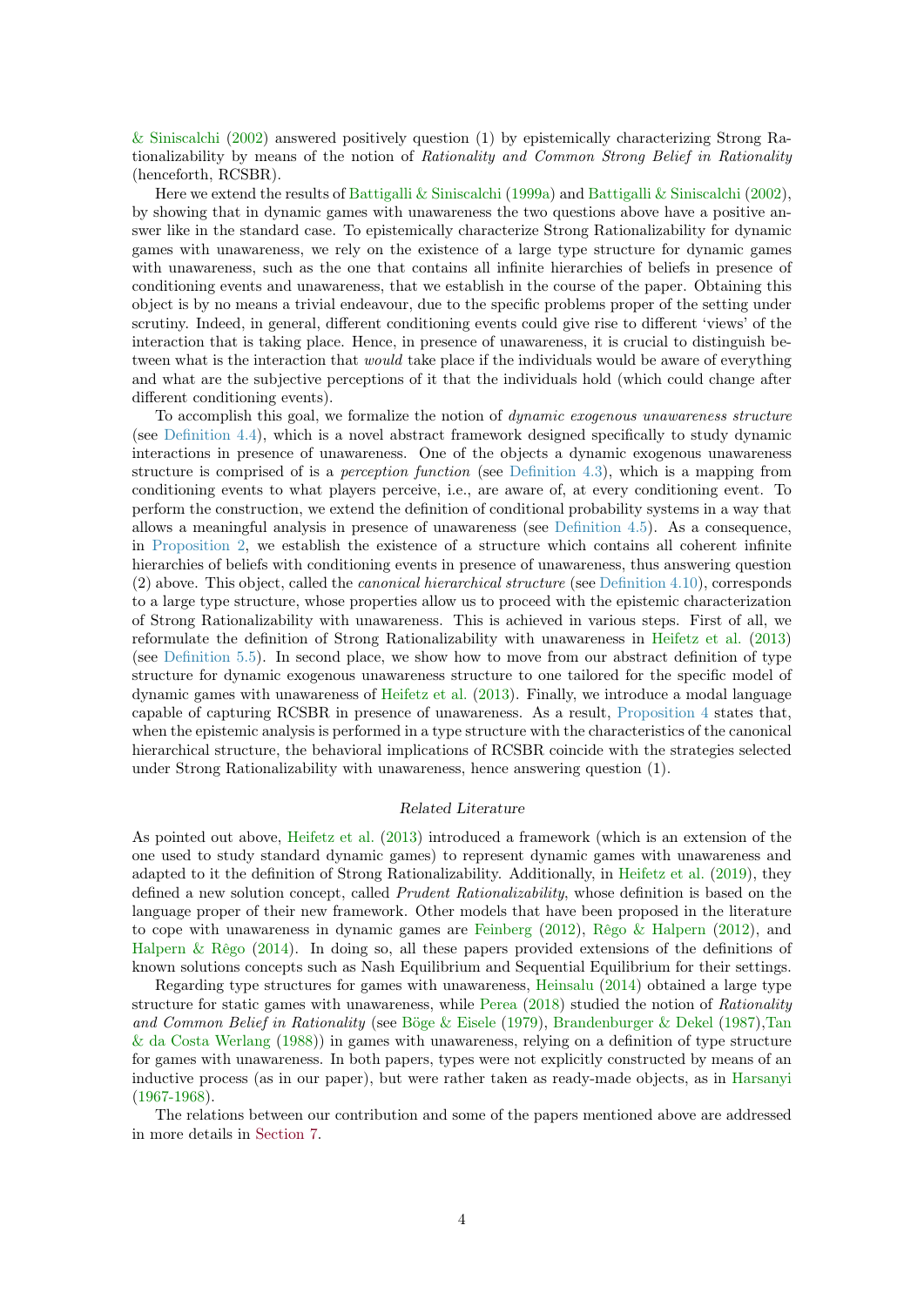& Siniscalchi (2002) answered positively question (1) by epistemically characterizing Strong Rationalizability by means of the notion of *Rationality and Common Strong Belief in Rationality* (henceforth, RCSBR).

Here we extend the results of Battigalli & Siniscalchi (1999a) and Battigalli & Siniscalchi (2002), by showing that in dynamic games with unawareness the two questions above have a positive answer like in the standard case. To epistemically characterize Strong Rationalizability for dynamic games with unawareness, we rely on the existence of a large type structure for dynamic games with unawareness, such as the one that contains all infinite hierarchies of beliefs in presence of conditioning events and unawareness, that we establish in the course of the paper. Obtaining this object is by no means a trivial endeavour, due to the specific problems proper of the setting under scrutiny. Indeed, in general, different conditioning events could give rise to different 'views' of the interaction that is taking place. Hence, in presence of unawareness, it is crucial to distinguish between what is the interaction that *would* take place if the individuals would be aware of everything and what are the subjective perceptions of it that the individuals hold (which could change after different conditioning events).

To accomplish this goal, we formalize the notion of *dynamic exogenous unawareness structure* (see Definition 4.4), which is a novel abstract framework designed specifically to study dynamic interactions in presence of unawareness. One of the objects a dynamic exogenous unawareness structure is comprised of is a *perception function* (see Definition 4.3), which is a mapping from conditioning events to what players perceive, i.e., are aware of, at every conditioning event. To perform the construction, we extend the definition of conditional probability systems in a way that allows a meaningful analysis in presence of unawareness (see Definition 4.5). As a consequence, in Proposition 2, we establish the existence of a structure which contains all coherent infinite hierarchies of beliefs with conditioning events in presence of unawareness, thus answering question (2) above. This object, called the *canonical hierarchical structure* (see Definition 4.10), corresponds to a large type structure, whose properties allow us to proceed with the epistemic characterization of Strong Rationalizability with unawareness. This is achieved in various steps. First of all, we reformulate the definition of Strong Rationalizability with unawareness in Heifetz et al. (2013) (see Definition 5.5). In second place, we show how to move from our abstract definition of type structure for dynamic exogenous unawareness structure to one tailored for the specific model of dynamic games with unawareness of Heifetz et al. (2013). Finally, we introduce a modal language capable of capturing RCSBR in presence of unawareness. As a result, Proposition 4 states that, when the epistemic analysis is performed in a type structure with the characteristics of the canonical hierarchical structure, the behavioral implications of RCSBR coincide with the strategies selected under Strong Rationalizability with unawareness, hence answering question (1).

*Related Literature*

As pointed out above, Heifetz et al. (2013) introduced a framework (which is an extension of the one used to study standard dynamic games) to represent dynamic games with unawareness and adapted to it the definition of Strong Rationalizability. Additionally, in Heifetz et al. (2019), they defined a new solution concept, called *Prudent Rationalizability*, whose definition is based on the language proper of their new framework. Other models that have been proposed in the literature to cope with unawareness in dynamic games are Feinberg (2012), Rêgo & Halpern (2012), and Halpern & Rêgo (2014). In doing so, all these papers provided extensions of the definitions of known solutions concepts such as Nash Equilibrium and Sequential Equilibrium for their settings.

Regarding type structures for games with unawareness, Heinsalu (2014) obtained a large type structure for static games with unawareness, while Perea (2018) studied the notion of *Rationality and Common Belief in Rationality* (see Böge & Eisele (1979), Brandenburger & Dekel (1987),Tan & da Costa Werlang (1988)) in games with unawareness, relying on a definition of type structure for games with unawareness. In both papers, types were not explicitly constructed by means of an inductive process (as in our paper), but were rather taken as ready-made objects, as in Harsanyi (1967-1968).

The relations between our contribution and some of the papers mentioned above are addressed in more details in Section 7.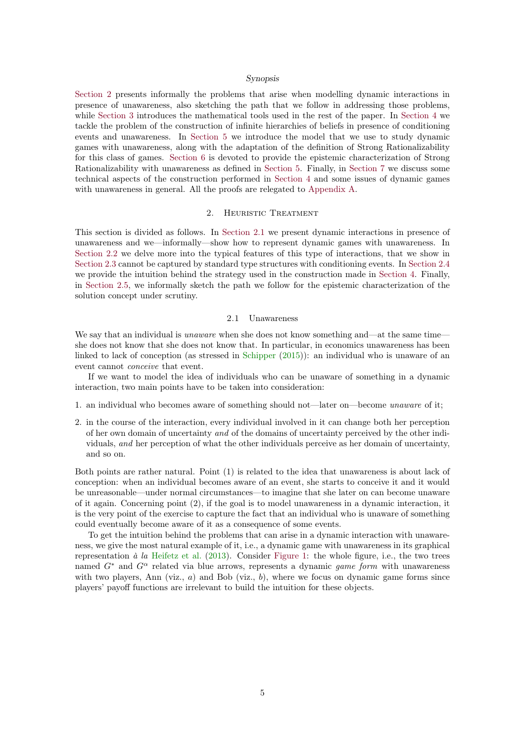*Synopsis*

Section 2 presents informally the problems that arise when modelling dynamic interactions in presence of unawareness, also sketching the path that we follow in addressing those problems, while Section 3 introduces the mathematical tools used in the rest of the paper. In Section 4 we tackle the problem of the construction of infinite hierarchies of beliefs in presence of conditioning events and unawareness. In Section 5 we introduce the model that we use to study dynamic games with unawareness, along with the adaptation of the definition of Strong Rationalizability for this class of games. Section 6 is devoted to provide the epistemic characterization of Strong Rationalizability with unawareness as defined in Section 5. Finally, in Section 7 we discuss some technical aspects of the construction performed in Section 4 and some issues of dynamic games with unawareness in general. All the proofs are relegated to Appendix A.

## 2. Heuristic Treatment

This section is divided as follows. In Section 2.1 we present dynamic interactions in presence of unawareness and we—informally—show how to represent dynamic games with unawareness. In Section 2.2 we delve more into the typical features of this type of interactions, that we show in Section 2.3 cannot be captured by standard type structures with conditioning events. In Section 2.4 we provide the intuition behind the strategy used in the construction made in Section 4. Finally, in Section 2.5, we informally sketch the path we follow for the epistemic characterization of the solution concept under scrutiny.

### 2.1 Unawareness

We say that an individual is *unaware* when she does not know something and—at the same time—she does not know that she does not know that. In particular, in economics unawareness has been linked to lack of conception (as stressed in Schipper (2015)): an individual who is unaware of an event cannot *conceive* that event.

If we want to model the idea of individuals who can be unaware of something in a dynamic interaction, two main points have to be taken into consideration:

1. an individual who becomes aware of something should not—later on—become *unaware* of it;
2. in the course of the interaction, every individual involved in it can change both her perception of her own domain of uncertainty *and* of the domains of uncertainty perceived by the other individuals, *and* her perception of what the other individuals perceive as her domain of uncertainty, and so on.

Both points are rather natural. Point (1) is related to the idea that unawareness is about lack of conception: when an individual becomes aware of an event, she starts to conceive it and it would be unreasonable—under normal circumstances—to imagine that she later on can become unaware of it again. Concerning point (2), if the goal is to model unawareness in a dynamic interaction, it is the very point of the exercise to capture the fact that an individual who is unaware of something could eventually become aware of it as a consequence of some events.

To get the intuition behind the problems that can arise in a dynamic interaction with unawareness, we give the most natural example of it, i.e., a dynamic game with unawareness in its graphical representation *à la* Heifetz et al. (2013). Consider Figure 1: the whole figure, i.e., the two trees named $G^*$ and $G^\alpha$ related via blue arrows, represents a dynamic *game form* with unawareness with two players, Ann (viz., $a$) and Bob (viz., $b$), where we focus on dynamic game forms since players' payoff functions are irrelevant to build the intuition for these objects.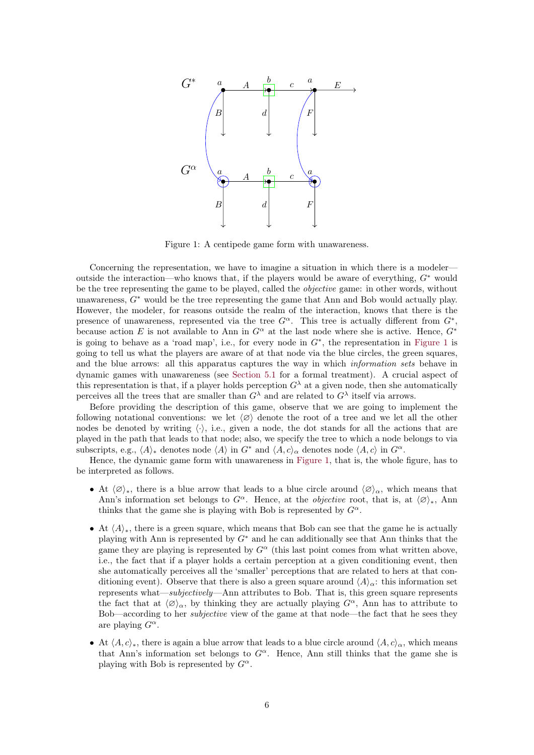Figure 1: A centipede game form with unawareness.

Concerning the representation, we have to imagine a situation in which there is a modeler—outside the interaction—who knows that, if the players would be aware of everything, $G^*$ would be the tree representing the game to be played, called the *objective* game: in other words, without unawareness, $G^*$ would be the tree representing the game that Ann and Bob would actually play. However, the modeler, for reasons outside the realm of the interaction, knows that there is the presence of unawareness, represented via the tree $G^\alpha$. This tree is actually different from $G^*$, because action $E$ is not available to Ann in $G^\alpha$ at the last node where she is active. Hence, $G^*$ is going to behave as a 'road map', i.e., for every node in $G^*$, the representation in Figure 1 is going to tell us what the players are aware of at that node via the blue circles, the green squares, and the blue arrows: all this apparatus captures the way in which *information sets* behave in dynamic games with unawareness (see Section 5.1 for a formal treatment). A crucial aspect of this representation is that, if a player holds perception $G^\lambda$ at a given node, then she automatically perceives all the trees that are smaller than $G^\lambda$ and are related to $G^\lambda$ itself via arrows.

Before providing the description of this game, observe that we are going to implement the following notational conventions: we let $\langle\varnothing\rangle$ denote the root of a tree and we let all the other nodes be denoted by writing $\langle\cdot\rangle$, i.e., given a node, the dot stands for all the actions that are played in the path that leads to that node; also, we specify the tree to which a node belongs to via subscripts, e.g., $\langle A\rangle_*$ denotes node $\langle A\rangle$ in $G^*$ and $\langle A, c\rangle_\alpha$ denotes node $\langle A, c\rangle$ in $G^\alpha$.

Hence, the dynamic game form with unawareness in Figure 1, that is, the whole figure, has to be interpreted as follows.

- At $\langle\varnothing\rangle_*$, there is a blue arrow that leads to a blue circle around $\langle\varnothing\rangle_\alpha$, which means that Ann's information set belongs to $G^\alpha$. Hence, at the *objective* root, that is, at $\langle\varnothing\rangle_*$, Ann thinks that the game she is playing with Bob is represented by $G^\alpha$.
- At $\langle A\rangle_*$, there is a green square, which means that Bob can see that the game he is actually playing with Ann is represented by $G^*$ and he can additionally see that Ann thinks that the game they are playing is represented by $G^\alpha$ (this last point comes from what written above, i.e., the fact that if a player holds a certain perception at a given conditioning event, then she automatically perceives all the 'smaller' perceptions that are related to hers at that conditioning event). Observe that there is also a green square around $\langle A\rangle_\alpha$: this information set represents what—*subjectively*—Ann attributes to Bob. That is, this green square represents the fact that at $\langle\varnothing\rangle_\alpha$, by thinking they are actually playing $G^\alpha$, Ann has to attribute to Bob—according to her *subjective* view of the game at that node—the fact that he sees they are playing $G^\alpha$.
- At $\langle A, c\rangle_*$, there is again a blue arrow that leads to a blue circle around $\langle A, c\rangle_\alpha$, which means that Ann's information set belongs to $G^\alpha$. Hence, Ann still thinks that the game she is playing with Bob is represented by $G^\alpha$.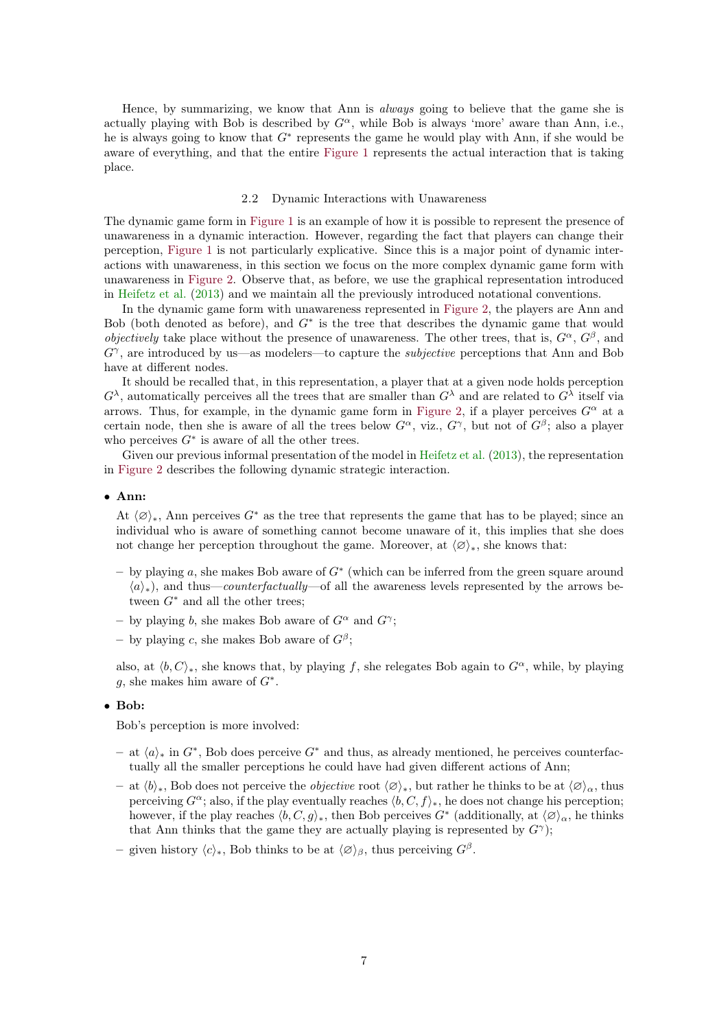Hence, by summarizing, we know that Ann is *always* going to believe that the game she is actually playing with Bob is described by $G^{\alpha}$, while Bob is always 'more' aware than Ann, i.e., he is always going to know that $G^*$ represents the game he would play with Ann, if she would be aware of everything, and that the entire Figure 1 represents the actual interaction that is taking place.

### 2.2 Dynamic Interactions with Unawareness

The dynamic game form in Figure 1 is an example of how it is possible to represent the presence of unawareness in a dynamic interaction. However, regarding the fact that players can change their perception, Figure 1 is not particularly explicative. Since this is a major point of dynamic interactions with unawareness, in this section we focus on the more complex dynamic game form with unawareness in Figure 2. Observe that, as before, we use the graphical representation introduced in Heifetz et al. (2013) and we maintain all the previously introduced notational conventions.

In the dynamic game form with unawareness represented in Figure 2, the players are Ann and Bob (both denoted as before), and $G^*$ is the tree that describes the dynamic game that would *objectively* take place without the presence of unawareness. The other trees, that is, $G^{\alpha}$, $G^{\beta}$, and $G^{\gamma}$, are introduced by us—as modelers—to capture the *subjective* perceptions that Ann and Bob have at different nodes.

It should be recalled that, in this representation, a player that at a given node holds perception $G^{\lambda}$, automatically perceives all the trees that are smaller than $G^{\lambda}$ and are related to $G^{\lambda}$ itself via arrows. Thus, for example, in the dynamic game form in Figure 2, if a player perceives $G^{\alpha}$ at a certain node, then she is aware of all the trees below $G^{\alpha}$, viz., $G^{\gamma}$, but not of $G^{\beta}$; also a player who perceives $G^*$ is aware of all the other trees.

Given our previous informal presentation of the model in Heifetz et al. (2013), the representation in Figure 2 describes the following dynamic strategic interaction.

- **Ann:**

  At $\langle \varnothing \rangle_*$, Ann perceives $G^*$ as the tree that represents the game that has to be played; since an individual who is aware of something cannot become unaware of it, this implies that she does not change her perception throughout the game. Moreover, at $\langle \varnothing \rangle_*$, she knows that:

  - by playing $a$, she makes Bob aware of $G^*$ (which can be inferred from the green square around $\langle a \rangle_*$), and thus—*counterfactually*—of all the awareness levels represented by the arrows between $G^*$ and all the other trees;
  - by playing $b$, she makes Bob aware of $G^{\alpha}$ and $G^{\gamma}$;
  - by playing $c$, she makes Bob aware of $G^{\beta}$;

  also, at $\langle b, C \rangle_*$, she knows that, by playing $f$, she relegates Bob again to $G^{\alpha}$, while, by playing $g$, she makes him aware of $G^*$.

- **Bob:**

  Bob's perception is more involved:

  - at $\langle a \rangle_*$ in $G^*$, Bob does perceive $G^*$ and thus, as already mentioned, he perceives counterfactually all the smaller perceptions he could have had given different actions of Ann;
  - at $\langle b \rangle_*$, Bob does not perceive the *objective* root $\langle \varnothing \rangle_*$, but rather he thinks to be at $\langle \varnothing \rangle_{\alpha}$, thus perceiving $G^{\alpha}$; also, if the play eventually reaches $\langle b, C, f \rangle_*$, he does not change his perception; however, if the play reaches $\langle b, C, g \rangle_*$, then Bob perceives $G^*$ (additionally, at $\langle \varnothing \rangle_{\alpha}$, he thinks that Ann thinks that the game they are actually playing is represented by $G^{\gamma}$);
  - given history $\langle c \rangle_*$, Bob thinks to be at $\langle \varnothing \rangle_{\beta}$, thus perceiving $G^{\beta}$.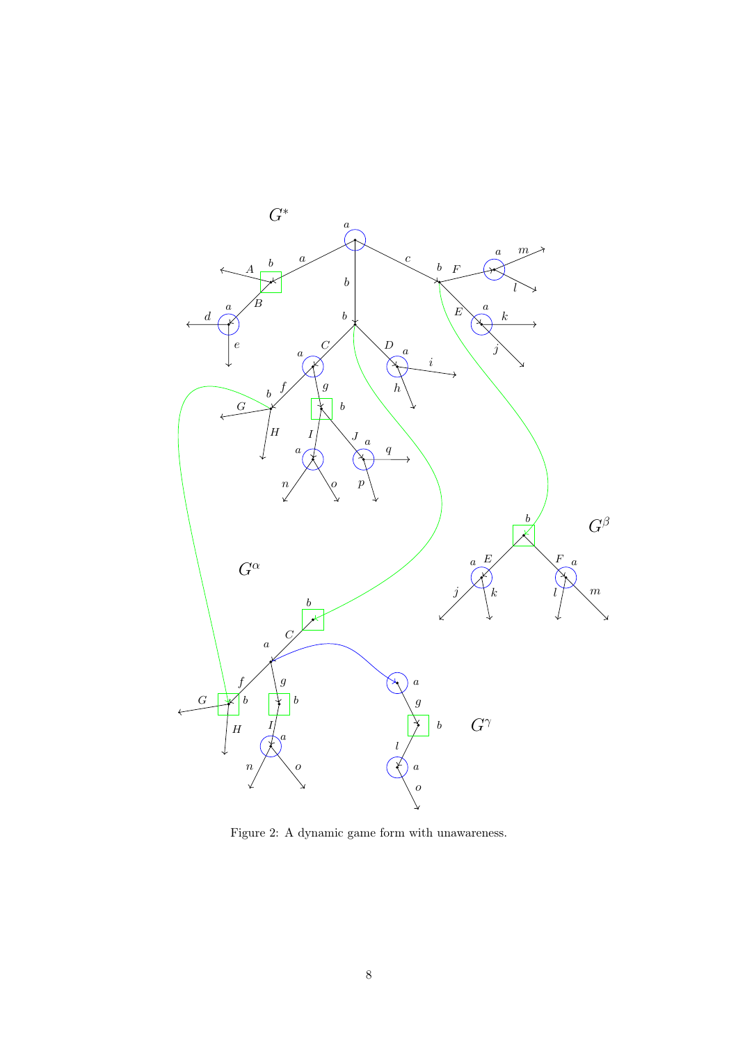Figure 2: A dynamic game form with unawareness.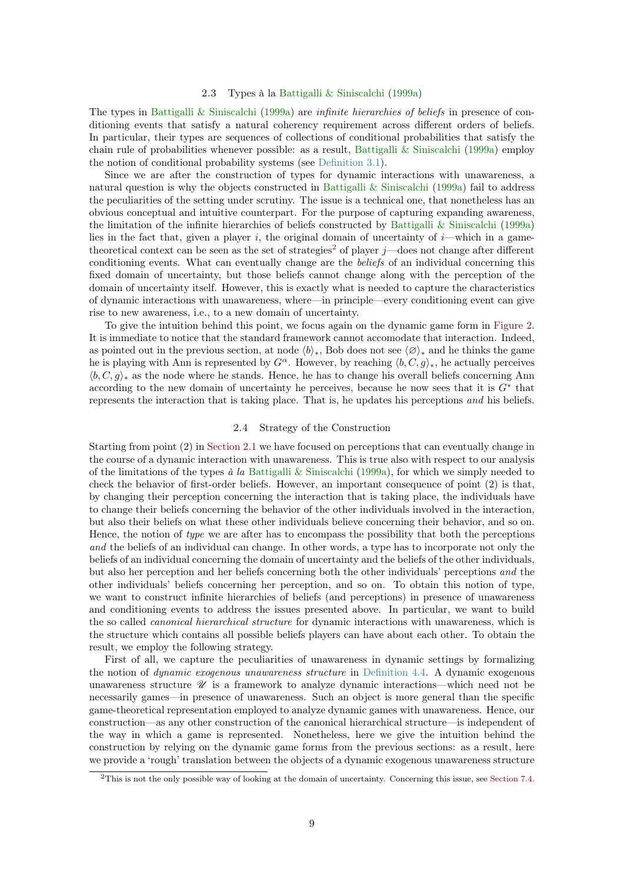### 2.3 Types à la Battigalli & Siniscalchi (1999a)

The types in Battigalli & Siniscalchi (1999a) are *infinite hierarchies of beliefs* in presence of conditioning events that satisfy a natural coherency requirement across different orders of beliefs. In particular, their types are sequences of collections of conditional probabilities that satisfy the chain rule of probabilities whenever possible: as a result, Battigalli & Siniscalchi (1999a) employ the notion of conditional probability systems (see Definition 3.1).

Since we are after the construction of types for dynamic interactions with unawareness, a natural question is why the objects constructed in Battigalli & Siniscalchi (1999a) fail to address the peculiarities of the setting under scrutiny. The issue is a technical one, that nonetheless has an obvious conceptual and intuitive counterpart. For the purpose of capturing expanding awareness, the limitation of the infinite hierarchies of beliefs constructed by Battigalli & Siniscalchi (1999a) lies in the fact that, given a player $i$, the original domain of uncertainty of $i$—which in a game-theoretical context can be seen as the set of strategies[2] of player $j$—does not change after different conditioning events. What can eventually change are the *beliefs* of an individual concerning this fixed domain of uncertainty, but those beliefs cannot change along with the perception of the domain of uncertainty itself. However, this is exactly what is needed to capture the characteristics of dynamic interactions with unawareness, where—in principle—every conditioning event can give rise to new awareness, i.e., to a new domain of uncertainty.

To give the intuition behind this point, we focus again on the dynamic game form in Figure 2. It is immediate to notice that the standard framework cannot accomodate that interaction. Indeed, as pointed out in the previous section, at node $\langle b \rangle_*$, Bob does not see $\langle \varnothing \rangle_*$ and he thinks the game he is playing with Ann is represented by $G^\alpha$. However, by reaching $\langle b, C, g \rangle_*$, he actually perceives $\langle b, C, g \rangle_*$ as the node where he stands. Hence, he has to change his overall beliefs concerning Ann according to the new domain of uncertainty he perceives, because he now sees that it is $G^*$ that represents the interaction that is taking place. That is, he updates his perceptions *and* his beliefs.

### 2.4 Strategy of the Construction

Starting from point (2) in Section 2.1 we have focused on perceptions that can eventually change in the course of a dynamic interaction with unawareness. This is true also with respect to our analysis of the limitations of the types *à la* Battigalli & Siniscalchi (1999a), for which we simply needed to check the behavior of first-order beliefs. However, an important consequence of point (2) is that, by changing their perception concerning the interaction that is taking place, the individuals have to change their beliefs concerning the behavior of the other individuals involved in the interaction, but also their beliefs on what these other individuals believe concerning their behavior, and so on. Hence, the notion of *type* we are after has to encompass the possibility that both the perceptions *and* the beliefs of an individual can change. In other words, a type has to incorporate not only the beliefs of an individual concerning the domain of uncertainty and the beliefs of the other individuals, but also her perception and her beliefs concerning both the other individuals' perceptions *and* the other individuals' beliefs concerning her perception, and so on. To obtain this notion of type, we want to construct infinite hierarchies of beliefs (and perceptions) in presence of unawareness and conditioning events to address the issues presented above. In particular, we want to build the so called *canonical hierarchical structure* for dynamic interactions with unawareness, which is the structure which contains all possible beliefs players can have about each other. To obtain the result, we employ the following strategy.

First of all, we capture the peculiarities of unawareness in dynamic settings by formalizing the notion of *dynamic exogenous unawareness structure* in Definition 4.4. A dynamic exogenous unawareness structure $\mathscr{U}$ is a framework to analyze dynamic interactions—which need not be necessarily games—in presence of unawareness. Such an object is more general than the specific game-theoretical representation employed to analyze dynamic games with unawareness. Hence, our construction—as any other construction of the canonical hierarchical structure—is independent of the way in which a game is represented. Nonetheless, here we give the intuition behind the construction by relying on the dynamic game forms from the previous sections: as a result, here we provide a 'rough' translation between the objects of a dynamic exogenous unawareness structure

[2] This is not the only possible way of looking at the domain of uncertainty. Concerning this issue, see Section 7.4.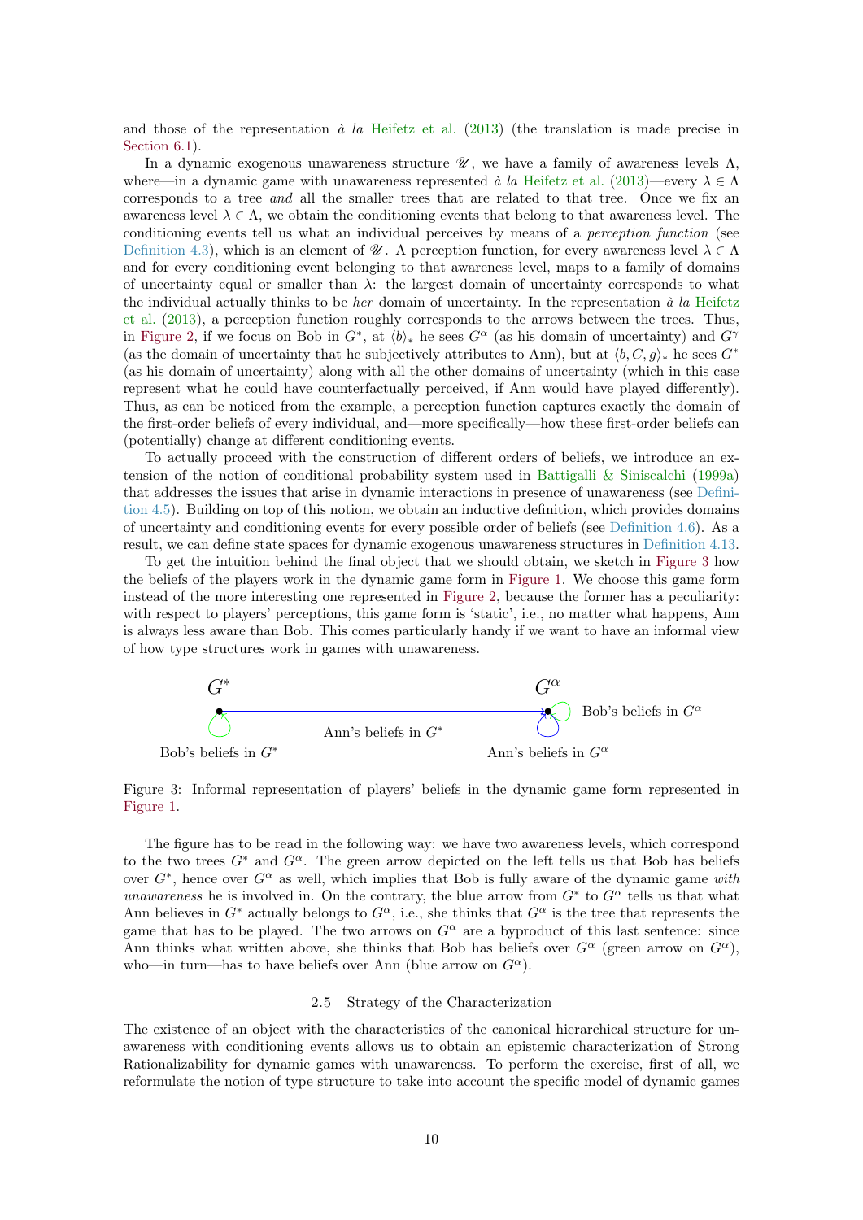and those of the representation *à la* Heifetz et al. (2013) (the translation is made precise in Section 6.1).

In a dynamic exogenous unawareness structure $\mathscr{U}$, we have a family of awareness levels $\Lambda$, where—in a dynamic game with unawareness represented *à la* Heifetz et al. (2013)—every $\lambda \in \Lambda$ corresponds to a tree *and* all the smaller trees that are related to that tree. Once we fix an awareness level $\lambda \in \Lambda$, we obtain the conditioning events that belong to that awareness level. The conditioning events tell us what an individual perceives by means of a *perception function* (see Definition 4.3), which is an element of $\mathscr{U}$. A perception function, for every awareness level $\lambda \in \Lambda$ and for every conditioning event belonging to that awareness level, maps to a family of domains of uncertainty equal or smaller than $\lambda$: the largest domain of uncertainty corresponds to what the individual actually thinks to be *her* domain of uncertainty. In the representation *à la* Heifetz et al. (2013), a perception function roughly corresponds to the arrows between the trees. Thus, in Figure 2, if we focus on Bob in $G^*$, at $\langle b \rangle_*$ he sees $G^\alpha$ (as his domain of uncertainty) and $G^\gamma$ (as the domain of uncertainty that he subjectively attributes to Ann), but at $\langle b, C, g \rangle_*$ he sees $G^*$ (as his domain of uncertainty) along with all the other domains of uncertainty (which in this case represent what he could have counterfactually perceived, if Ann would have played differently). Thus, as can be noticed from the example, a perception function captures exactly the domain of the first-order beliefs of every individual, and—more specifically—how these first-order beliefs can (potentially) change at different conditioning events.

To actually proceed with the construction of different orders of beliefs, we introduce an extension of the notion of conditional probability system used in Battigalli & Siniscalchi (1999a) that addresses the issues that arise in dynamic interactions in presence of unawareness (see Definition 4.5). Building on top of this notion, we obtain an inductive definition, which provides domains of uncertainty and conditioning events for every possible order of beliefs (see Definition 4.6). As a result, we can define state spaces for dynamic exogenous unawareness structures in Definition 4.13.

To get the intuition behind the final object that we should obtain, we sketch in Figure 3 how the beliefs of the players work in the dynamic game form in Figure 1. We choose this game form instead of the more interesting one represented in Figure 2, because the former has a peculiarity: with respect to players' perceptions, this game form is 'static', i.e., no matter what happens, Ann is always less aware than Bob. This comes particularly handy if we want to have an informal view of how type structures work in games with unawareness.

Figure 3: Informal representation of players' beliefs in the dynamic game form represented in Figure 1.

The figure has to be read in the following way: we have two awareness levels, which correspond to the two trees $G^*$ and $G^\alpha$. The green arrow depicted on the left tells us that Bob has beliefs over $G^*$, hence over $G^\alpha$ as well, which implies that Bob is fully aware of the dynamic game *with unawareness* he is involved in. On the contrary, the blue arrow from $G^*$ to $G^\alpha$ tells us that what Ann believes in $G^*$ actually belongs to $G^\alpha$, i.e., she thinks that $G^\alpha$ is the tree that represents the game that has to be played. The two arrows on $G^\alpha$ are a byproduct of this last sentence: since Ann thinks what written above, she thinks that Bob has beliefs over $G^\alpha$ (green arrow on $G^\alpha$), who—in turn—has to have beliefs over Ann (blue arrow on $G^\alpha$).

### 2.5 Strategy of the Characterization

The existence of an object with the characteristics of the canonical hierarchical structure for unawareness with conditioning events allows us to obtain an epistemic characterization of Strong Rationalizability for dynamic games with unawareness. To perform the exercise, first of all, we reformulate the notion of type structure to take into account the specific model of dynamic games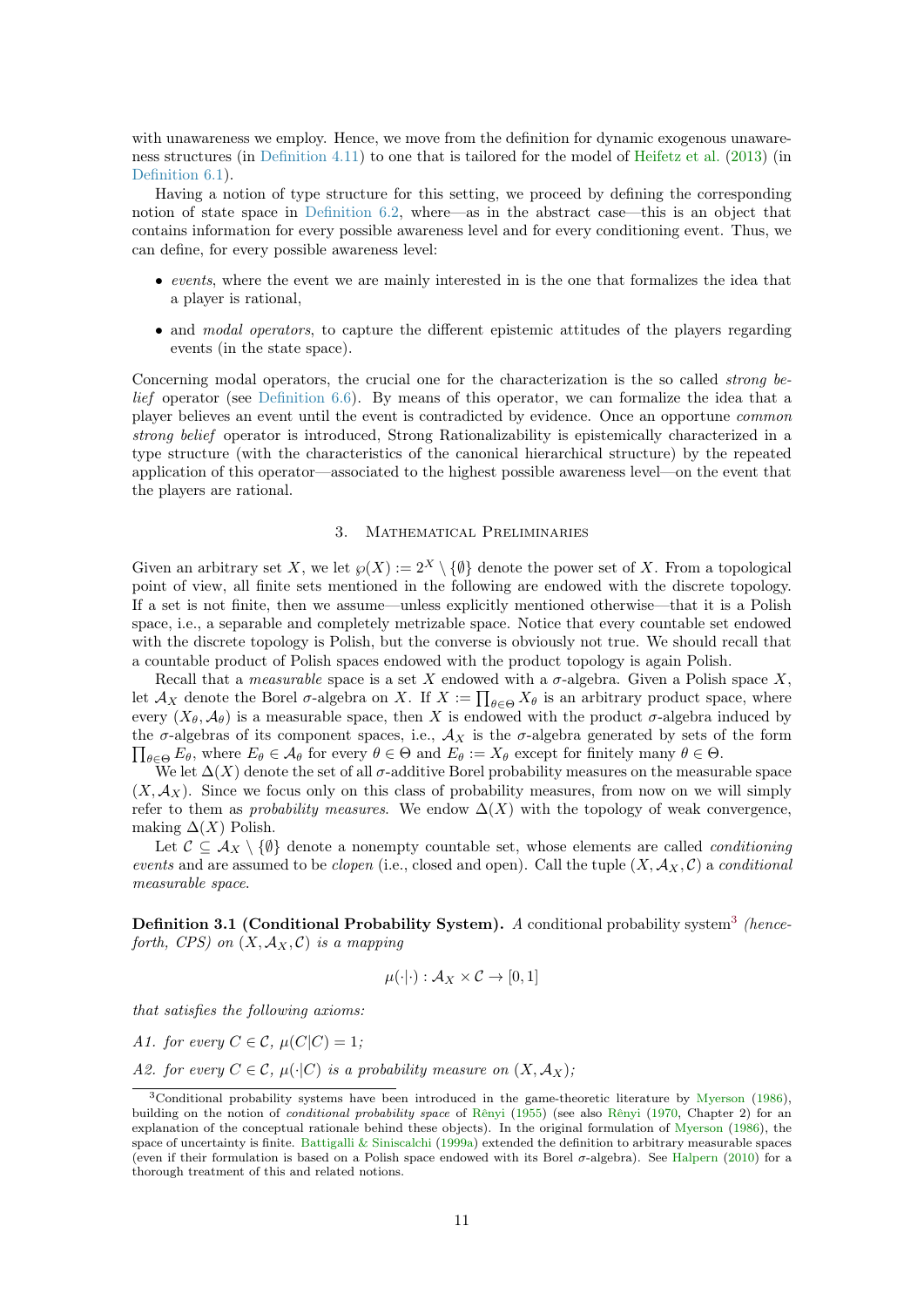with unawareness we employ. Hence, we move from the definition for dynamic exogenous unawareness structures (in Definition 4.11) to one that is tailored for the model of Heifetz et al. (2013) (in Definition 6.1).

Having a notion of type structure for this setting, we proceed by defining the corresponding notion of state space in Definition 6.2, where—as in the abstract case—this is an object that contains information for every possible awareness level and for every conditioning event. Thus, we can define, for every possible awareness level:

- *events*, where the event we are mainly interested in is the one that formalizes the idea that a player is rational,
- and *modal operators*, to capture the different epistemic attitudes of the players regarding events (in the state space).

Concerning modal operators, the crucial one for the characterization is the so called *strong belief* operator (see Definition 6.6). By means of this operator, we can formalize the idea that a player believes an event until the event is contradicted by evidence. Once an opportune *common strong belief* operator is introduced, Strong Rationalizability is epistemically characterized in a type structure (with the characteristics of the canonical hierarchical structure) by the repeated application of this operator—associated to the highest possible awareness level—on the event that the players are rational.

## 3. Mathematical Preliminaries

Given an arbitrary set $X$, we let $\wp(X) := 2^X \setminus \{\emptyset\}$ denote the power set of $X$. From a topological point of view, all finite sets mentioned in the following are endowed with the discrete topology. If a set is not finite, then we assume—unless explicitly mentioned otherwise—that it is a Polish space, i.e., a separable and completely metrizable space. Notice that every countable set endowed with the discrete topology is Polish, but the converse is obviously not true. We should recall that a countable product of Polish spaces endowed with the product topology is again Polish.

Recall that a *measurable* space is a set $X$ endowed with a $\sigma$-algebra. Given a Polish space $X$, let $\mathcal{A}_X$ denote the Borel $\sigma$-algebra on $X$. If $X := \prod_{\theta \in \Theta} X_\theta$ is an arbitrary product space, where every $(X_\theta, \mathcal{A}_\theta)$ is a measurable space, then $X$ is endowed with the product $\sigma$-algebra induced by the $\sigma$-algebras of its component spaces, i.e., $\mathcal{A}_X$ is the $\sigma$-algebra generated by sets of the form $\prod_{\theta \in \Theta} E_\theta$, where $E_\theta \in \mathcal{A}_\theta$ for every $\theta \in \Theta$ and $E_\theta := X_\theta$ except for finitely many $\theta \in \Theta$.

We let $\Delta(X)$ denote the set of all $\sigma$-additive Borel probability measures on the measurable space $(X, \mathcal{A}_X)$. Since we focus only on this class of probability measures, from now on we will simply refer to them as *probability measures*. We endow $\Delta(X)$ with the topology of weak convergence, making $\Delta(X)$ Polish.

Let $\mathcal{C} \subseteq \mathcal{A}_X \setminus \{\emptyset\}$ denote a nonempty countable set, whose elements are called *conditioning events* and are assumed to be *clopen* (i.e., closed and open). Call the tuple $(X, \mathcal{A}_X, \mathcal{C})$ a *conditional measurable space*.

**Definition 3.1 (Conditional Probability System).** *A* conditional probability system[3] *(henceforth, CPS) on $(X, \mathcal{A}_X, \mathcal{C})$ is a mapping*

$$\mu(\cdot|\cdot) : \mathcal{A}_X \times \mathcal{C} \to [0, 1]$$

*that satisfies the following axioms:*

*A1. for every $C \in \mathcal{C}$, $\mu(C|C) = 1$;*

*A2. for every $C \in \mathcal{C}$, $\mu(\cdot|C)$ is a probability measure on $(X, \mathcal{A}_X)$;*

---

[3] Conditional probability systems have been introduced in the game-theoretic literature by Myerson (1986), building on the notion of *conditional probability space* of Rényi (1955) (see also Rényi (1970, Chapter 2) for an explanation of the conceptual rationale behind these objects). In the original formulation of Myerson (1986), the space of uncertainty is finite. Battigalli & Siniscalchi (1999a) extended the definition to arbitrary measurable spaces (even if their formulation is based on a Polish space endowed with its Borel $\sigma$-algebra). See Halpern (2010) for a thorough treatment of this and related notions.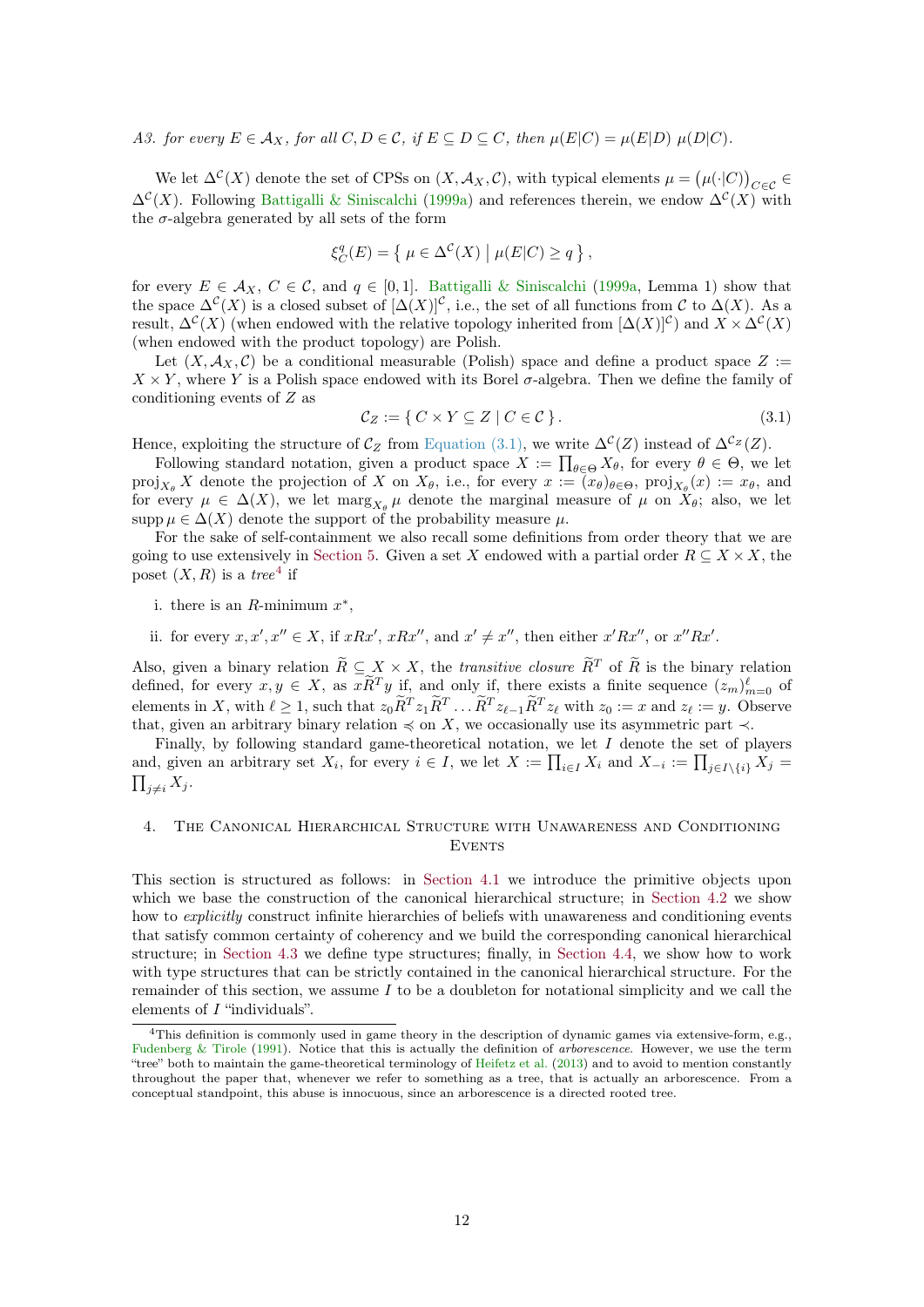A3. *for every $E \in \mathcal{A}_X$, for all $C, D \in \mathcal{C}$, if $E \subseteq D \subseteq C$, then $\mu(E|C) = \mu(E|D)\ \mu(D|C)$.*

We let $\Delta^{\mathcal{C}}(X)$ denote the set of CPSs on $(X, \mathcal{A}_X, \mathcal{C})$, with typical elements $\mu = \left(\mu(\cdot|C)\right)_{C \in \mathcal{C}} \in \Delta^{\mathcal{C}}(X)$. Following Battigalli & Siniscalchi (1999a) and references therein, we endow $\Delta^{\mathcal{C}}(X)$ with the $\sigma$-algebra generated by all sets of the form

$$\xi_C^q(E) = \left\{ \mu \in \Delta^{\mathcal{C}}(X) \mid \mu(E|C) \geq q \right\},$$

for every $E \in \mathcal{A}_X$, $C \in \mathcal{C}$, and $q \in [0,1]$. Battigalli & Siniscalchi (1999a, Lemma 1) show that the space $\Delta^{\mathcal{C}}(X)$ is a closed subset of $[\Delta(X)]^{\mathcal{C}}$, i.e., the set of all functions from $\mathcal{C}$ to $\Delta(X)$. As a result, $\Delta^{\mathcal{C}}(X)$ (when endowed with the relative topology inherited from $[\Delta(X)]^{\mathcal{C}}$) and $X \times \Delta^{\mathcal{C}}(X)$ (when endowed with the product topology) are Polish.

Let $(X, \mathcal{A}_X, \mathcal{C})$ be a conditional measurable (Polish) space and define a product space $Z := X \times Y$, where $Y$ is a Polish space endowed with its Borel $\sigma$-algebra. Then we define the family of conditioning events of $Z$ as

$$\mathcal{C}_Z := \{ C \times Y \subseteq Z \mid C \in \mathcal{C} \}. \tag{3.1}$$

Hence, exploiting the structure of $\mathcal{C}_Z$ from Equation (3.1), we write $\Delta^{\mathcal{C}}(Z)$ instead of $\Delta^{\mathcal{C}_Z}(Z)$.

Following standard notation, given a product space $X := \prod_{\theta \in \Theta} X_\theta$, for every $\theta \in \Theta$, we let $\operatorname{proj}_{X_\theta} X$ denote the projection of $X$ on $X_\theta$, i.e., for every $x := (x_\theta)_{\theta \in \Theta}$, $\operatorname{proj}_{X_\theta}(x) := x_\theta$, and for every $\mu \in \Delta(X)$, we let $\operatorname{marg}_{X_\theta} \mu$ denote the marginal measure of $\mu$ on $X_\theta$; also, we let $\operatorname{supp} \mu \in \Delta(X)$ denote the support of the probability measure $\mu$.

For the sake of self-containment we also recall some definitions from order theory that we are going to use extensively in Section 5. Given a set $X$ endowed with a partial order $R \subseteq X \times X$, the poset $(X, R)$ is a *tree*[4] if

i. there is an $R$-minimum $x^*$,

ii. for every $x, x', x'' \in X$, if $xRx'$, $xRx''$, and $x' \neq x''$, then either $x'Rx''$, or $x''Rx'$.

Also, given a binary relation $\widetilde{R} \subseteq X \times X$, the *transitive closure* $\widetilde{R}^T$ of $\widetilde{R}$ is the binary relation defined, for every $x, y \in X$, as $x\widetilde{R}^T y$ if, and only if, there exists a finite sequence $(z_m)_{m=0}^{\ell}$ of elements in $X$, with $\ell \geq 1$, such that $z_0 \widetilde{R}^T z_1 \widetilde{R}^T \ldots \widetilde{R}^T z_{\ell-1} \widetilde{R}^T z_\ell$ with $z_0 := x$ and $z_\ell := y$. Observe that, given an arbitrary binary relation $\preccurlyeq$ on $X$, we occasionally use its asymmetric part $\prec$.

Finally, by following standard game-theoretical notation, we let $I$ denote the set of players and, given an arbitrary set $X_i$, for every $i \in I$, we let $X := \prod_{i \in I} X_i$ and $X_{-i} := \prod_{j \in I \setminus \{i\}} X_j = \prod_{j \neq i} X_j$.

## 4. The Canonical Hierarchical Structure with Unawareness and Conditioning Events

This section is structured as follows: in Section 4.1 we introduce the primitive objects upon which we base the construction of the canonical hierarchical structure; in Section 4.2 we show how to *explicitly* construct infinite hierarchies of beliefs with unawareness and conditioning events that satisfy common certainty of coherency and we build the corresponding canonical hierarchical structure; in Section 4.3 we define type structures; finally, in Section 4.4, we show how to work with type structures that can be strictly contained in the canonical hierarchical structure. For the remainder of this section, we assume $I$ to be a doubleton for notational simplicity and we call the elements of $I$ "individuals".

[4] This definition is commonly used in game theory in the description of dynamic games via extensive-form, e.g., Fudenberg & Tirole (1991). Notice that this is actually the definition of *arborescence*. However, we use the term "tree" both to maintain the game-theoretical terminology of Heifetz et al. (2013) and to avoid to mention constantly throughout the paper that, whenever we refer to something as a tree, that is actually an arborescence. From a conceptual standpoint, this abuse is innocuous, since an arborescence is a directed rooted tree.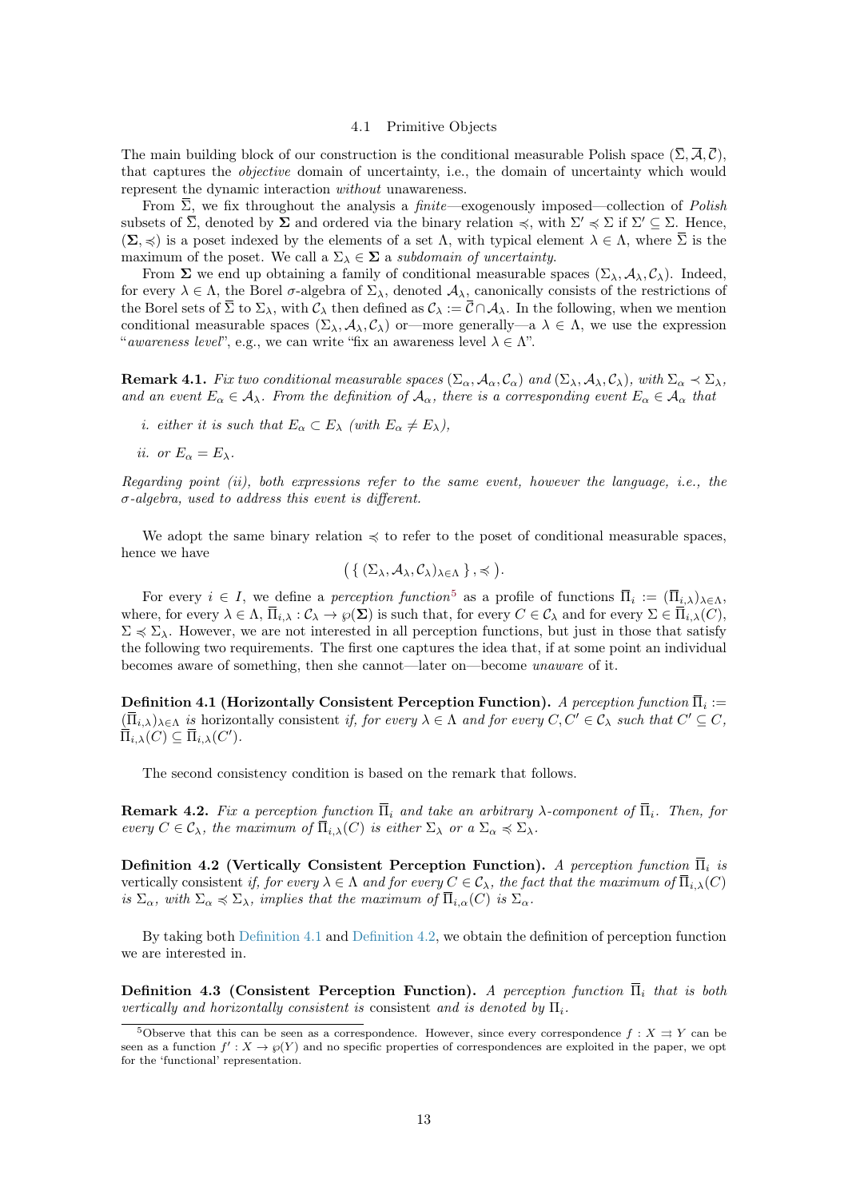### 4.1 Primitive Objects

The main building block of our construction is the conditional measurable Polish space $(\overline{\Sigma}, \overline{\mathcal{A}}, \overline{\mathcal{C}})$, that captures the *objective* domain of uncertainty, i.e., the domain of uncertainty which would represent the dynamic interaction *without* unawareness.

From $\overline{\Sigma}$, we fix throughout the analysis a *finite*—exogenously imposed—collection of *Polish* subsets of $\overline{\Sigma}$, denoted by $\mathbf{\Sigma}$ and ordered via the binary relation $\preccurlyeq$, with $\Sigma' \preccurlyeq \Sigma$ if $\Sigma' \subseteq \Sigma$. Hence, $(\mathbf{\Sigma}, \preccurlyeq)$ is a poset indexed by the elements of a set $\Lambda$, with typical element $\lambda \in \Lambda$, where $\overline{\Sigma}$ is the maximum of the poset. We call a $\Sigma_\lambda \in \mathbf{\Sigma}$ a *subdomain of uncertainty*.

From $\mathbf{\Sigma}$ we end up obtaining a family of conditional measurable spaces $(\Sigma_\lambda, \mathcal{A}_\lambda, \mathcal{C}_\lambda)$. Indeed, for every $\lambda \in \Lambda$, the Borel $\sigma$-algebra of $\Sigma_\lambda$, denoted $\mathcal{A}_\lambda$, canonically consists of the restrictions of the Borel sets of $\overline{\Sigma}$ to $\Sigma_\lambda$, with $\mathcal{C}_\lambda$ then defined as $\mathcal{C}_\lambda := \overline{\mathcal{C}} \cap \mathcal{A}_\lambda$. In the following, when we mention conditional measurable spaces $(\Sigma_\lambda, \mathcal{A}_\lambda, \mathcal{C}_\lambda)$ or—more generally—a $\lambda \in \Lambda$, we use the expression "*awareness level*", e.g., we can write "fix an awareness level $\lambda \in \Lambda$".

**Remark 4.1.** *Fix two conditional measurable spaces $(\Sigma_\alpha, \mathcal{A}_\alpha, \mathcal{C}_\alpha)$ and $(\Sigma_\lambda, \mathcal{A}_\lambda, \mathcal{C}_\lambda)$, with $\Sigma_\alpha \prec \Sigma_\lambda$, and an event $E_\alpha \in \mathcal{A}_\lambda$. From the definition of $\mathcal{A}_\alpha$, there is a corresponding event $E_\alpha \in \mathcal{A}_\alpha$ that*

- *i. either it is such that $E_\alpha \subset E_\lambda$ (with $E_\alpha \neq E_\lambda$),*
- *ii. or $E_\alpha = E_\lambda$.*

*Regarding point (ii), both expressions refer to the same event, however the language, i.e., the $\sigma$-algebra, used to address this event is different.*

We adopt the same binary relation $\preccurlyeq$ to refer to the poset of conditional measurable spaces, hence we have

$$\big( \{ (\Sigma_\lambda, \mathcal{A}_\lambda, \mathcal{C}_\lambda)_{\lambda \in \Lambda} \}, \preccurlyeq \big).$$

For every $i \in I$, we define a *perception function*[5] as a profile of functions $\overline{\Pi}_i := (\overline{\Pi}_{i,\lambda})_{\lambda \in \Lambda}$, where, for every $\lambda \in \Lambda$, $\overline{\Pi}_{i,\lambda} : \mathcal{C}_\lambda \to \wp(\mathbf{\Sigma})$ is such that, for every $C \in \mathcal{C}_\lambda$ and for every $\Sigma \in \overline{\Pi}_{i,\lambda}(C)$, $\Sigma \preccurlyeq \Sigma_\lambda$. However, we are not interested in all perception functions, but just in those that satisfy the following two requirements. The first one captures the idea that, if at some point an individual becomes aware of something, then she cannot—later on—become *unaware* of it.

**Definition 4.1 (Horizontally Consistent Perception Function).** *A perception function $\overline{\Pi}_i := (\overline{\Pi}_{i,\lambda})_{\lambda \in \Lambda}$ is* horizontally consistent *if, for every $\lambda \in \Lambda$ and for every $C, C' \in \mathcal{C}_\lambda$ such that $C' \subseteq C$, $\overline{\Pi}_{i,\lambda}(C) \subseteq \overline{\Pi}_{i,\lambda}(C')$.*

The second consistency condition is based on the remark that follows.

**Remark 4.2.** *Fix a perception function $\overline{\Pi}_i$ and take an arbitrary $\lambda$-component of $\overline{\Pi}_i$. Then, for every $C \in \mathcal{C}_\lambda$, the maximum of $\overline{\Pi}_{i,\lambda}(C)$ is either $\Sigma_\lambda$ or a $\Sigma_\alpha \preccurlyeq \Sigma_\lambda$.*

**Definition 4.2 (Vertically Consistent Perception Function).** *A perception function $\overline{\Pi}_i$ is* vertically consistent *if, for every $\lambda \in \Lambda$ and for every $C \in \mathcal{C}_\lambda$, the fact that the maximum of $\overline{\Pi}_{i,\lambda}(C)$ is $\Sigma_\alpha$, with $\Sigma_\alpha \preccurlyeq \Sigma_\lambda$, implies that the maximum of $\overline{\Pi}_{i,\alpha}(C)$ is $\Sigma_\alpha$.*

By taking both Definition 4.1 and Definition 4.2, we obtain the definition of perception function we are interested in.

**Definition 4.3 (Consistent Perception Function).** *A perception function $\overline{\Pi}_i$ that is both vertically and horizontally consistent is* consistent *and is denoted by $\Pi_i$.*

---

[5] Observe that this can be seen as a correspondence. However, since every correspondence $f : X \rightrightarrows Y$ can be seen as a function $f' : X \to \wp(Y)$ and no specific properties of correspondences are exploited in the paper, we opt for the 'functional' representation.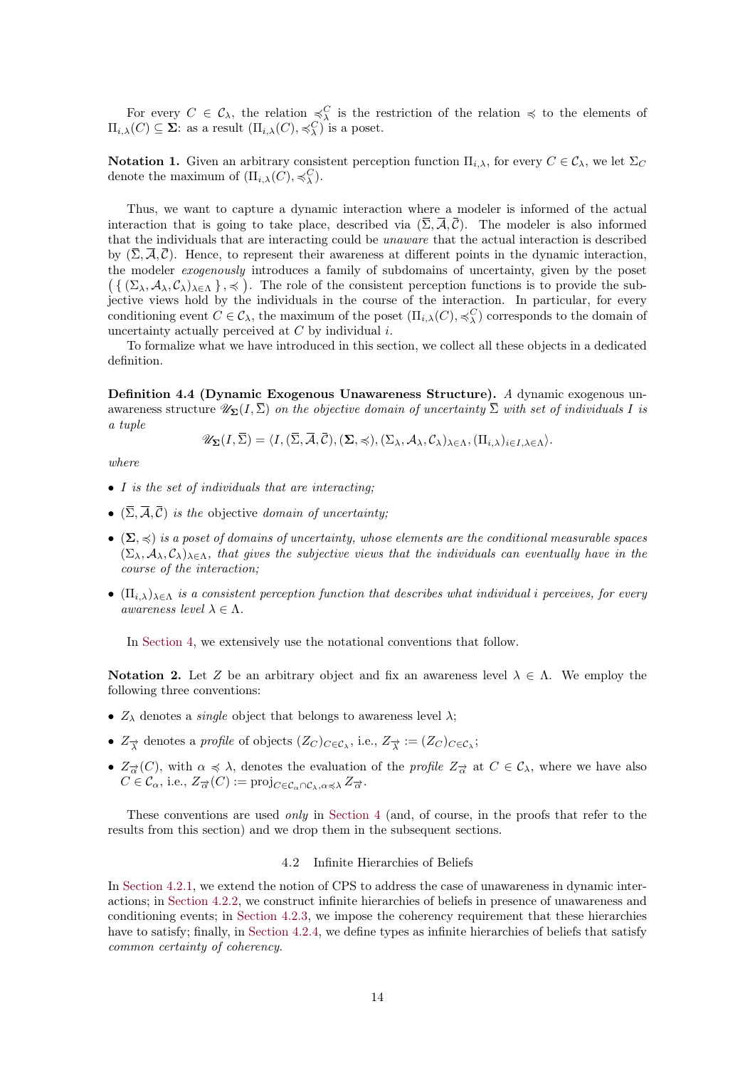For every $C \in \mathcal{C}_\lambda$, the relation $\preccurlyeq^C_\lambda$ is the restriction of the relation $\preccurlyeq$ to the elements of $\Pi_{i,\lambda}(C) \subseteq \mathbf{\Sigma}$: as a result $(\Pi_{i,\lambda}(C), \preccurlyeq^C_\lambda)$ is a poset.

**Notation 1.** Given an arbitrary consistent perception function $\Pi_{i,\lambda}$, for every $C \in \mathcal{C}_\lambda$, we let $\Sigma_C$ denote the maximum of $(\Pi_{i,\lambda}(C), \preccurlyeq^C_\lambda)$.

Thus, we want to capture a dynamic interaction where a modeler is informed of the actual interaction that is going to take place, described via $(\overline{\Sigma}, \overline{\mathcal{A}}, \overline{\mathcal{C}})$. The modeler is also informed that the individuals that are interacting could be *unaware* that the actual interaction is described by $(\overline{\Sigma}, \overline{\mathcal{A}}, \overline{\mathcal{C}})$. Hence, to represent their awareness at different points in the dynamic interaction, the modeler *exogenously* introduces a family of subdomains of uncertainty, given by the poset $\big( \{ (\Sigma_\lambda, \mathcal{A}_\lambda, \mathcal{C}_\lambda)_{\lambda \in \Lambda} \}, \preccurlyeq \big)$. The role of the consistent perception functions is to provide the subjective views hold by the individuals in the course of the interaction. In particular, for every conditioning event $C \in \mathcal{C}_\lambda$, the maximum of the poset $(\Pi_{i,\lambda}(C), \preccurlyeq^C_\lambda)$ corresponds to the domain of uncertainty actually perceived at $C$ by individual $i$.

To formalize what we have introduced in this section, we collect all these objects in a dedicated definition.

**Definition 4.4 (Dynamic Exogenous Unawareness Structure).** *A* dynamic exogenous unawareness structure $\mathscr{U}_{\mathbf{\Sigma}}(I, \overline{\Sigma})$ *on the objective domain of uncertainty* $\overline{\Sigma}$ *with set of individuals* $I$ *is a tuple*

$$\mathscr{U}_{\mathbf{\Sigma}}(I, \overline{\Sigma}) = \langle I, (\overline{\Sigma}, \overline{\mathcal{A}}, \overline{\mathcal{C}}), (\mathbf{\Sigma}, \preccurlyeq), (\Sigma_\lambda, \mathcal{A}_\lambda, \mathcal{C}_\lambda)_{\lambda \in \Lambda}, (\Pi_{i,\lambda})_{i \in I, \lambda \in \Lambda} \rangle.$$

*where*

- *$I$ is the set of individuals that are interacting;*
- *$(\overline{\Sigma}, \overline{\mathcal{A}}, \overline{\mathcal{C}})$ is the* objective *domain of uncertainty;*
- *$(\mathbf{\Sigma}, \preccurlyeq)$ is a poset of domains of uncertainty, whose elements are the conditional measurable spaces $(\Sigma_\lambda, \mathcal{A}_\lambda, \mathcal{C}_\lambda)_{\lambda \in \Lambda}$, that gives the subjective views that the individuals can eventually have in the course of the interaction;*
- *$(\Pi_{i,\lambda})_{\lambda \in \Lambda}$ is a consistent perception function that describes what individual $i$ perceives, for every awareness level $\lambda \in \Lambda$.*

In Section 4, we extensively use the notational conventions that follow.

**Notation 2.** Let $Z$ be an arbitrary object and fix an awareness level $\lambda \in \Lambda$. We employ the following three conventions:

- $Z_\lambda$ denotes a *single* object that belongs to awareness level $\lambda$;
- $Z_{\vec{\lambda}}$ denotes a *profile* of objects $(Z_C)_{C \in \mathcal{C}_\lambda}$, i.e., $Z_{\vec{\lambda}} := (Z_C)_{C \in \mathcal{C}_\lambda}$;
- $Z_{\vec{\alpha}}(C)$, with $\alpha \preccurlyeq \lambda$, denotes the evaluation of the *profile* $Z_{\vec{\alpha}}$ at $C \in \mathcal{C}_\lambda$, where we have also $C \in \mathcal{C}_\alpha$, i.e., $Z_{\vec{\alpha}}(C) := \mathrm{proj}_{C \in \mathcal{C}_\alpha \cap \mathcal{C}_\lambda, \alpha \preccurlyeq \lambda} Z_{\vec{\alpha}}$.

These conventions are used *only* in Section 4 (and, of course, in the proofs that refer to the results from this section) and we drop them in the subsequent sections.

### 4.2 Infinite Hierarchies of Beliefs

In Section 4.2.1, we extend the notion of CPS to address the case of unawareness in dynamic interactions; in Section 4.2.2, we construct infinite hierarchies of beliefs in presence of unawareness and conditioning events; in Section 4.2.3, we impose the coherency requirement that these hierarchies have to satisfy; finally, in Section 4.2.4, we define types as infinite hierarchies of beliefs that satisfy *common certainty of coherency.*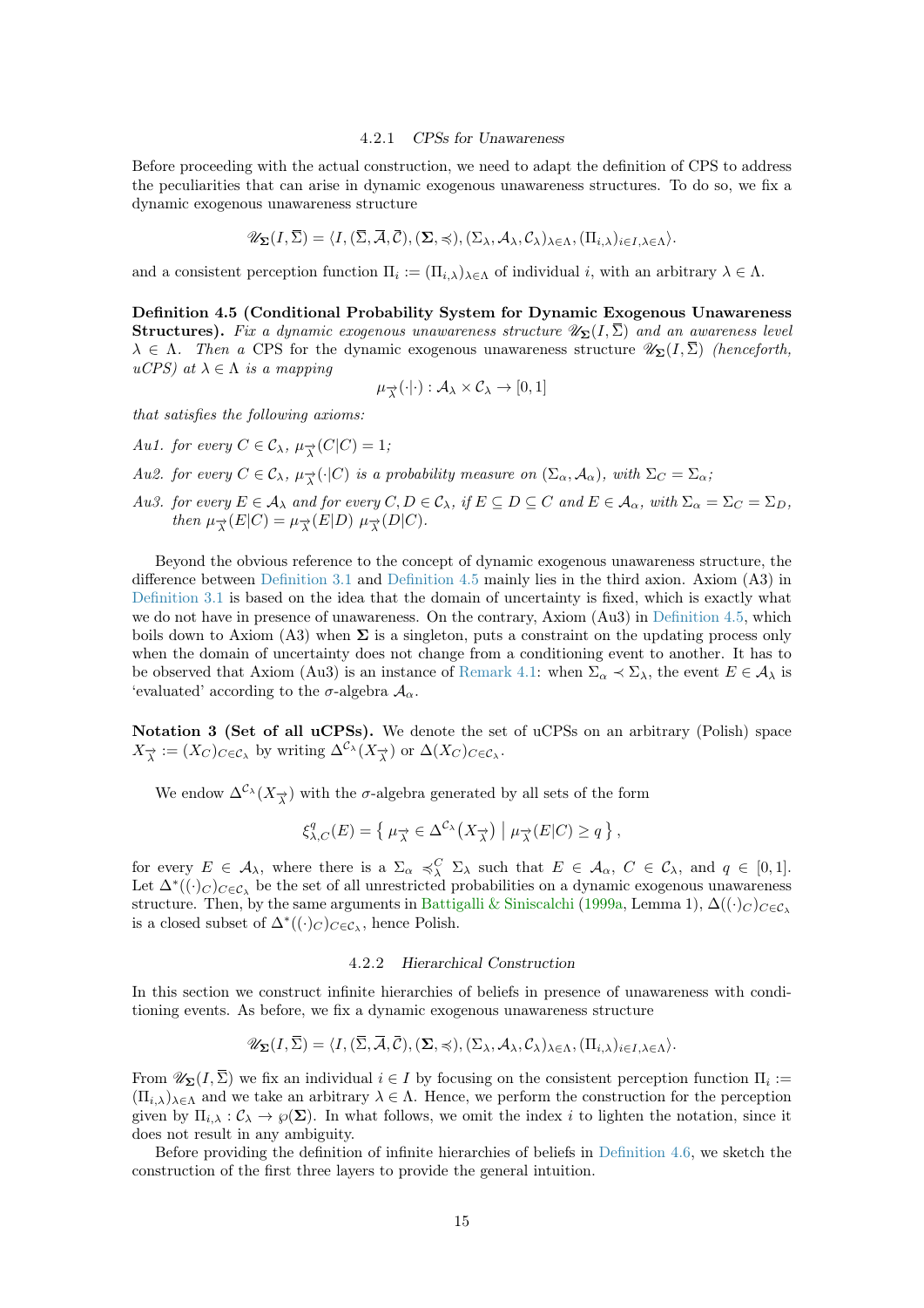#### 4.2.1 *CPSs for Unawareness*

Before proceeding with the actual construction, we need to adapt the definition of CPS to address the peculiarities that can arise in dynamic exogenous unawareness structures. To do so, we fix a dynamic exogenous unawareness structure

$$\mathscr{U}_{\mathbf{\Sigma}}(I,\overline{\Sigma}) = \langle I, (\overline{\Sigma}, \overline{\mathcal{A}}, \overline{\mathcal{C}}), (\mathbf{\Sigma}, \preccurlyeq), (\Sigma_\lambda, \mathcal{A}_\lambda, \mathcal{C}_\lambda)_{\lambda\in\Lambda}, (\Pi_{i,\lambda})_{i\in I,\lambda\in\Lambda}\rangle.$$

and a consistent perception function $\Pi_i := (\Pi_{i,\lambda})_{\lambda\in\Lambda}$ of individual $i$, with an arbitrary $\lambda \in \Lambda$.

**Definition 4.5 (Conditional Probability System for Dynamic Exogenous Unawareness Structures).** *Fix a dynamic exogenous unawareness structure $\mathscr{U}_{\mathbf{\Sigma}}(I,\overline{\Sigma})$ and an awareness level $\lambda \in \Lambda$. Then a* CPS *for the dynamic exogenous unawareness structure $\mathscr{U}_{\mathbf{\Sigma}}(I,\overline{\Sigma})$ (henceforth, uCPS) at $\lambda \in \Lambda$ is a mapping*

$$\mu_{\overrightarrow{\lambda}}(\cdot|\cdot) : \mathcal{A}_\lambda \times \mathcal{C}_\lambda \to [0,1]$$

*that satisfies the following axioms:*

*Au1. for every $C \in \mathcal{C}_\lambda$, $\mu_{\overrightarrow{\lambda}}(C|C) = 1$;*

*Au2. for every $C \in \mathcal{C}_\lambda$, $\mu_{\overrightarrow{\lambda}}(\cdot|C)$ is a probability measure on $(\Sigma_\alpha, \mathcal{A}_\alpha)$, with $\Sigma_C = \Sigma_\alpha$;*

*Au3. for every $E \in \mathcal{A}_\lambda$ and for every $C, D \in \mathcal{C}_\lambda$, if $E \subseteq D \subseteq C$ and $E \in \mathcal{A}_\alpha$, with $\Sigma_\alpha = \Sigma_C = \Sigma_D$, then $\mu_{\overrightarrow{\lambda}}(E|C) = \mu_{\overrightarrow{\lambda}}(E|D)\ \mu_{\overrightarrow{\lambda}}(D|C)$.*

Beyond the obvious reference to the concept of dynamic exogenous unawareness structure, the difference between Definition 3.1 and Definition 4.5 mainly lies in the third axion. Axiom (A3) in Definition 3.1 is based on the idea that the domain of uncertainty is fixed, which is exactly what we do not have in presence of unawareness. On the contrary, Axiom (Au3) in Definition 4.5, which boils down to Axiom (A3) when $\mathbf{\Sigma}$ is a singleton, puts a constraint on the updating process only when the domain of uncertainty does not change from a conditioning event to another. It has to be observed that Axiom (Au3) is an instance of Remark 4.1: when $\Sigma_\alpha \prec \Sigma_\lambda$, the event $E \in \mathcal{A}_\lambda$ is 'evaluated' according to the σ-algebra $\mathcal{A}_\alpha$.

**Notation 3 (Set of all uCPSs).** We denote the set of uCPSs on an arbitrary (Polish) space $X_{\overrightarrow{\lambda}} := (X_C)_{C\in\mathcal{C}_\lambda}$ by writing $\Delta^{\mathcal{C}_\lambda}(X_{\overrightarrow{\lambda}})$ or $\Delta(X_C)_{C\in\mathcal{C}_\lambda}$.

We endow $\Delta^{\mathcal{C}_\lambda}(X_{\overrightarrow{\lambda}})$ with the σ-algebra generated by all sets of the form

$$\xi^q_{\lambda,C}(E) = \left\{\, \mu_{\overrightarrow{\lambda}} \in \Delta^{\mathcal{C}_\lambda}\big(X_{\overrightarrow{\lambda}}\big) \,\big|\, \mu_{\overrightarrow{\lambda}}(E|C) \geq q \,\right\},$$

for every $E \in \mathcal{A}_\lambda$, where there is a $\Sigma_\alpha \preccurlyeq^C_\lambda \Sigma_\lambda$ such that $E \in \mathcal{A}_\alpha$, $C \in \mathcal{C}_\lambda$, and $q \in [0,1]$. Let $\Delta^*((\cdot)_C)_{C\in\mathcal{C}_\lambda}$ be the set of all unrestricted probabilities on a dynamic exogenous unawareness structure. Then, by the same arguments in Battigalli & Siniscalchi (1999a, Lemma 1), $\Delta((\cdot)_C)_{C\in\mathcal{C}_\lambda}$ is a closed subset of $\Delta^*((\cdot)_C)_{C\in\mathcal{C}_\lambda}$, hence Polish.

#### 4.2.2 *Hierarchical Construction*

In this section we construct infinite hierarchies of beliefs in presence of unawareness with conditioning events. As before, we fix a dynamic exogenous unawareness structure

$$\mathscr{U}_{\mathbf{\Sigma}}(I,\overline{\Sigma}) = \langle I, (\overline{\Sigma}, \overline{\mathcal{A}}, \overline{\mathcal{C}}), (\mathbf{\Sigma}, \preccurlyeq), (\Sigma_\lambda, \mathcal{A}_\lambda, \mathcal{C}_\lambda)_{\lambda\in\Lambda}, (\Pi_{i,\lambda})_{i\in I,\lambda\in\Lambda}\rangle.$$

From $\mathscr{U}_{\mathbf{\Sigma}}(I,\overline{\Sigma})$ we fix an individual $i \in I$ by focusing on the consistent perception function $\Pi_i := (\Pi_{i,\lambda})_{\lambda\in\Lambda}$ and we take an arbitrary $\lambda \in \Lambda$. Hence, we perform the construction for the perception given by $\Pi_{i,\lambda} : \mathcal{C}_\lambda \to \wp(\mathbf{\Sigma})$. In what follows, we omit the index $i$ to lighten the notation, since it does not result in any ambiguity.

Before providing the definition of infinite hierarchies of beliefs in Definition 4.6, we sketch the construction of the first three layers to provide the general intuition.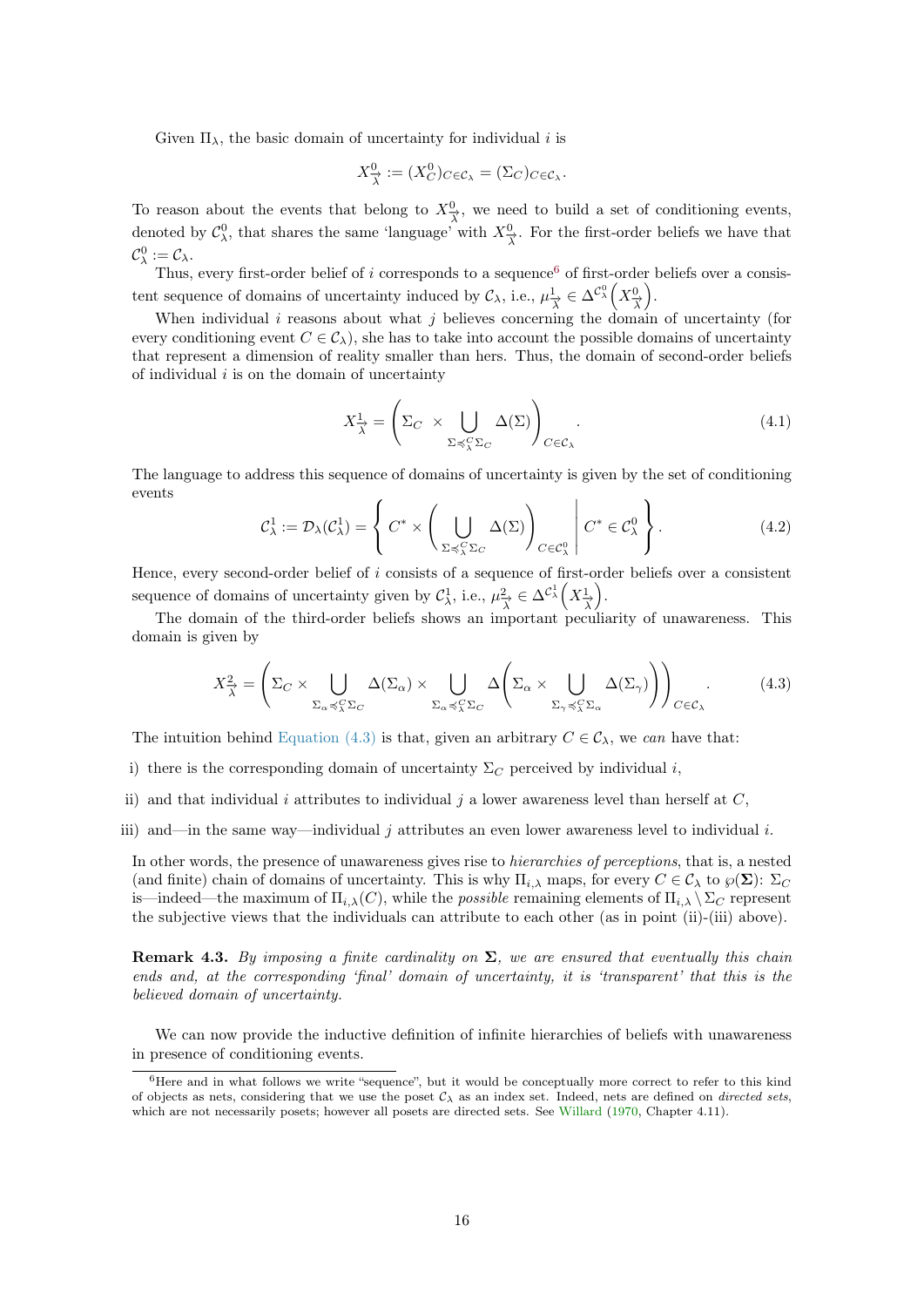Given $\Pi_\lambda$, the basic domain of uncertainty for individual $i$ is

$$X^0_{\vec{\lambda}} := (X^0_C)_{C \in \mathcal{C}_\lambda} = (\Sigma_C)_{C \in \mathcal{C}_\lambda}.$$

To reason about the events that belong to $X^0_{\vec{\lambda}}$, we need to build a set of conditioning events, denoted by $\mathcal{C}^0_\lambda$, that shares the same 'language' with $X^0_{\vec{\lambda}}$. For the first-order beliefs we have that $\mathcal{C}^0_\lambda := \mathcal{C}_\lambda$.

Thus, every first-order belief of $i$ corresponds to a sequence[6] of first-order beliefs over a consistent sequence of domains of uncertainty induced by $\mathcal{C}_\lambda$, i.e., $\mu^1_{\vec{\lambda}} \in \Delta^{\mathcal{C}^0_\lambda}\left(X^0_{\vec{\lambda}}\right)$.

When individual $i$ reasons about what $j$ believes concerning the domain of uncertainty (for every conditioning event $C \in \mathcal{C}_\lambda$), she has to take into account the possible domains of uncertainty that represent a dimension of reality smaller than hers. Thus, the domain of second-order beliefs of individual $i$ is on the domain of uncertainty

$$X^1_{\vec{\lambda}} = \left(\Sigma_C \; \times \bigcup_{\Sigma \preccurlyeq^C_\lambda \Sigma_C} \Delta(\Sigma)\right)_{C \in \mathcal{C}_\lambda}. \tag{4.1}$$

The language to address this sequence of domains of uncertainty is given by the set of conditioning events

$$\mathcal{C}^1_\lambda := \mathcal{D}_\lambda(\mathcal{C}^1_\lambda) = \left\{ C^* \times \left( \bigcup_{\Sigma \preccurlyeq^C_\lambda \Sigma_C} \Delta(\Sigma) \right)_{C \in \mathcal{C}^0_\lambda} \;\middle|\; C^* \in \mathcal{C}^0_\lambda \right\}. \tag{4.2}$$

Hence, every second-order belief of $i$ consists of a sequence of first-order beliefs over a consistent sequence of domains of uncertainty given by $\mathcal{C}^1_\lambda$, i.e., $\mu^2_{\vec{\lambda}} \in \Delta^{\mathcal{C}^1_\lambda}\left(X^1_{\vec{\lambda}}\right)$.

The domain of the third-order beliefs shows an important peculiarity of unawareness. This domain is given by

$$X^2_{\vec{\lambda}} = \left(\Sigma_C \times \bigcup_{\Sigma_\alpha \preccurlyeq^C_\lambda \Sigma_C} \Delta(\Sigma_\alpha) \times \bigcup_{\Sigma_\alpha \preccurlyeq^C_\lambda \Sigma_C} \Delta\left(\Sigma_\alpha \times \bigcup_{\Sigma_\gamma \preccurlyeq^C_\lambda \Sigma_\alpha} \Delta(\Sigma_\gamma)\right)\right)_{C \in \mathcal{C}_\lambda}. \tag{4.3}$$

The intuition behind Equation (4.3) is that, given an arbitrary $C \in \mathcal{C}_\lambda$, we *can* have that:

i) there is the corresponding domain of uncertainty $\Sigma_C$ perceived by individual $i$,

ii) and that individual $i$ attributes to individual $j$ a lower awareness level than herself at $C$,

iii) and—in the same way—individual $j$ attributes an even lower awareness level to individual $i$.

In other words, the presence of unawareness gives rise to *hierarchies of perceptions*, that is, a nested (and finite) chain of domains of uncertainty. This is why $\Pi_{i,\lambda}$ maps, for every $C \in \mathcal{C}_\lambda$ to $\wp(\boldsymbol{\Sigma})$: $\Sigma_C$ is—indeed—the maximum of $\Pi_{i,\lambda}(C)$, while the *possible* remaining elements of $\Pi_{i,\lambda} \setminus \Sigma_C$ represent the subjective views that the individuals can attribute to each other (as in point (ii)-(iii) above).

**Remark 4.3.** *By imposing a finite cardinality on $\boldsymbol{\Sigma}$, we are ensured that eventually this chain ends and, at the corresponding 'final' domain of uncertainty, it is 'transparent' that this is the believed domain of uncertainty.*

We can now provide the inductive definition of infinite hierarchies of beliefs with unawareness in presence of conditioning events.

---

[6] Here and in what follows we write "sequence", but it would be conceptually more correct to refer to this kind of objects as nets, considering that we use the poset $\mathcal{C}_\lambda$ as an index set. Indeed, nets are defined on *directed sets*, which are not necessarily posets; however all posets are directed sets. See Willard (1970, Chapter 4.11).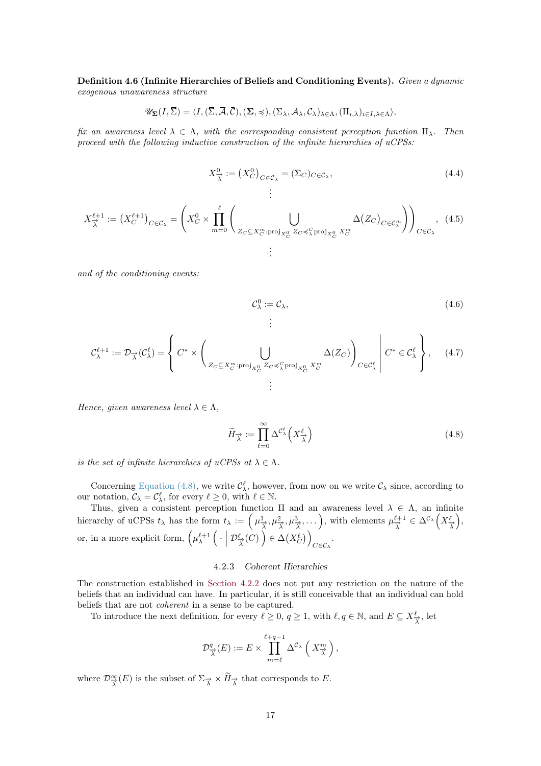**Definition 4.6 (Infinite Hierarchies of Beliefs and Conditioning Events).** *Given a dynamic exogenous unawareness structure*

$$\mathscr{U}_{\mathbf{\Sigma}}(I, \overline{\Sigma}) = \langle I, (\overline{\Sigma}, \overline{\mathcal{A}}, \overline{\mathcal{C}}), (\mathbf{\Sigma}, \preccurlyeq), (\Sigma_\lambda, \mathcal{A}_\lambda, \mathcal{C}_\lambda)_{\lambda \in \Lambda}, (\Pi_{i,\lambda})_{i \in I, \lambda \in \Lambda} \rangle,$$

*fix an awareness level $\lambda \in \Lambda$, with the corresponding consistent perception function $\Pi_\lambda$. Then proceed with the following inductive construction of the infinite hierarchies of uCPSs:*

$$X^0_{\overrightarrow{\lambda}} := \left(X^0_C\right)_{C \in \mathcal{C}_\lambda} = \left(\Sigma_C\right)_{C \in \mathcal{C}_\lambda}, \tag{4.4}$$

$$\vdots$$

$$X^{\ell+1}_{\overrightarrow{\lambda}} := \left(X^{\ell+1}_C\right)_{C \in \mathcal{C}_\lambda} = \left( X^0_C \times \prod_{m=0}^{\ell} \left( \bigcup_{Z_C \subseteq X^m_C : \mathrm{proj}_{X^0_C} Z_C \preccurlyeq^C_\lambda \mathrm{proj}_{X^0_C} X^m_C} \Delta(Z_C)_{C \in \mathcal{C}^m_\lambda} \right) \right)_{C \in \mathcal{C}_\lambda}, \tag{4.5}$$

$$\vdots$$

*and of the conditioning events:*

$$\mathcal{C}^0_\lambda := \mathcal{C}_\lambda, \tag{4.6}$$

$$\vdots$$

$$\mathcal{C}^{\ell+1}_\lambda := \mathcal{D}_{\overrightarrow{\lambda}}(\mathcal{C}^\ell_\lambda) = \left\{ C^* \times \left( \bigcup_{Z_C \subseteq X^m_C : \mathrm{proj}_{X^0_C} Z_C \preccurlyeq^C_\lambda \mathrm{proj}_{X^0_C} X^m_C} \Delta(Z_C) \right)_{C \in \mathcal{C}^\ell_\lambda} \middle| \, C^* \in \mathcal{C}^\ell_\lambda \right\}, \tag{4.7}$$

$$\vdots$$

*Hence, given awareness level $\lambda \in \Lambda$,*

$$\widetilde{H}_{\overrightarrow{\lambda}} := \prod_{\ell=0}^{\infty} \Delta^{\mathcal{C}^\ell_\lambda}\left(X^\ell_{\overrightarrow{\lambda}}\right) \tag{4.8}$$

*is the set of infinite hierarchies of uCPSs at $\lambda \in \Lambda$.*

Concerning Equation (4.8), we write $\mathcal{C}^\ell_\lambda$, however, from now on we write $\mathcal{C}_\lambda$ since, according to our notation, $\mathcal{C}_\lambda = \mathcal{C}^\ell_\lambda$, for every $\ell \geq 0$, with $\ell \in \mathbb{N}$.

Thus, given a consistent perception function $\Pi$ and an awareness level $\lambda \in \Lambda$, an infinite hierarchy of uCPSs $t_\lambda$ has the form $t_\lambda := \left(\mu^1_{\overrightarrow{\lambda}}, \mu^2_{\overrightarrow{\lambda}}, \mu^3_{\overrightarrow{\lambda}}, \dots\right)$, with elements $\mu^{\ell+1}_{\overrightarrow{\lambda}} \in \Delta^{\mathcal{C}_\lambda}\left(X^\ell_{\overrightarrow{\lambda}}\right)$, or, in a more explicit form, $\left(\mu^{\ell+1}_\lambda\left(\cdot \,\middle|\, \mathcal{D}^\ell_{\overrightarrow{\lambda}}(C)\right) \in \Delta\left(X^\ell_C\right)\right)_{C \in \mathcal{C}_\lambda}$.

### 4.2.3 *Coherent Hierarchies*

The construction established in Section 4.2.2 does not put any restriction on the nature of the beliefs that an individual can have. In particular, it is still conceivable that an individual can hold beliefs that are not *coherent* in a sense to be captured.

To introduce the next definition, for every $\ell \geq 0$, $q \geq 1$, with $\ell, q \in \mathbb{N}$, and $E \subseteq X^\ell_{\overrightarrow{\lambda}}$, let

$$\mathcal{D}^q_{\overrightarrow{\lambda}}(E) := E \times \prod_{m=\ell}^{\ell+q-1} \Delta^{\mathcal{C}_\lambda}\left(X^m_{\overrightarrow{\lambda}}\right),$$

where $\mathcal{D}^\infty_{\overrightarrow{\lambda}}(E)$ is the subset of $\Sigma_{\overrightarrow{\lambda}} \times \widetilde{H}_{\overrightarrow{\lambda}}$ that corresponds to $E$.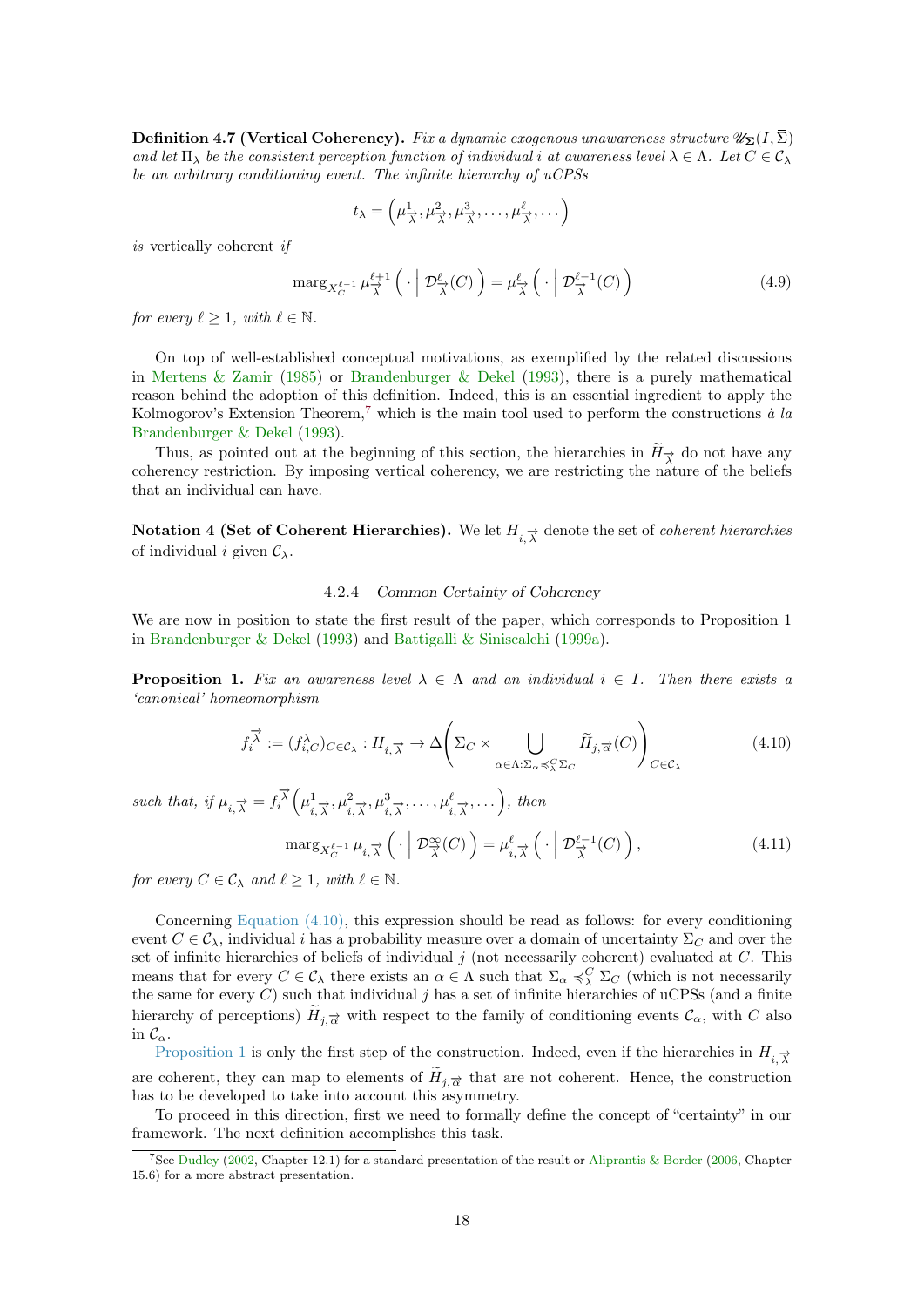**Definition 4.7 (Vertical Coherency).** *Fix a dynamic exogenous unawareness structure $\mathscr{U}_{\boldsymbol{\Sigma}}(I, \overline{\Sigma})$ and let $\Pi_\lambda$ be the consistent perception function of individual $i$ at awareness level $\lambda \in \Lambda$. Let $C \in \mathcal{C}_\lambda$ be an arbitrary conditioning event. The infinite hierarchy of uCPSs*

$$t_\lambda = \left( \mu^1_{\overrightarrow{\lambda}}, \mu^2_{\overrightarrow{\lambda}}, \mu^3_{\overrightarrow{\lambda}}, \dots, \mu^\ell_{\overrightarrow{\lambda}}, \dots \right)$$

*is* vertically coherent *if*

$$\operatorname{marg}_{X_C^{\ell-1}} \mu^{\ell+1}_{\overrightarrow{\lambda}} \left( \cdot \;\middle|\; \mathcal{D}^\ell_{\overrightarrow{\lambda}}(C) \right) = \mu^\ell_{\overrightarrow{\lambda}} \left( \cdot \;\middle|\; \mathcal{D}^{\ell-1}_{\overrightarrow{\lambda}}(C) \right) \tag{4.9}$$

*for every $\ell \geq 1$, with $\ell \in \mathbb{N}$.*

On top of well-established conceptual motivations, as exemplified by the related discussions in Mertens & Zamir (1985) or Brandenburger & Dekel (1993), there is a purely mathematical reason behind the adoption of this definition. Indeed, this is an essential ingredient to apply the Kolmogorov's Extension Theorem,[7] which is the main tool used to perform the constructions *à la* Brandenburger & Dekel (1993).

Thus, as pointed out at the beginning of this section, the hierarchies in $\widetilde{H}_{\overrightarrow{\lambda}}$ do not have any coherency restriction. By imposing vertical coherency, we are restricting the nature of the beliefs that an individual can have.

**Notation 4 (Set of Coherent Hierarchies).** We let $H_{i,\overrightarrow{\lambda}}$ denote the set of *coherent hierarchies* of individual $i$ given $\mathcal{C}_\lambda$.

#### 4.2.4 *Common Certainty of Coherency*

We are now in position to state the first result of the paper, which corresponds to Proposition 1 in Brandenburger & Dekel (1993) and Battigalli & Siniscalchi (1999a).

**Proposition 1.** *Fix an awareness level $\lambda \in \Lambda$ and an individual $i \in I$. Then there exists a 'canonical' homeomorphism*

$$f_i^{\overrightarrow{\lambda}} := (f^\lambda_{i,C})_{C \in \mathcal{C}_\lambda} : H_{i,\overrightarrow{\lambda}} \to \Delta\left( \Sigma_C \times \bigcup_{\alpha \in \Lambda : \Sigma_\alpha \preccurlyeq^C_\lambda \Sigma_C} \widetilde{H}_{j,\overrightarrow{\alpha}}(C) \right)_{C \in \mathcal{C}_\lambda} \tag{4.10}$$

*such that, if $\mu_{i,\overrightarrow{\lambda}} = f_i^{\overrightarrow{\lambda}} \left( \mu^1_{i,\overrightarrow{\lambda}}, \mu^2_{i,\overrightarrow{\lambda}}, \mu^3_{i,\overrightarrow{\lambda}}, \dots, \mu^\ell_{i,\overrightarrow{\lambda}}, \dots \right)$, then*

$$\operatorname{marg}_{X_C^{\ell-1}} \mu_{i,\overrightarrow{\lambda}} \left( \cdot \;\middle|\; \mathcal{D}^\infty_{\overrightarrow{\lambda}}(C) \right) = \mu^\ell_{i,\overrightarrow{\lambda}} \left( \cdot \;\middle|\; \mathcal{D}^{\ell-1}_{\overrightarrow{\lambda}}(C) \right), \tag{4.11}$$

*for every $C \in \mathcal{C}_\lambda$ and $\ell \geq 1$, with $\ell \in \mathbb{N}$.*

Concerning Equation (4.10), this expression should be read as follows: for every conditioning event $C \in \mathcal{C}_\lambda$, individual $i$ has a probability measure over a domain of uncertainty $\Sigma_C$ and over the set of infinite hierarchies of beliefs of individual $j$ (not necessarily coherent) evaluated at $C$. This means that for every $C \in \mathcal{C}_\lambda$ there exists an $\alpha \in \Lambda$ such that $\Sigma_\alpha \preccurlyeq^C_\lambda \Sigma_C$ (which is not necessarily the same for every $C$) such that individual $j$ has a set of infinite hierarchies of uCPSs (and a finite hierarchy of perceptions) $\widetilde{H}_{j,\overrightarrow{\alpha}}$ with respect to the family of conditioning events $\mathcal{C}_\alpha$, with $C$ also in $\mathcal{C}_\alpha$.

Proposition 1 is only the first step of the construction. Indeed, even if the hierarchies in $H_{i,\overrightarrow{\lambda}}$ are coherent, they can map to elements of $\widetilde{H}_{j,\overrightarrow{\alpha}}$ that are not coherent. Hence, the construction has to be developed to take into account this asymmetry.

To proceed in this direction, first we need to formally define the concept of "certainty" in our framework. The next definition accomplishes this task.

[7] See Dudley (2002, Chapter 12.1) for a standard presentation of the result or Aliprantis & Border (2006, Chapter 15.6) for a more abstract presentation.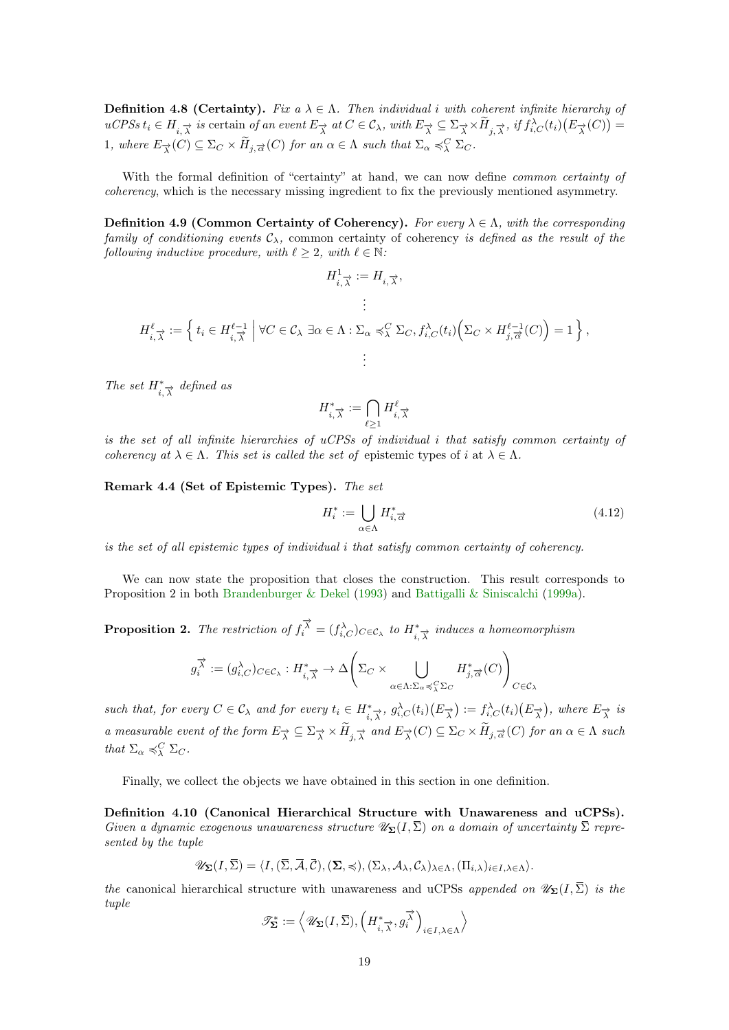**Definition 4.8 (Certainty).** *Fix a $\lambda \in \Lambda$. Then individual $i$ with coherent infinite hierarchy of uCPSs $t_i \in H_{i,\overrightarrow{\lambda}}$ is* certain *of an event $E_{\overrightarrow{\lambda}}$ at $C \in \mathcal{C}_\lambda$, with $E_{\overrightarrow{\lambda}} \subseteq \Sigma_{\overrightarrow{\lambda}} \times \widetilde{H}_{j,\overrightarrow{\lambda}}$, if $f^\lambda_{i,C}(t_i)\big(E_{\overrightarrow{\lambda}}(C)\big) = 1$, where $E_{\overrightarrow{\lambda}}(C) \subseteq \Sigma_C \times \widetilde{H}_{j,\overrightarrow{\alpha}}(C)$ for an $\alpha \in \Lambda$ such that $\Sigma_\alpha \preccurlyeq^C_\lambda \Sigma_C$.*

With the formal definition of "certainty" at hand, we can now define *common certainty of coherency*, which is the necessary missing ingredient to fix the previously mentioned asymmetry.

**Definition 4.9 (Common Certainty of Coherency).** *For every $\lambda \in \Lambda$, with the corresponding family of conditioning events $\mathcal{C}_\lambda$,* common certainty of coherency *is defined as the result of the following inductive procedure, with $\ell \geq 2$, with $\ell \in \mathbb{N}$:*

$$
\begin{gathered}
H^1_{i,\overrightarrow{\lambda}} := H_{i,\overrightarrow{\lambda}}, \\
\vdots \\
H^\ell_{i,\overrightarrow{\lambda}} := \left\{ t_i \in H^{\ell-1}_{i,\overrightarrow{\lambda}} \;\middle|\; \forall C \in \mathcal{C}_\lambda \; \exists \alpha \in \Lambda : \Sigma_\alpha \preccurlyeq^C_\lambda \Sigma_C, f^\lambda_{i,C}(t_i)\Big(\Sigma_C \times H^{\ell-1}_{j,\overrightarrow{\alpha}}(C)\Big) = 1 \right\}, \\
\vdots
\end{gathered}
$$

*The set $H^*_{i,\overrightarrow{\lambda}}$ defined as*

$$
H^*_{i,\overrightarrow{\lambda}} := \bigcap_{\ell \geq 1} H^\ell_{i,\overrightarrow{\lambda}}
$$

*is the set of all infinite hierarchies of uCPSs of individual $i$ that satisfy common certainty of coherency at $\lambda \in \Lambda$. This set is called the set of* epistemic types of $i$ at $\lambda \in \Lambda$.

**Remark 4.4 (Set of Epistemic Types).** *The set*

$$
H^*_i := \bigcup_{\alpha \in \Lambda} H^*_{i,\overrightarrow{\alpha}} \tag{4.12}
$$

*is the set of all epistemic types of individual $i$ that satisfy common certainty of coherency.*

We can now state the proposition that closes the construction. This result corresponds to Proposition 2 in both Brandenburger & Dekel (1993) and Battigalli & Siniscalchi (1999a).

**Proposition 2.** *The restriction of $f^{\overrightarrow{\lambda}}_i = (f^\lambda_{i,C})_{C \in \mathcal{C}_\lambda}$ to $H^*_{i,\overrightarrow{\lambda}}$ induces a homeomorphism*

$$
g^{\overrightarrow{\lambda}}_i := (g^\lambda_{i,C})_{C \in \mathcal{C}_\lambda} : H^*_{i,\overrightarrow{\lambda}} \to \Delta\left(\Sigma_C \times \bigcup_{\alpha \in \Lambda : \Sigma_\alpha \preccurlyeq^C_\lambda \Sigma_C} H^*_{j,\overrightarrow{\alpha}}(C)\right)_{C \in \mathcal{C}_\lambda}
$$

*such that, for every $C \in \mathcal{C}_\lambda$ and for every $t_i \in H^*_{i,\overrightarrow{\lambda}}$, $g^\lambda_{i,C}(t_i)\big(E_{\overrightarrow{\lambda}}\big) := f^\lambda_{i,C}(t_i)\big(E_{\overrightarrow{\lambda}}\big)$, where $E_{\overrightarrow{\lambda}}$ is a measurable event of the form $E_{\overrightarrow{\lambda}} \subseteq \Sigma_{\overrightarrow{\lambda}} \times \widetilde{H}_{j,\overrightarrow{\lambda}}$ and $E_{\overrightarrow{\lambda}}(C) \subseteq \Sigma_C \times \widetilde{H}_{j,\overrightarrow{\alpha}}(C)$ for an $\alpha \in \Lambda$ such that $\Sigma_\alpha \preccurlyeq^C_\lambda \Sigma_C$.*

Finally, we collect the objects we have obtained in this section in one definition.

**Definition 4.10 (Canonical Hierarchical Structure with Unawareness and uCPSs).** *Given a dynamic exogenous unawareness structure $\mathscr{U}_{\mathbf{\Sigma}}(I, \overline{\Sigma})$ on a domain of uncertainty $\overline{\Sigma}$ represented by the tuple*

$$
\mathscr{U}_{\mathbf{\Sigma}}(I, \overline{\Sigma}) = \langle I, (\overline{\Sigma}, \overline{\mathcal{A}}, \overline{\mathcal{C}}), (\mathbf{\Sigma}, \preccurlyeq), (\Sigma_\lambda, \mathcal{A}_\lambda, \mathcal{C}_\lambda)_{\lambda \in \Lambda}, (\Pi_{i,\lambda})_{i \in I, \lambda \in \Lambda} \rangle.
$$

*the* canonical hierarchical structure with unawareness and uCPSs *appended on $\mathscr{U}_{\mathbf{\Sigma}}(I, \overline{\Sigma})$ is the tuple*

$$
\mathscr{T}^*_{\mathbf{\Sigma}} := \left\langle \mathscr{U}_{\mathbf{\Sigma}}(I, \overline{\Sigma}), \left(H^*_{i,\overrightarrow{\lambda}}, g^{\overrightarrow{\lambda}}_i\right)_{i \in I, \lambda \in \Lambda} \right\rangle
$$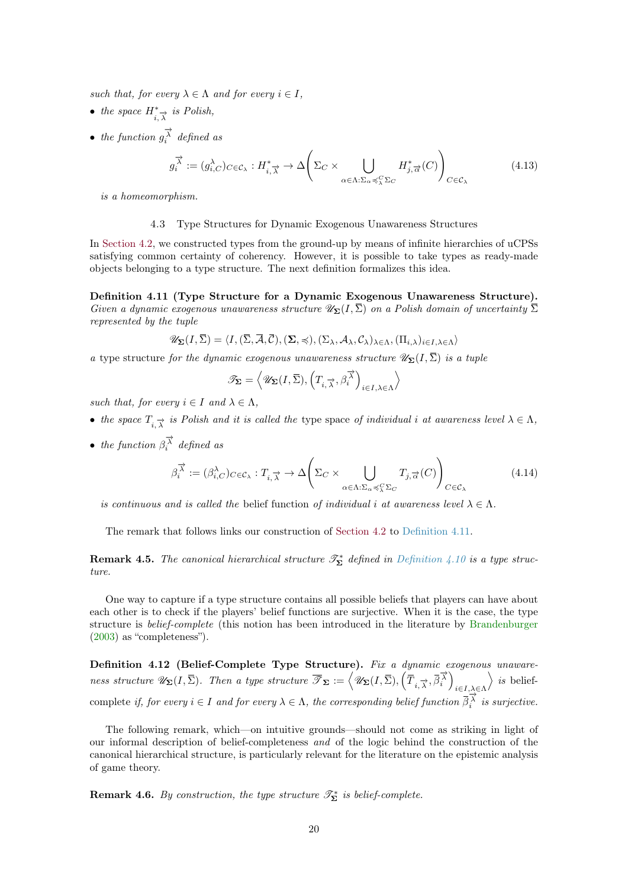*such that, for every $\lambda \in \Lambda$ and for every $i \in I$,*

- *the space $H^*_{i,\overrightarrow{\lambda}}$ is Polish,*
- *the function $g_i^{\overrightarrow{\lambda}}$ defined as*

$$g_i^{\overrightarrow{\lambda}} := (g^{\lambda}_{i,C})_{C \in \mathcal{C}_\lambda} : H^*_{i,\overrightarrow{\lambda}} \to \Delta\left(\Sigma_C \times \bigcup_{\alpha \in \Lambda : \Sigma_\alpha \preccurlyeq^C_\lambda \Sigma_C} H^*_{j,\overrightarrow{\alpha}}(C)\right)_{C \in \mathcal{C}_\lambda} \tag{4.13}$$

*is a homeomorphism.*

### 4.3 Type Structures for Dynamic Exogenous Unawareness Structures

In Section 4.2, we constructed types from the ground-up by means of infinite hierarchies of uCPSs satisfying common certainty of coherency. However, it is possible to take types as ready-made objects belonging to a type structure. The next definition formalizes this idea.

**Definition 4.11 (Type Structure for a Dynamic Exogenous Unawareness Structure).** *Given a dynamic exogenous unawareness structure $\mathscr{U}_{\mathbf{\Sigma}}(I, \overline{\Sigma})$ on a Polish domain of uncertainty $\overline{\Sigma}$ represented by the tuple*

$$\mathscr{U}_{\mathbf{\Sigma}}(I, \overline{\Sigma}) = \langle I, (\overline{\Sigma}, \overline{\mathcal{A}}, \overline{\mathcal{C}}), (\mathbf{\Sigma}, \preccurlyeq), (\Sigma_\lambda, \mathcal{A}_\lambda, \mathcal{C}_\lambda)_{\lambda \in \Lambda}, (\Pi_{i,\lambda})_{i \in I, \lambda \in \Lambda} \rangle$$

*a* type structure *for the dynamic exogenous unawareness structure $\mathscr{U}_{\mathbf{\Sigma}}(I, \overline{\Sigma})$ is a tuple*

$$\mathscr{T}_{\mathbf{\Sigma}} = \left\langle \mathscr{U}_{\mathbf{\Sigma}}(I, \overline{\Sigma}), \left(T_{i,\overrightarrow{\lambda}}, \beta_i^{\overrightarrow{\lambda}}\right)_{i \in I, \lambda \in \Lambda} \right\rangle$$

*such that, for every $i \in I$ and $\lambda \in \Lambda$,*

- *the space $T_{i,\overrightarrow{\lambda}}$ is Polish and it is called the* type space *of individual $i$ at awareness level $\lambda \in \Lambda$,*
- *the function $\beta_i^{\overrightarrow{\lambda}}$ defined as*

$$\beta_i^{\overrightarrow{\lambda}} := (\beta^{\lambda}_{i,C})_{C \in \mathcal{C}_\lambda} : T_{i,\overrightarrow{\lambda}} \to \Delta\left(\Sigma_C \times \bigcup_{\alpha \in \Lambda : \Sigma_\alpha \preccurlyeq^C_\lambda \Sigma_C} T_{j,\overrightarrow{\alpha}}(C)\right)_{C \in \mathcal{C}_\lambda} \tag{4.14}$$

*is continuous and is called the* belief function *of individual $i$ at awareness level $\lambda \in \Lambda$.*

The remark that follows links our construction of Section 4.2 to Definition 4.11.

**Remark 4.5.** *The canonical hierarchical structure $\mathscr{T}^*_{\mathbf{\Sigma}}$ defined in Definition 4.10 is a type structure.*

One way to capture if a type structure contains all possible beliefs that players can have about each other is to check if the players' belief functions are surjective. When it is the case, the type structure is *belief-complete* (this notion has been introduced in the literature by Brandenburger (2003) as "completeness").

**Definition 4.12 (Belief-Complete Type Structure).** *Fix a dynamic exogenous unawareness structure $\mathscr{U}_{\mathbf{\Sigma}}(I, \overline{\Sigma})$. Then a type structure $\overline{\mathscr{T}}_{\mathbf{\Sigma}} := \left\langle \mathscr{U}_{\mathbf{\Sigma}}(I, \overline{\Sigma}), \left(\overline{T}_{i,\overrightarrow{\lambda}}, \overline{\beta}_i^{\overrightarrow{\lambda}}\right)_{i \in I, \lambda \in \Lambda} \right\rangle$ is* belief-complete *if, for every $i \in I$ and for every $\lambda \in \Lambda$, the corresponding belief function $\overline{\beta}_i^{\overrightarrow{\lambda}}$ is surjective.*

The following remark, which—on intuitive grounds—should not come as striking in light of our informal description of belief-completeness *and* of the logic behind the construction of the canonical hierarchical structure, is particularly relevant for the literature on the epistemic analysis of game theory.

**Remark 4.6.** *By construction, the type structure $\mathscr{T}^*_{\mathbf{\Sigma}}$ is belief-complete.*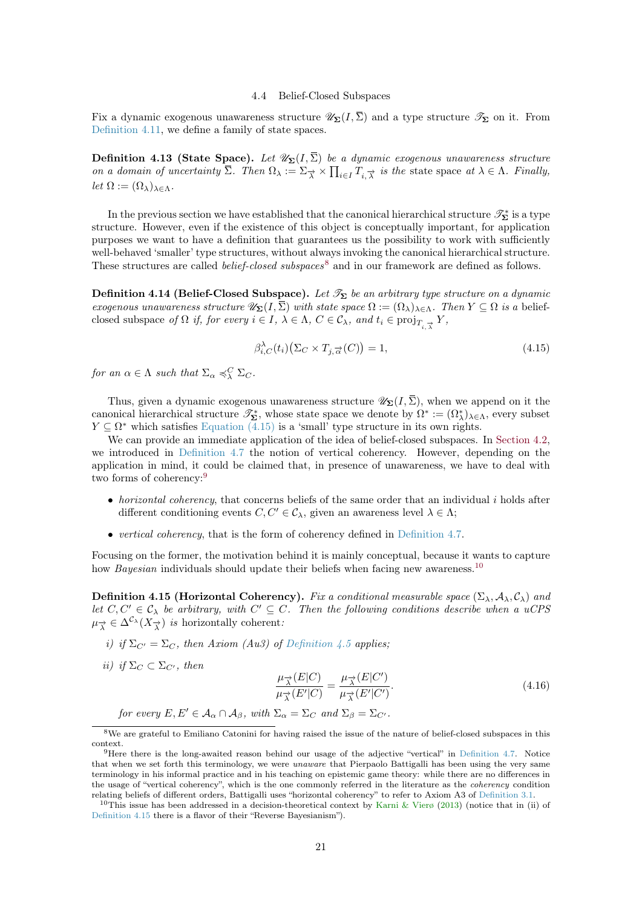### 4.4 Belief-Closed Subspaces

Fix a dynamic exogenous unawareness structure $\mathscr{U}_{\mathbf{\Sigma}}(I, \overline{\Sigma})$ and a type structure $\mathscr{T}_{\mathbf{\Sigma}}$ on it. From Definition 4.11, we define a family of state spaces.

**Definition 4.13 (State Space).** *Let $\mathscr{U}_{\mathbf{\Sigma}}(I, \overline{\Sigma})$ be a dynamic exogenous unawareness structure on a domain of uncertainty $\overline{\Sigma}$. Then $\Omega_\lambda := \Sigma_{\overrightarrow{\lambda}} \times \prod_{i \in I} T_{i, \overrightarrow{\lambda}}$ is the* state space *at $\lambda \in \Lambda$. Finally, let $\Omega := (\Omega_\lambda)_{\lambda \in \Lambda}$.*

In the previous section we have established that the canonical hierarchical structure $\mathscr{T}^*_{\mathbf{\Sigma}}$ is a type structure. However, even if the existence of this object is conceptually important, for application purposes we want to have a definition that guarantees us the possibility to work with sufficiently well-behaved 'smaller' type structures, without always invoking the canonical hierarchical structure. These structures are called *belief-closed subspaces*[8] and in our framework are defined as follows.

**Definition 4.14 (Belief-Closed Subspace).** *Let $\mathscr{T}_{\mathbf{\Sigma}}$ be an arbitrary type structure on a dynamic exogenous unawareness structure $\mathscr{U}_{\mathbf{\Sigma}}(I, \overline{\Sigma})$ with state space $\Omega := (\Omega_\lambda)_{\lambda \in \Lambda}$. Then $Y \subseteq \Omega$ is a* belief-closed subspace *of $\Omega$ if, for every $i \in I$, $\lambda \in \Lambda$, $C \in \mathcal{C}_\lambda$, and $t_i \in \operatorname{proj}_{T_{i,\overrightarrow{\lambda}}} Y$,*

$$\beta^\lambda_{i,C}(t_i)\big(\Sigma_C \times T_{j,\overrightarrow{\alpha}}(C)\big) = 1, \tag{4.15}$$

*for an $\alpha \in \Lambda$ such that $\Sigma_\alpha \preccurlyeq^C_\lambda \Sigma_C$.*

Thus, given a dynamic exogenous unawareness structure $\mathscr{U}_{\mathbf{\Sigma}}(I, \overline{\Sigma})$, when we append on it the canonical hierarchical structure $\mathscr{T}^*_{\mathbf{\Sigma}}$, whose state space we denote by $\Omega^* := (\Omega^*_\lambda)_{\lambda \in \Lambda}$, every subset $Y \subseteq \Omega^*$ which satisfies Equation (4.15) is a 'small' type structure in its own rights.

We can provide an immediate application of the idea of belief-closed subspaces. In Section 4.2, we introduced in Definition 4.7 the notion of vertical coherency. However, depending on the application in mind, it could be claimed that, in presence of unawareness, we have to deal with two forms of coherency:[9]

- *horizontal coherency*, that concerns beliefs of the same order that an individual $i$ holds after different conditioning events $C, C' \in \mathcal{C}_\lambda$, given an awareness level $\lambda \in \Lambda$;
- *vertical coherency*, that is the form of coherency defined in Definition 4.7.

Focusing on the former, the motivation behind it is mainly conceptual, because it wants to capture how *Bayesian* individuals should update their beliefs when facing new awareness.[10]

**Definition 4.15 (Horizontal Coherency).** *Fix a conditional measurable space $(\Sigma_\lambda, \mathcal{A}_\lambda, \mathcal{C}_\lambda)$ and let $C, C' \in \mathcal{C}_\lambda$ be arbitrary, with $C' \subseteq C$. Then the following conditions describe when a uCPS $\mu_{\overrightarrow{\lambda}} \in \Delta^{\mathcal{C}_\lambda}(X_{\overrightarrow{\lambda}})$ is* horizontally coherent*:*

*i) if $\Sigma_{C'} = \Sigma_C$, then Axiom (Au3) of Definition 4.5 applies;*

*ii) if $\Sigma_C \subset \Sigma_{C'}$, then*

$$\frac{\mu_{\overrightarrow{\lambda}}(E|C)}{\mu_{\overrightarrow{\lambda}}(E'|C)} = \frac{\mu_{\overrightarrow{\lambda}}(E|C')}{\mu_{\overrightarrow{\lambda}}(E'|C')}. \tag{4.16}$$

*for every $E, E' \in \mathcal{A}_\alpha \cap \mathcal{A}_\beta$, with $\Sigma_\alpha = \Sigma_C$ and $\Sigma_\beta = \Sigma_{C'}$.*

---

[8] We are grateful to Emiliano Catonini for having raised the issue of the nature of belief-closed subspaces in this context.

[9] Here there is the long-awaited reason behind our usage of the adjective "vertical" in Definition 4.7. Notice that when we set forth this terminology, we were *unaware* that Pierpaolo Battigalli has been using the very same terminology in his informal practice and in his teaching on epistemic game theory: while there are no differences in the usage of "vertical coherency", which is the one commonly referred in the literature as the *coherency* condition relating beliefs of different orders, Battigalli uses "horizontal coherency" to refer to Axiom A3 of Definition 3.1.

[10] This issue has been addressed in a decision-theoretical context by Karni & Vierø (2013) (notice that in (ii) of Definition 4.15 there is a flavor of their "Reverse Bayesianism").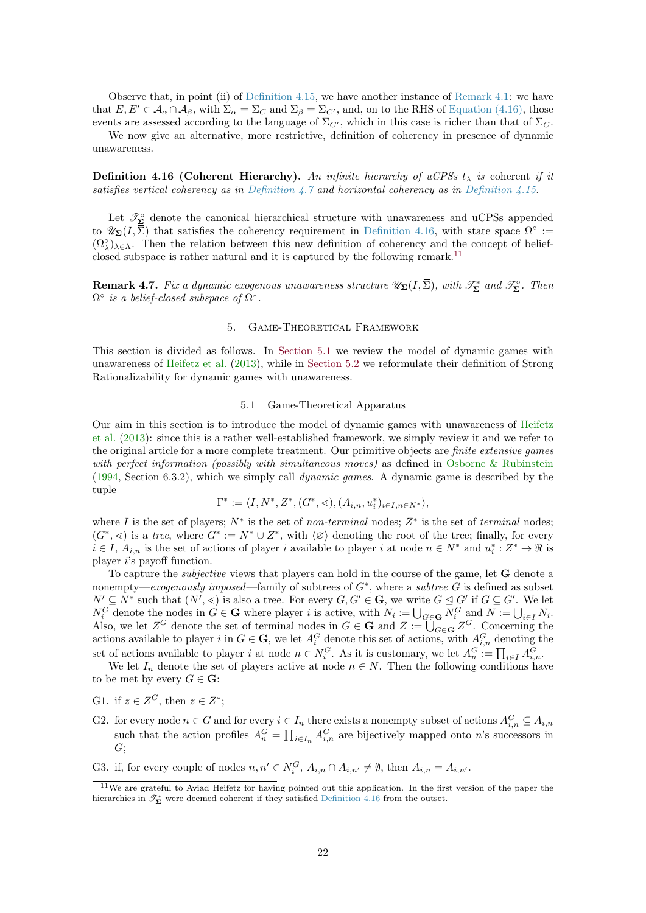Observe that, in point (ii) of Definition 4.15, we have another instance of Remark 4.1: we have that $E, E' \in \mathcal{A}_\alpha \cap \mathcal{A}_\beta$, with $\Sigma_\alpha = \Sigma_C$ and $\Sigma_\beta = \Sigma_{C'}$, and, on to the RHS of Equation (4.16), those events are assessed according to the language of $\Sigma_{C'}$, which in this case is richer than that of $\Sigma_C$.

We now give an alternative, more restrictive, definition of coherency in presence of dynamic unawareness.

**Definition 4.16 (Coherent Hierarchy).** *An infinite hierarchy of uCPSs $t_\lambda$ is* coherent *if it satisfies vertical coherency as in Definition 4.7 and horizontal coherency as in Definition 4.15.*

Let $\mathscr{T}^\circ_{\mathbf{\Sigma}}$ denote the canonical hierarchical structure with unawareness and uCPSs appended to $\mathscr{U}_{\mathbf{\Sigma}}(I, \overline{\Sigma})$ that satisfies the coherency requirement in Definition 4.16, with state space $\Omega^\circ := (\Omega^\circ_\lambda)_{\lambda \in \Lambda}$. Then the relation between this new definition of coherency and the concept of belief-closed subspace is rather natural and it is captured by the following remark.[11]

**Remark 4.7.** *Fix a dynamic exogenous unawareness structure $\mathscr{U}_{\mathbf{\Sigma}}(I, \overline{\Sigma})$, with $\mathscr{T}^*_{\mathbf{\Sigma}}$ and $\mathscr{T}^\circ_{\mathbf{\Sigma}}$. Then $\Omega^\circ$ is a belief-closed subspace of $\Omega^*$.*

## 5. Game-Theoretical Framework

This section is divided as follows. In Section 5.1 we review the model of dynamic games with unawareness of Heifetz et al. (2013), while in Section 5.2 we reformulate their definition of Strong Rationalizability for dynamic games with unawareness.

### 5.1 Game-Theoretical Apparatus

Our aim in this section is to introduce the model of dynamic games with unawareness of Heifetz et al. (2013): since this is a rather well-established framework, we simply review it and we refer to the original article for a more complete treatment. Our primitive objects are *finite extensive games with perfect information (possibly with simultaneous moves)* as defined in Osborne & Rubinstein (1994, Section 6.3.2), which we simply call *dynamic games*. A dynamic game is described by the tuple

$$\Gamma^* := \langle I, N^*, Z^*, (G^*, \lessdot), (A_{i,n}, u^*_i)_{i \in I, n \in N^*} \rangle,$$

where $I$ is the set of players; $N^*$ is the set of *non-terminal* nodes; $Z^*$ is the set of *terminal* nodes; $(G^*, \lessdot)$ is a *tree*, where $G^* := N^* \cup Z^*$, with $\langle \varnothing \rangle$ denoting the root of the tree; finally, for every $i \in I$, $A_{i,n}$ is the set of actions of player $i$ available to player $i$ at node $n \in N^*$ and $u^*_i : Z^* \to \Re$ is player $i$'s payoff function.

To capture the *subjective* views that players can hold in the course of the game, let $\mathbf{G}$ denote a nonempty—*exogenously imposed*—family of subtrees of $G^*$, where a *subtree* $G$ is defined as subset $N' \subseteq N^*$ such that $(N', \lessdot)$ is also a tree. For every $G, G' \in \mathbf{G}$, we write $G \trianglelefteq G'$ if $G \subseteq G'$. We let $N^G_i$ denote the nodes in $G \in \mathbf{G}$ where player $i$ is active, with $N_i := \bigcup_{G \in \mathbf{G}} N^G_i$ and $N := \bigcup_{i \in I} N_i$. Also, we let $Z^G$ denote the set of terminal nodes in $G \in \mathbf{G}$ and $Z := \bigcup_{G \in \mathbf{G}} Z^G$. Concerning the actions available to player $i$ in $G \in \mathbf{G}$, we let $A^G_i$ denote this set of actions, with $A^G_{i,n}$ denoting the set of actions available to player $i$ at node $n \in N^G_i$. As it is customary, we let $A^G_n := \prod_{i \in I} A^G_{i,n}$.

We let $I_n$ denote the set of players active at node $n \in N$. Then the following conditions have to be met by every $G \in \mathbf{G}$:

G1. if $z \in Z^G$, then $z \in Z^*$;

G2. for every node $n \in G$ and for every $i \in I_n$ there exists a nonempty subset of actions $A^G_{i,n} \subseteq A_{i,n}$ such that the action profiles $A^G_n = \prod_{i \in I_n} A^G_{i,n}$ are bijectively mapped onto $n$'s successors in $G$;

G3. if, for every couple of nodes $n, n' \in N^G_i$, $A_{i,n} \cap A_{i,n'} \neq \emptyset$, then $A_{i,n} = A_{i,n'}$.

[11] We are grateful to Aviad Heifetz for having pointed out this application. In the first version of the paper the hierarchies in $\mathscr{T}^*_{\mathbf{\Sigma}}$ were deemed coherent if they satisfied Definition 4.16 from the outset.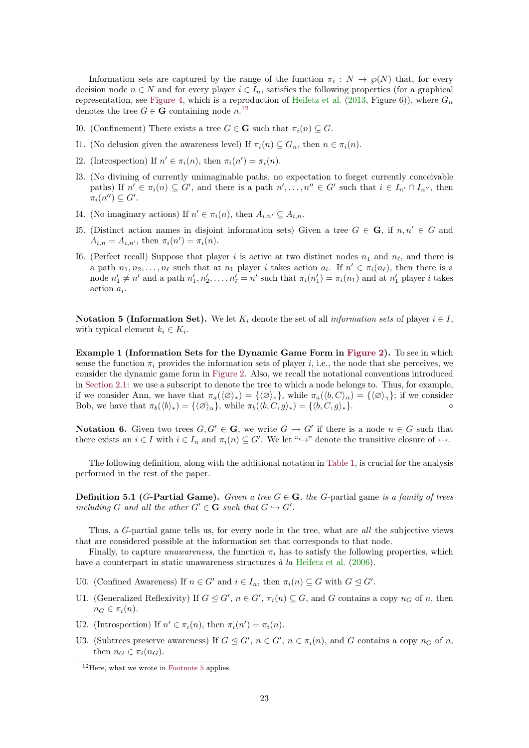Information sets are captured by the range of the function $\pi_i : N \to \wp(N)$ that, for every decision node $n \in N$ and for every player $i \in I_n$, satisfies the following properties (for a graphical representation, see Figure 4, which is a reproduction of Heifetz et al. (2013, Figure 6)), where $G_n$ denotes the tree $G \in \mathbf{G}$ containing node $n$.[12]

- I0. (Confinement) There exists a tree $G \in \mathbf{G}$ such that $\pi_i(n) \subseteq G$.
- I1. (No delusion given the awareness level) If $\pi_i(n) \subseteq G_n$, then $n \in \pi_i(n)$.
- I2. (Introspection) If $n' \in \pi_i(n)$, then $\pi_i(n') = \pi_i(n)$.
- I3. (No divining of currently unimaginable paths, no expectation to forget currently conceivable paths) If $n' \in \pi_i(n) \subseteq G'$, and there is a path $n', \dots, n'' \in G'$ such that $i \in I_{n'} \cap I_{n''}$, then $\pi_i(n'') \subseteq G'$.
- I4. (No imaginary actions) If $n' \in \pi_i(n)$, then $A_{i,n'} \subseteq A_{i,n}$.
- I5. (Distinct action names in disjoint information sets) Given a tree $G \in \mathbf{G}$, if $n, n' \in G$ and $A_{i,n} = A_{i,n'}$, then $\pi_i(n') = \pi_i(n)$.
- I6. (Perfect recall) Suppose that player $i$ is active at two distinct nodes $n_1$ and $n_\ell$, and there is a path $n_1, n_2, \dots, n_\ell$ such that at $n_1$ player $i$ takes action $a_i$. If $n' \in \pi_i(n_\ell)$, then there is a node $n'_1 \neq n'$ and a path $n'_1, n'_2, \dots, n'_\ell = n'$ such that $\pi_i(n'_1) = \pi_i(n_1)$ and at $n'_1$ player $i$ takes action $a_i$.

**Notation 5 (Information Set).** We let $K_i$ denote the set of all *information sets* of player $i \in I$, with typical element $k_i \in K_i$.

**Example 1 (Information Sets for the Dynamic Game Form in Figure 2).** To see in which sense the function $\pi_i$ provides the information sets of player $i$, i.e., the node that she perceives, we consider the dynamic game form in Figure 2. Also, we recall the notational conventions introduced in Section 2.1: we use a subscript to denote the tree to which a node belongs to. Thus, for example, if we consider Ann, we have that $\pi_a(\langle \varnothing \rangle_*) = \{\langle \varnothing \rangle_*\}$, while $\pi_a(\langle b, C \rangle_\alpha) = \{\langle \varnothing \rangle_\gamma\}$; if we consider Bob, we have that $\pi_b(\langle b \rangle_*) = \{\langle \varnothing \rangle_\alpha\}$, while $\pi_b(\langle b, C, g \rangle_*) = \{\langle b, C, g \rangle_*\}$. $\diamond$

**Notation 6.** Given two trees $G, G' \in \mathbf{G}$, we write $G \rightarrowtail G'$ if there is a node $n \in G$ such that there exists an $i \in I$ with $i \in I_n$ and $\pi_i(n) \subseteq G'$. We let "$\hookrightarrow$" denote the transitive closure of $\rightarrowtail$.

The following definition, along with the additional notation in Table 1, is crucial for the analysis performed in the rest of the paper.

**Definition 5.1 ($G$-Partial Game).** *Given a tree $G \in \mathbf{G}$, the $G$-*partial game *is a family of trees including $G$ and all the other $G' \in \mathbf{G}$ such that $G \hookrightarrow G'$.*

Thus, a $G$-partial game tells us, for every node in the tree, what are *all* the subjective views that are considered possible at the information set that corresponds to that node.

Finally, to capture *unawareness*, the function $\pi_i$ has to satisfy the following properties, which have a counterpart in static unawareness structures *à la* Heifetz et al. (2006).

- U0. (Confined Awareness) If $n \in G'$ and $i \in I_n$, then $\pi_i(n) \subseteq G$ with $G \trianglelefteq G'$.
- U1. (Generalized Reflexivity) If $G \trianglelefteq G'$, $n \in G'$, $\pi_i(n) \subseteq G$, and $G$ contains a copy $n_G$ of $n$, then $n_G \in \pi_i(n)$.
- U2. (Introspection) If $n' \in \pi_i(n)$, then $\pi_i(n') = \pi_i(n)$.
- U3. (Subtrees preserve awareness) If $G \trianglelefteq G'$, $n \in G'$, $n \in \pi_i(n)$, and $G$ contains a copy $n_G$ of $n$, then $n_G \in \pi_i(n_G)$.

[12] Here, what we wrote in Footnote 5 applies.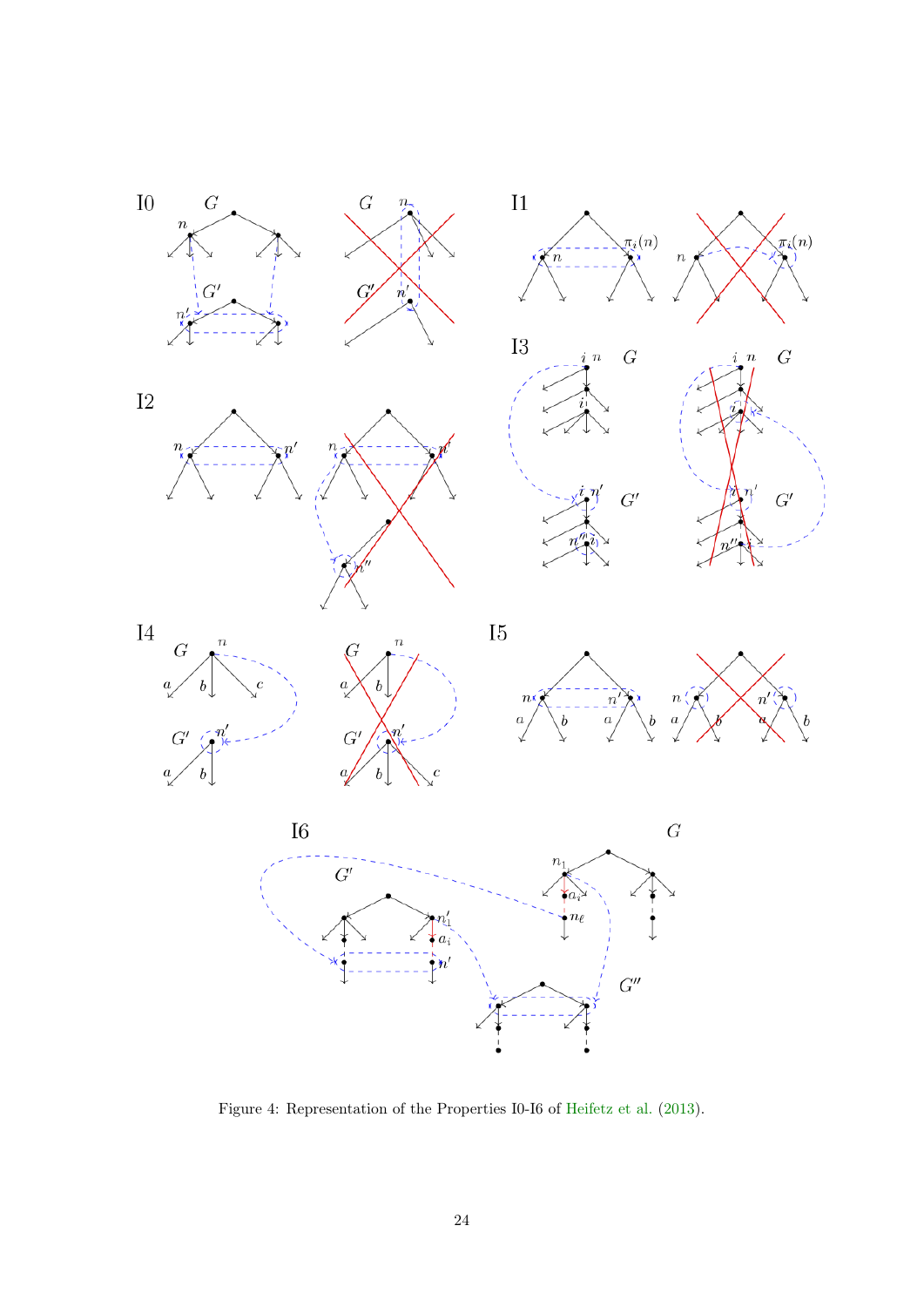Figure 4: Representation of the Properties I0-I6 of Heifetz et al. (2013).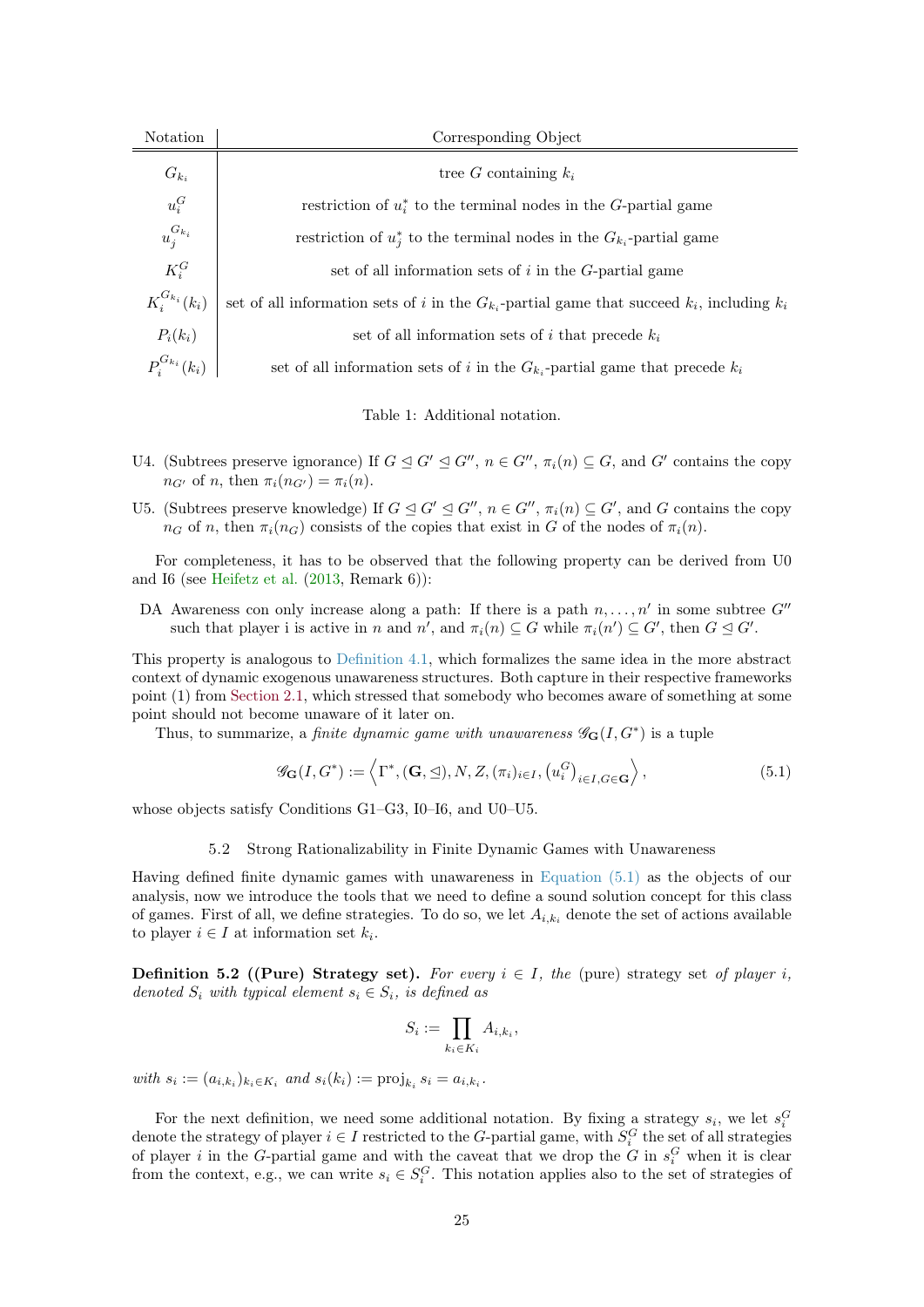| Notation | Corresponding Object |
|---|---|
| $G_{k_i}$ | tree $G$ containing $k_i$ |
| $u_i^G$ | restriction of $u_i^*$ to the terminal nodes in the $G$-partial game |
| $u_j^{G_{k_i}}$ | restriction of $u_j^*$ to the terminal nodes in the $G_{k_i}$-partial game |
| $K_i^G$ | set of all information sets of $i$ in the $G$-partial game |
| $K_i^{G_{k_i}}(k_i)$ | set of all information sets of $i$ in the $G_{k_i}$-partial game that succeed $k_i$, including $k_i$ |
| $P_i(k_i)$ | set of all information sets of $i$ that precede $k_i$ |
| $P_i^{G_{k_i}}(k_i)$ | set of all information sets of $i$ in the $G_{k_i}$-partial game that precede $k_i$ |

Table 1: Additional notation.

U4. (Subtrees preserve ignorance) If $G \trianglelefteq G' \trianglelefteq G''$, $n \in G''$, $\pi_i(n) \subseteq G$, and $G'$ contains the copy $n_{G'}$ of $n$, then $\pi_i(n_{G'}) = \pi_i(n)$.

U5. (Subtrees preserve knowledge) If $G \trianglelefteq G' \trianglelefteq G''$, $n \in G''$, $\pi_i(n) \subseteq G'$, and $G$ contains the copy $n_G$ of $n$, then $\pi_i(n_G)$ consists of the copies that exist in $G$ of the nodes of $\pi_i(n)$.

For completeness, it has to be observed that the following property can be derived from U0 and I6 (see Heifetz et al. (2013, Remark 6)):

DA Awareness con only increase along a path: If there is a path $n, \dots, n'$ in some subtree $G''$ such that player i is active in $n$ and $n'$, and $\pi_i(n) \subseteq G$ while $\pi_i(n') \subseteq G'$, then $G \trianglelefteq G'$.

This property is analogous to Definition 4.1, which formalizes the same idea in the more abstract context of dynamic exogenous unawareness structures. Both capture in their respective frameworks point (1) from Section 2.1, which stressed that somebody who becomes aware of something at some point should not become unaware of it later on.

Thus, to summarize, a *finite dynamic game with unawareness* $\mathscr{G}_{\mathbf{G}}(I, G^*)$ is a tuple

$$\mathscr{G}_{\mathbf{G}}(I, G^*) := \left\langle \Gamma^*, (\mathbf{G}, \trianglelefteq), N, Z, (\pi_i)_{i \in I}, \left(u_i^G\right)_{i \in I, G \in \mathbf{G}} \right\rangle, \tag{5.1}$$

whose objects satisfy Conditions G1–G3, I0–I6, and U0–U5.

### 5.2 Strong Rationalizability in Finite Dynamic Games with Unawareness

Having defined finite dynamic games with unawareness in Equation (5.1) as the objects of our analysis, now we introduce the tools that we need to define a sound solution concept for this class of games. First of all, we define strategies. To do so, we let $A_{i,k_i}$ denote the set of actions available to player $i \in I$ at information set $k_i$.

**Definition 5.2 ((Pure) Strategy set).** *For every $i \in I$, the* (pure) strategy set *of player $i$, denoted $S_i$ with typical element $s_i \in S_i$, is defined as*

$$S_i := \prod_{k_i \in K_i} A_{i,k_i},$$

*with $s_i := (a_{i,k_i})_{k_i \in K_i}$ and $s_i(k_i) := \operatorname{proj}_{k_i} s_i = a_{i,k_i}$.*

For the next definition, we need some additional notation. By fixing a strategy $s_i$, we let $s_i^G$ denote the strategy of player $i \in I$ restricted to the $G$-partial game, with $S_i^G$ the set of all strategies of player $i$ in the $G$-partial game and with the caveat that we drop the $G$ in $s_i^G$ when it is clear from the context, e.g., we can write $s_i \in S_i^G$. This notation applies also to the set of strategies of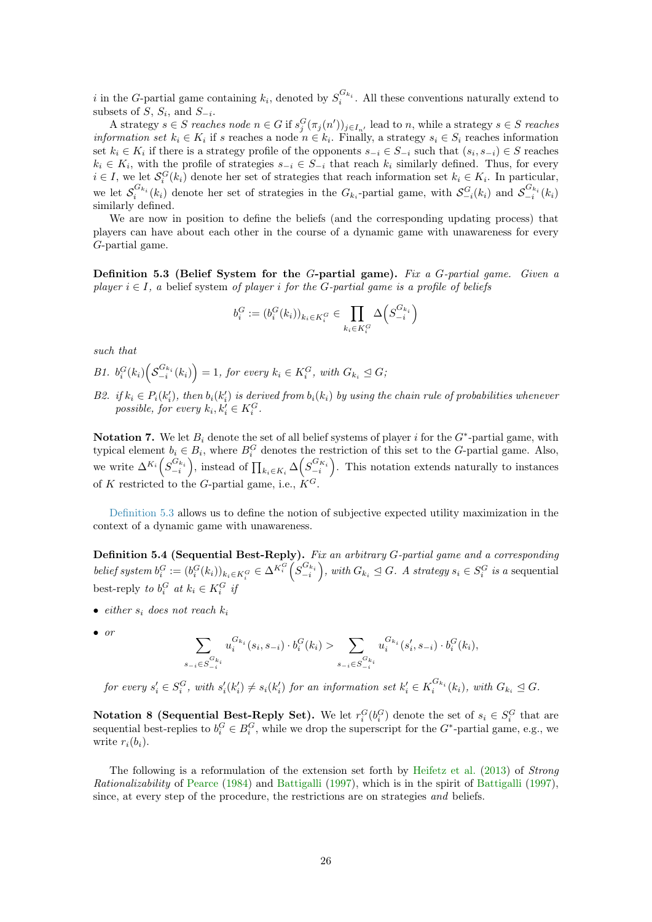$i$ in the $G$-partial game containing $k_i$, denoted by $S_i^{G_{k_i}}$. All these conventions naturally extend to subsets of $S$, $S_i$, and $S_{-i}$.

A strategy $s \in S$ *reaches node* $n \in G$ if $s_j^G(\pi_j(n'))_{j \in I_{n'}}$ lead to $n$, while a strategy $s \in S$ *reaches information set* $k_i \in K_i$ if $s$ reaches a node $n \in k_i$. Finally, a strategy $s_i \in S_i$ reaches information set $k_i \in K_i$ if there is a strategy profile of the opponents $s_{-i} \in S_{-i}$ such that $(s_i, s_{-i}) \in S$ reaches $k_i \in K_i$, with the profile of strategies $s_{-i} \in S_{-i}$ that reach $k_i$ similarly defined. Thus, for every $i \in I$, we let $\mathcal{S}_i^G(k_i)$ denote her set of strategies that reach information set $k_i \in K_i$. In particular, we let $\mathcal{S}_i^{G_{k_i}}(k_i)$ denote her set of strategies in the $G_{k_i}$-partial game, with $\mathcal{S}_{-i}^G(k_i)$ and $\mathcal{S}_{-i}^{G_{k_i}}(k_i)$ similarly defined.

We are now in position to define the beliefs (and the corresponding updating process) that players can have about each other in the course of a dynamic game with unawareness for every $G$-partial game.

**Definition 5.3 (Belief System for the $G$-partial game).** *Fix a $G$-partial game. Given a player $i \in I$, a* belief system *of player $i$ for the $G$-partial game is a profile of beliefs*

$$b_i^G := (b_i^G(k_i))_{k_i \in K_i^G} \in \prod_{k_i \in K_i^G} \Delta\Big(S_{-i}^{G_{k_i}}\Big)$$

*such that*

*B1.* $b_i^G(k_i)\Big(\mathcal{S}_{-i}^{G_{k_i}}(k_i)\Big) = 1$*, for every $k_i \in K_i^G$, with $G_{k_i} \trianglelefteq G$;*

*B2. if $k_i \in P_i(k_i')$, then $b_i(k_i')$ is derived from $b_i(k_i)$ by using the chain rule of probabilities whenever possible, for every $k_i, k_i' \in K_i^G$.*

**Notation 7.** We let $B_i$ denote the set of all belief systems of player $i$ for the $G^*$-partial game, with typical element $b_i \in B_i$, where $B_i^G$ denotes the restriction of this set to the $G$-partial game. Also, we write $\Delta^{K_i}\Big(S_{-i}^{G_{k_i}}\Big)$, instead of $\prod_{k_i \in K_i} \Delta\Big(S_{-i}^{G_{K_i}}\Big)$. This notation extends naturally to instances of $K$ restricted to the $G$-partial game, i.e., $K^G$.

Definition 5.3 allows us to define the notion of subjective expected utility maximization in the context of a dynamic game with unawareness.

**Definition 5.4 (Sequential Best-Reply).** *Fix an arbitrary $G$-partial game and a corresponding belief system $b_i^G := (b_i^G(k_i))_{k_i \in K_i^G} \in \Delta^{K_i^G}\Big(S_{-i}^{G_{k_i}}\Big)$, with $G_{k_i} \trianglelefteq G$. A strategy $s_i \in S_i^G$ is a* sequential best-reply *to $b_i^G$ at $k_i \in K_i^G$ if*

- *either $s_i$ does not reach $k_i$*
- *or*

$$\sum_{s_{-i} \in S_{-i}^{G_{k_i}}} u_i^{G_{k_i}}(s_i, s_{-i}) \cdot b_i^G(k_i) > \sum_{s_{-i} \in S_{-i}^{G_{k_i}}} u_i^{G_{k_i}}(s_i', s_{-i}) \cdot b_i^G(k_i),$$

*for every $s_i' \in S_i^G$, with $s_i'(k_i') \neq s_i(k_i')$ for an information set $k_i' \in K_i^{G_{k_i}}(k_i)$, with $G_{k_i} \trianglelefteq G$.*

**Notation 8 (Sequential Best-Reply Set).** We let $r_i^G(b_i^G)$ denote the set of $s_i \in S_i^G$ that are sequential best-replies to $b_i^G \in B_i^G$, while we drop the superscript for the $G^*$-partial game, e.g., we write $r_i(b_i)$.

The following is a reformulation of the extension set forth by Heifetz et al. (2013) of *Strong Rationalizability* of Pearce (1984) and Battigalli (1997), which is in the spirit of Battigalli (1997), since, at every step of the procedure, the restrictions are on strategies *and* beliefs.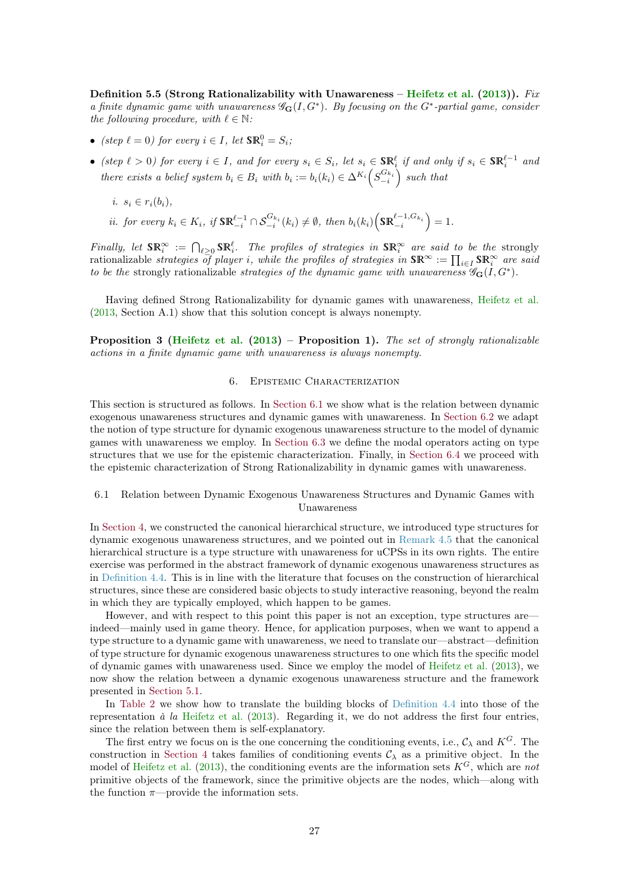**Definition 5.5 (Strong Rationalizability with Unawareness – Heifetz et al. (2013)).** *Fix a finite dynamic game with unawareness $\mathscr{G}_{\mathbf{G}}(I, G^*)$. By focusing on the $G^*$-partial game, consider the following procedure, with $\ell \in \mathbb{N}$:*

- *(step $\ell = 0$) for every $i \in I$, let $\mathbf{\$R}_i^0 = S_i$;*
- *(step $\ell > 0$) for every $i \in I$, and for every $s_i \in S_i$, let $s_i \in \mathbf{\$R}_i^\ell$ if and only if $s_i \in \mathbf{\$R}_i^{\ell-1}$ and there exists a belief system $b_i \in B_i$ with $b_i := b_i(k_i) \in \Delta^{K_i}\left(S_{-i}^{G_{k_i}}\right)$ such that*

  *i. $s_i \in r_i(b_i)$,*

  *ii. for every $k_i \in K_i$, if $\mathbf{\$R}_{-i}^{\ell-1} \cap \mathcal{S}_{-i}^{G_{k_i}}(k_i) \neq \emptyset$, then $b_i(k_i)\left(\mathbf{\$R}_{-i}^{\ell-1, G_{k_i}}\right) = 1$.*

*Finally, let $\mathbf{\$R}_i^\infty := \bigcap_{\ell \geq 0} \mathbf{\$R}_i^\ell$. The profiles of strategies in $\mathbf{\$R}_i^\infty$ are said to be the* strongly rationalizable *strategies of player $i$, while the profiles of strategies in $\mathbf{\$R}^\infty := \prod_{i \in I} \mathbf{\$R}_i^\infty$ are said to be the* strongly rationalizable *strategies of the dynamic game with unawareness $\mathscr{G}_{\mathbf{G}}(I, G^*)$.*

Having defined Strong Rationalizability for dynamic games with unawareness, Heifetz et al. (2013, Section A.1) show that this solution concept is always nonempty.

**Proposition 3 (Heifetz et al. (2013) – Proposition 1).** *The set of strongly rationalizable actions in a finite dynamic game with unawareness is always nonempty.*

## 6. Epistemic Characterization

This section is structured as follows. In Section 6.1 we show what is the relation between dynamic exogenous unawareness structures and dynamic games with unawareness. In Section 6.2 we adapt the notion of type structure for dynamic exogenous unawareness structure to the model of dynamic games with unawareness we employ. In Section 6.3 we define the modal operators acting on type structures that we use for the epistemic characterization. Finally, in Section 6.4 we proceed with the epistemic characterization of Strong Rationalizability in dynamic games with unawareness.

### 6.1 Relation between Dynamic Exogenous Unawareness Structures and Dynamic Games with Unawareness

In Section 4, we constructed the canonical hierarchical structure, we introduced type structures for dynamic exogenous unawareness structures, and we pointed out in Remark 4.5 that the canonical hierarchical structure is a type structure with unawareness for uCPSs in its own rights. The entire exercise was performed in the abstract framework of dynamic exogenous unawareness structures as in Definition 4.4. This is in line with the literature that focuses on the construction of hierarchical structures, since these are considered basic objects to study interactive reasoning, beyond the realm in which they are typically employed, which happen to be games.

However, and with respect to this point this paper is not an exception, type structures are—indeed—mainly used in game theory. Hence, for application purposes, when we want to append a type structure to a dynamic game with unawareness, we need to translate our—abstract—definition of type structure for dynamic exogenous unawareness structures to one which fits the specific model of dynamic games with unawareness used. Since we employ the model of Heifetz et al. (2013), we now show the relation between a dynamic exogenous unawareness structure and the framework presented in Section 5.1.

In Table 2 we show how to translate the building blocks of Definition 4.4 into those of the representation *à la* Heifetz et al. (2013). Regarding it, we do not address the first four entries, since the relation between them is self-explanatory.

The first entry we focus on is the one concerning the conditioning events, i.e., $\mathcal{C}_\lambda$ and $K^G$. The construction in Section 4 takes families of conditioning events $\mathcal{C}_\lambda$ as a primitive object. In the model of Heifetz et al. (2013), the conditioning events are the information sets $K^G$, which are *not* primitive objects of the framework, since the primitive objects are the nodes, which—along with the function $\pi$—provide the information sets.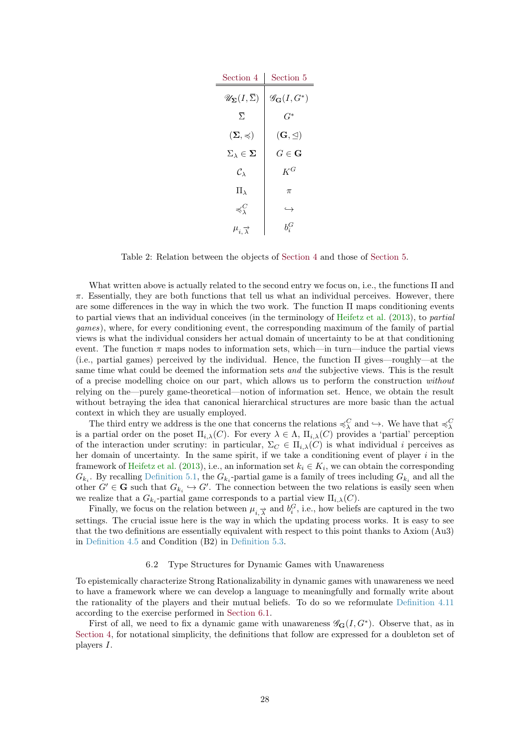| Section 4 | Section 5 |
|---|---|
| $\mathscr{U}_{\mathbf{\Sigma}}(I, \overline{\Sigma})$ | $\mathscr{G}_{\mathbf{G}}(I, G^*)$ |
| $\overline{\Sigma}$ | $G^*$ |
| $(\mathbf{\Sigma}, \preccurlyeq)$ | $(\mathbf{G}, \trianglelefteq)$ |
| $\Sigma_\lambda \in \mathbf{\Sigma}$ | $G \in \mathbf{G}$ |
| $\mathcal{C}_\lambda$ | $K^G$ |
| $\Pi_\lambda$ | $\pi$ |
| $\preccurlyeq^C_\lambda$ | $\hookrightarrow$ |
| $\mu_{i,\overrightarrow{\lambda}}$ | $b^G_i$ |

Table 2: Relation between the objects of Section 4 and those of Section 5.

What written above is actually related to the second entry we focus on, i.e., the functions $\Pi$ and $\pi$. Essentially, they are both functions that tell us what an individual perceives. However, there are some differences in the way in which the two work. The function $\Pi$ maps conditioning events to partial views that an individual conceives (in the terminology of Heifetz et al. (2013), to *partial games*), where, for every conditioning event, the corresponding maximum of the family of partial views is what the individual considers her actual domain of uncertainty to be at that conditioning event. The function $\pi$ maps nodes to information sets, which—in turn—induce the partial views (i.e., partial games) perceived by the individual. Hence, the function $\Pi$ gives—roughly—at the same time what could be deemed the information sets *and* the subjective views. This is the result of a precise modelling choice on our part, which allows us to perform the construction *without* relying on the—purely game-theoretical—notion of information set. Hence, we obtain the result without betraying the idea that canonical hierarchical structures are more basic than the actual context in which they are usually employed.

The third entry we address is the one that concerns the relations $\preccurlyeq^C_\lambda$ and $\hookrightarrow$. We have that $\preccurlyeq^C_\lambda$ is a partial order on the poset $\Pi_{i,\lambda}(C)$. For every $\lambda \in \Lambda$, $\Pi_{i,\lambda}(C)$ provides a 'partial' perception of the interaction under scrutiny: in particular, $\Sigma_C \in \Pi_{i,\lambda}(C)$ is what individual $i$ perceives as her domain of uncertainty. In the same spirit, if we take a conditioning event of player $i$ in the framework of Heifetz et al. (2013), i.e., an information set $k_i \in K_i$, we can obtain the corresponding $G_{k_i}$. By recalling Definition 5.1, the $G_{k_i}$-partial game is a family of trees including $G_{k_i}$ and all the other $G' \in \mathbf{G}$ such that $G_{k_i} \hookrightarrow G'$. The connection between the two relations is easily seen when we realize that a $G_{k_i}$-partial game corresponds to a partial view $\Pi_{i,\lambda}(C)$.

Finally, we focus on the relation between $\mu_{i,\overrightarrow{\lambda}}$ and $b^G_i$, i.e., how beliefs are captured in the two settings. The crucial issue here is the way in which the updating process works. It is easy to see that the two definitions are essentially equivalent with respect to this point thanks to Axiom (Au3) in Definition 4.5 and Condition (B2) in Definition 5.3.

### 6.2 Type Structures for Dynamic Games with Unawareness

To epistemically characterize Strong Rationalizability in dynamic games with unawareness we need to have a framework where we can develop a language to meaningfully and formally write about the rationality of the players and their mutual beliefs. To do so we reformulate Definition 4.11 according to the exercise performed in Section 6.1.

First of all, we need to fix a dynamic game with unawareness $\mathscr{G}_{\mathbf{G}}(I, G^*)$. Observe that, as in Section 4, for notational simplicity, the definitions that follow are expressed for a doubleton set of players $I$.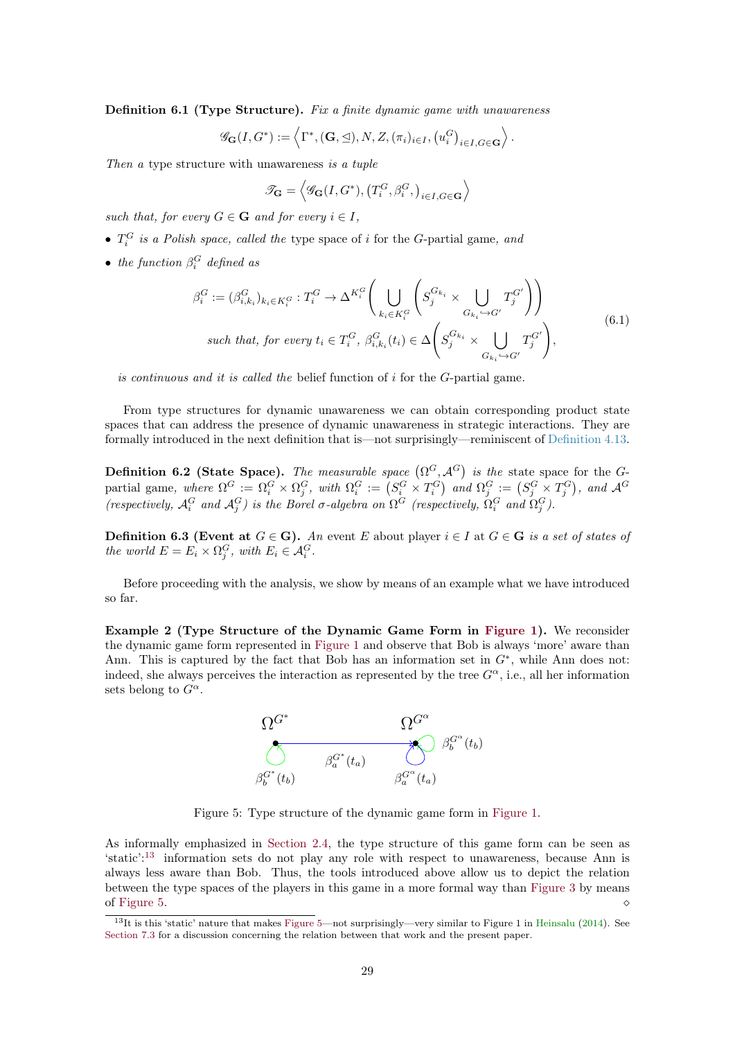**Definition 6.1 (Type Structure).** *Fix a finite dynamic game with unawareness*

$$\mathscr{G}_{\mathbf{G}}(I, G^*) := \left\langle \Gamma^*, (\mathbf{G}, \trianglelefteq), N, Z, (\pi_i)_{i \in I}, \left(u_i^G\right)_{i \in I, G \in \mathbf{G}} \right\rangle .$$

*Then a* type structure with unawareness *is a tuple*

$$\mathscr{T}_{\mathbf{G}} = \left\langle \mathscr{G}_{\mathbf{G}}(I, G^*), (T_i^G, \beta_i^G,)_{i \in I, G \in \mathbf{G}} \right\rangle$$

*such that, for every $G \in \mathbf{G}$ and for every $i \in I$,*

- *$T_i^G$ is a Polish space, called the* type space of $i$ for the $G$-partial game, *and*
- *the function $\beta_i^G$ defined as*

$$\begin{aligned} \beta_i^G := (\beta_{i,k_i}^G)_{k_i \in K_i^G} : T_i^G \to \Delta^{K_i^G} \left( \bigcup_{k_i \in K_i^G} \left( S_j^{G_{k_i}} \times \bigcup_{G_{k_i} \hookrightarrow G'} T_j^{G'} \right) \right) \\ \text{such that, for every } t_i \in T_i^G,\ \beta_{i,k_i}^G(t_i) \in \Delta \left( S_j^{G_{k_i}} \times \bigcup_{G_{k_i} \hookrightarrow G'} T_j^{G'} \right), \end{aligned} \tag{6.1}$$

*is continuous and it is called the* belief function of $i$ for the $G$-partial game.

From type structures for dynamic unawareness we can obtain corresponding product state spaces that can address the presence of dynamic unawareness in strategic interactions. They are formally introduced in the next definition that is—not surprisingly—reminiscent of Definition 4.13.

**Definition 6.2 (State Space).** *The measurable space $\left(\Omega^G, \mathcal{A}^G\right)$ is the* state space for the $G$-partial game, *where $\Omega^G := \Omega_i^G \times \Omega_j^G$, with $\Omega_i^G := \left(S_i^G \times T_i^G\right)$ and $\Omega_j^G := \left(S_j^G \times T_j^G\right)$, and $\mathcal{A}^G$ (respectively, $\mathcal{A}_i^G$ and $\mathcal{A}_j^G$) is the Borel $\sigma$-algebra on $\Omega^G$ (respectively, $\Omega_i^G$ and $\Omega_j^G$).*

**Definition 6.3 (Event at $G \in \mathbf{G}$).** *An* event $E$ about player $i \in I$ at $G \in \mathbf{G}$ *is a set of states of the world $E = E_i \times \Omega_j^G$, with $E_i \in \mathcal{A}_i^G$.*

Before proceeding with the analysis, we show by means of an example what we have introduced so far.

**Example 2 (Type Structure of the Dynamic Game Form in Figure 1).** We reconsider the dynamic game form represented in Figure 1 and observe that Bob is always 'more' aware than Ann. This is captured by the fact that Bob has an information set in $G^*$, while Ann does not: indeed, she always perceives the interaction as represented by the tree $G^\alpha$, i.e., all her information sets belong to $G^\alpha$.

Figure 5: Type structure of the dynamic game form in Figure 1.

As informally emphasized in Section 2.4, the type structure of this game form can be seen as 'static':[13] information sets do not play any role with respect to unawareness, because Ann is always less aware than Bob. Thus, the tools introduced above allow us to depict the relation between the type spaces of the players in this game in a more formal way than Figure 3 by means of Figure 5. ◇

[13] It is this 'static' nature that makes Figure 5—not surprisingly—very similar to Figure 1 in Heinsalu (2014). See Section 7.3 for a discussion concerning the relation between that work and the present paper.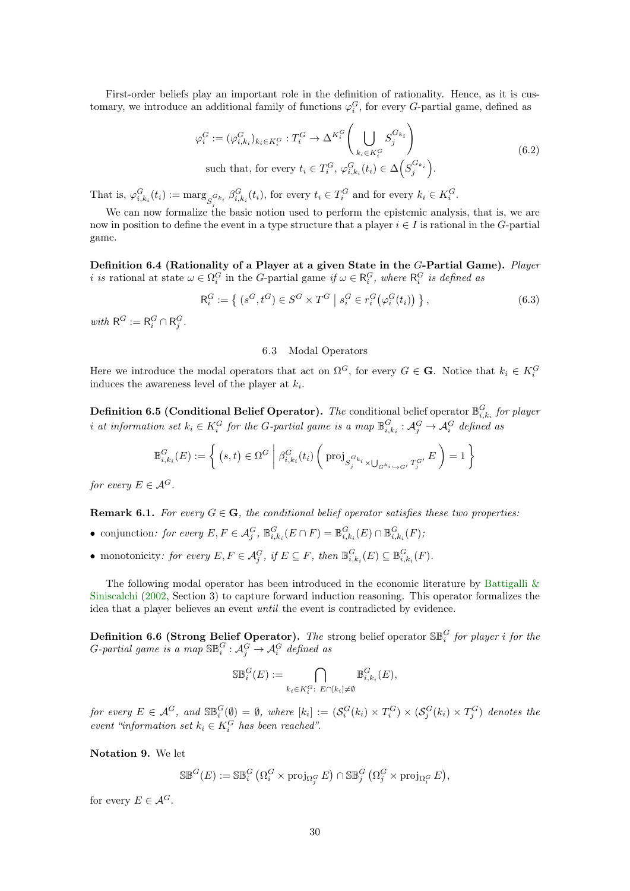First-order beliefs play an important role in the definition of rationality. Hence, as it is customary, we introduce an additional family of functions $\varphi_i^G$, for every $G$-partial game, defined as

$$
\begin{gathered}
\varphi_i^G := (\varphi_{i,k_i}^G)_{k_i \in K_i^G} : T_i^G \to \Delta^{K_i^G}\left(\bigcup_{k_i \in K_i^G} S_j^{G_{k_i}}\right) \\
\text{such that, for every } t_i \in T_i^G,\ \varphi_{i,k_i}^G(t_i) \in \Delta\left(S_j^{G_{k_i}}\right).
\end{gathered}
\tag{6.2}
$$

That is, $\varphi_{i,k_i}^G(t_i) := \operatorname{marg}_{S_j^{G_{k_i}}} \beta_{i,k_i}^G(t_i)$, for every $t_i \in T_i^G$ and for every $k_i \in K_i^G$.

We can now formalize the basic notion used to perform the epistemic analysis, that is, we are now in position to define the event in a type structure that a player $i \in I$ is rational in the $G$-partial game.

**Definition 6.4 (Rationality of a Player at a given State in the $G$-Partial Game).** *Player $i$ is* rational at state $\omega \in \Omega_i^G$ in the $G$-partial game *if $\omega \in \mathsf{R}_i^G$, where $\mathsf{R}_i^G$ is defined as*

$$
\mathsf{R}_i^G := \left\{ (s^G, t^G) \in S^G \times T^G \;\middle|\; s_i^G \in r_i^G\big(\varphi_i^G(t_i)\big) \right\},
\tag{6.3}
$$

*with $\mathsf{R}^G := \mathsf{R}_i^G \cap \mathsf{R}_j^G$.*

### 6.3 Modal Operators

Here we introduce the modal operators that act on $\Omega^G$, for every $G \in \mathbf{G}$. Notice that $k_i \in K_i^G$ induces the awareness level of the player at $k_i$.

**Definition 6.5 (Conditional Belief Operator).** *The* conditional belief operator $\mathbb{B}_{i,k_i}^G$ *for player $i$ at information set $k_i \in K_i^G$ for the $G$-partial game is a map $\mathbb{B}_{i,k_i}^G : \mathcal{A}_j^G \to \mathcal{A}_i^G$ defined as*

$$
\mathbb{B}_{i,k_i}^G(E) := \left\{ (s,t) \in \Omega^G \;\middle|\; \beta_{i,k_i}^G(t_i)\left( \operatorname{proj}_{S_j^{G_{k_i}} \times \bigcup_{G^{k_i} \hookrightarrow G'} T_j^{G'}} E \right) = 1 \right\}
$$

*for every $E \in \mathcal{A}^G$.*

**Remark 6.1.** *For every $G \in \mathbf{G}$, the conditional belief operator satisfies these two properties:*

- conjunction*: for every $E, F \in \mathcal{A}_j^G$, $\mathbb{B}_{i,k_i}^G(E \cap F) = \mathbb{B}_{i,k_i}^G(E) \cap \mathbb{B}_{i,k_i}^G(F)$;*
- monotonicity*: for every $E, F \in \mathcal{A}_j^G$, if $E \subseteq F$, then $\mathbb{B}_{i,k_i}^G(E) \subseteq \mathbb{B}_{i,k_i}^G(F)$.*

The following modal operator has been introduced in the economic literature by Battigalli & Siniscalchi (2002, Section 3) to capture forward induction reasoning. This operator formalizes the idea that a player believes an event *until* the event is contradicted by evidence.

**Definition 6.6 (Strong Belief Operator).** *The* strong belief operator $\mathbb{SB}_i^G$ *for player $i$ for the $G$-partial game is a map $\mathbb{SB}_i^G : \mathcal{A}_j^G \to \mathcal{A}_i^G$ defined as*

$$
\mathbb{SB}_i^G(E) := \bigcap_{k_i \in K_i^G :\ E \cap [k_i] \neq \emptyset} \mathbb{B}_{i,k_i}^G(E),
$$

*for every $E \in \mathcal{A}^G$, and $\mathbb{SB}_i^G(\emptyset) = \emptyset$, where $[k_i] := (\mathcal{S}_i^G(k_i) \times T_i^G) \times (\mathcal{S}_j^G(k_i) \times T_j^G)$ denotes the event "information set $k_i \in K_i^G$ has been reached".*

**Notation 9.** We let

$$
\mathbb{SB}^G(E) := \mathbb{SB}_i^G\left(\Omega_i^G \times \operatorname{proj}_{\Omega_j^G} E\right) \cap \mathbb{SB}_j^G\left(\Omega_j^G \times \operatorname{proj}_{\Omega_i^G} E\right),
$$

for every $E \in \mathcal{A}^G$.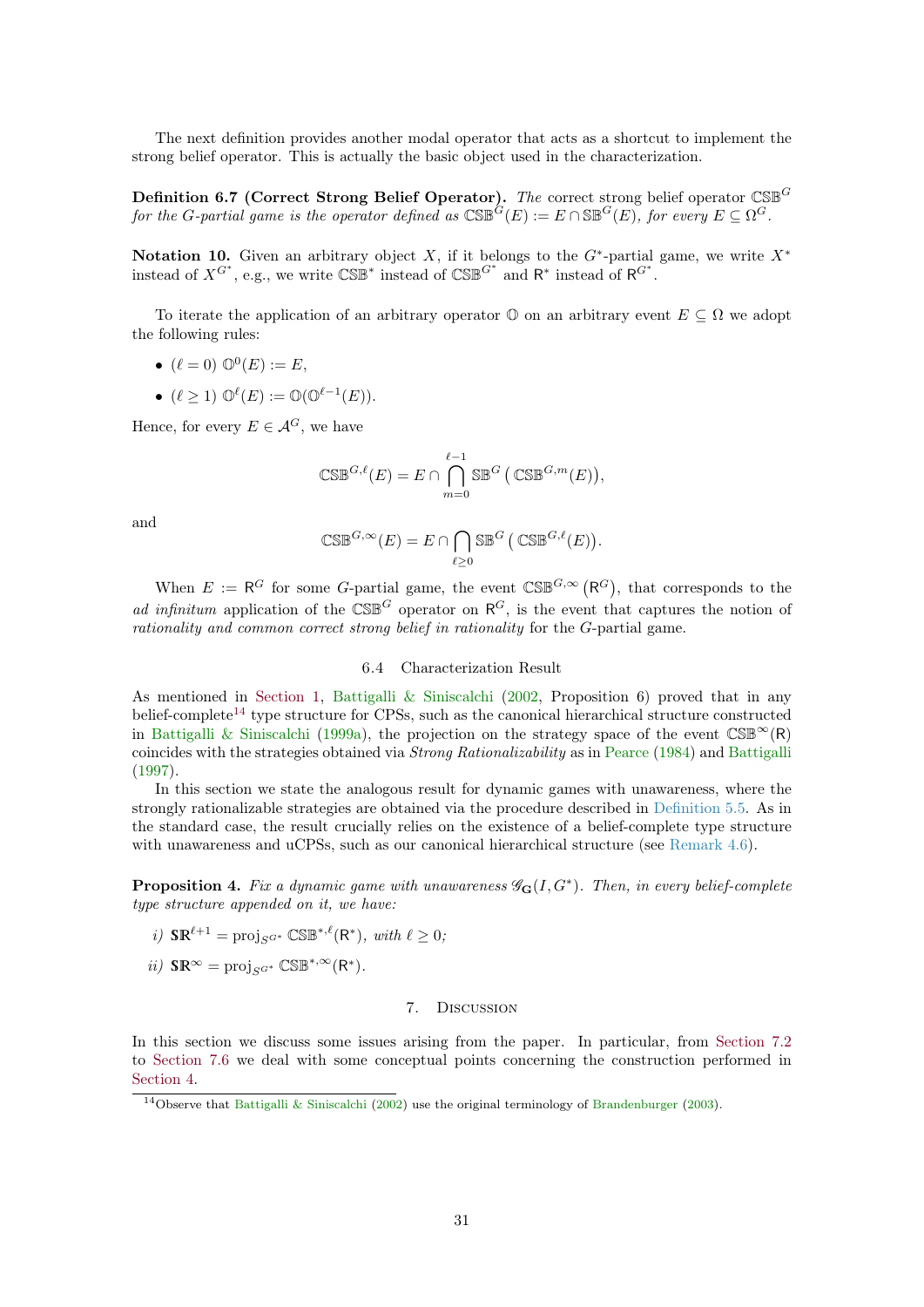The next definition provides another modal operator that acts as a shortcut to implement the strong belief operator. This is actually the basic object used in the characterization.

**Definition 6.7 (Correct Strong Belief Operator).** *The* correct strong belief operator $\mathbb{CSB}^G$ *for the $G$-partial game is the operator defined as $\mathbb{CSB}^G(E) := E \cap \mathbb{SB}^G(E)$, for every $E \subseteq \Omega^G$.*

**Notation 10.** Given an arbitrary object $X$, if it belongs to the $G^*$-partial game, we write $X^*$ instead of $X^{G^*}$, e.g., we write $\mathbb{CSB}^*$ instead of $\mathbb{CSB}^{G^*}$ and $\mathsf{R}^*$ instead of $\mathsf{R}^{G^*}$.

To iterate the application of an arbitrary operator $\mathbb{O}$ on an arbitrary event $E \subseteq \Omega$ we adopt the following rules:

- $(\ell = 0)$ $\mathbb{O}^0(E) := E$,
- $(\ell \geq 1)$ $\mathbb{O}^\ell(E) := \mathbb{O}(\mathbb{O}^{\ell-1}(E))$.

Hence, for every $E \in \mathcal{A}^G$, we have

$$\mathbb{CSB}^{G,\ell}(E) = E \cap \bigcap_{m=0}^{\ell-1} \mathbb{SB}^G\left(\mathbb{CSB}^{G,m}(E)\right),$$

and

$$\mathbb{CSB}^{G,\infty}(E) = E \cap \bigcap_{\ell \geq 0} \mathbb{SB}^G\left(\mathbb{CSB}^{G,\ell}(E)\right).$$

When $E := \mathsf{R}^G$ for some $G$-partial game, the event $\mathbb{CSB}^{G,\infty}\left(\mathsf{R}^G\right)$, that corresponds to the *ad infinitum* application of the $\mathbb{CSB}^G$ operator on $\mathsf{R}^G$, is the event that captures the notion of *rationality and common correct strong belief in rationality* for the $G$-partial game.

### 6.4 Characterization Result

As mentioned in Section 1, Battigalli & Siniscalchi (2002, Proposition 6) proved that in any belief-complete[14] type structure for CPSs, such as the canonical hierarchical structure constructed in Battigalli & Siniscalchi (1999a), the projection on the strategy space of the event $\mathbb{CSB}^\infty(\mathsf{R})$ coincides with the strategies obtained via *Strong Rationalizability* as in Pearce (1984) and Battigalli (1997).

In this section we state the analogous result for dynamic games with unawareness, where the strongly rationalizable strategies are obtained via the procedure described in Definition 5.5. As in the standard case, the result crucially relies on the existence of a belief-complete type structure with unawareness and uCPSs, such as our canonical hierarchical structure (see Remark 4.6).

**Proposition 4.** *Fix a dynamic game with unawareness $\mathscr{G}_{\mathbf{G}}(I, G^*)$. Then, in every belief-complete type structure appended on it, we have:*

*i)* $\mathbf{SR}^{\ell+1} = \operatorname{proj}_{S^{G^*}} \mathbb{CSB}^{*,\ell}(\mathsf{R}^*)$*, with $\ell \geq 0$;*

*ii)* $\mathbf{SR}^\infty = \operatorname{proj}_{S^{G^*}} \mathbb{CSB}^{*,\infty}(\mathsf{R}^*)$.

## 7. Discussion

In this section we discuss some issues arising from the paper. In particular, from Section 7.2 to Section 7.6 we deal with some conceptual points concerning the construction performed in Section 4.

[14] Observe that Battigalli & Siniscalchi (2002) use the original terminology of Brandenburger (2003).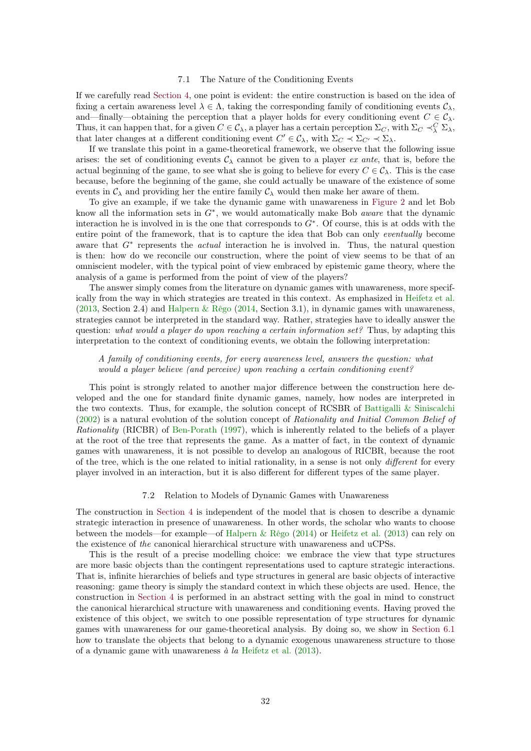### 7.1 The Nature of the Conditioning Events

If we carefully read Section 4, one point is evident: the entire construction is based on the idea of fixing a certain awareness level $\lambda \in \Lambda$, taking the corresponding family of conditioning events $\mathcal{C}_\lambda$, and—finally—obtaining the perception that a player holds for every conditioning event $C \in \mathcal{C}_\lambda$. Thus, it can happen that, for a given $C \in \mathcal{C}_\lambda$, a player has a certain perception $\Sigma_C$, with $\Sigma_C \prec^C_\lambda \Sigma_\lambda$, that later changes at a different conditioning event $C' \in \mathcal{C}_\lambda$, with $\Sigma_C \prec \Sigma_{C'} \prec \Sigma_\lambda$.

If we translate this point in a game-theoretical framework, we observe that the following issue arises: the set of conditioning events $\mathcal{C}_\lambda$ cannot be given to a player *ex ante*, that is, before the actual beginning of the game, to see what she is going to believe for every $C \in \mathcal{C}_\lambda$. This is the case because, before the beginning of the game, she could actually be unaware of the existence of some events in $\mathcal{C}_\lambda$ and providing her the entire family $\mathcal{C}_\lambda$ would then make her aware of them.

To give an example, if we take the dynamic game with unawareness in Figure 2 and let Bob know all the information sets in $G^*$, we would automatically make Bob *aware* that the dynamic interaction he is involved in is the one that corresponds to $G^*$. Of course, this is at odds with the entire point of the framework, that is to capture the idea that Bob can only *eventually* become aware that $G^*$ represents the *actual* interaction he is involved in. Thus, the natural question is then: how do we reconcile our construction, where the point of view seems to be that of an omniscient modeler, with the typical point of view embraced by epistemic game theory, where the analysis of a game is performed from the point of view of the players?

The answer simply comes from the literature on dynamic games with unawareness, more specifically from the way in which strategies are treated in this context. As emphasized in Heifetz et al. (2013, Section 2.4) and Halpern & Rêgo (2014, Section 3.1), in dynamic games with unawareness, strategies cannot be interpreted in the standard way. Rather, strategies have to ideally answer the question: *what would a player do upon reaching a certain information set?* Thus, by adapting this interpretation to the context of conditioning events, we obtain the following interpretation:

> *A family of conditioning events, for every awareness level, answers the question: what would a player believe (and perceive) upon reaching a certain conditioning event?*

This point is strongly related to another major difference between the construction here developed and the one for standard finite dynamic games, namely, how nodes are interpreted in the two contexts. Thus, for example, the solution concept of RCSBR of Battigalli & Siniscalchi (2002) is a natural evolution of the solution concept of *Rationality and Initial Common Belief of Rationality* (RICBR) of Ben-Porath (1997), which is inherently related to the beliefs of a player at the root of the tree that represents the game. As a matter of fact, in the context of dynamic games with unawareness, it is not possible to develop an analogous of RICBR, because the root of the tree, which is the one related to initial rationality, in a sense is not only *different* for every player involved in an interaction, but it is also different for different types of the same player.

### 7.2 Relation to Models of Dynamic Games with Unawareness

The construction in Section 4 is independent of the model that is chosen to describe a dynamic strategic interaction in presence of unawareness. In other words, the scholar who wants to choose between the models—for example—of Halpern & Rêgo (2014) or Heifetz et al. (2013) can rely on the existence of *the* canonical hierarchical structure with unawareness and uCPSs.

This is the result of a precise modelling choice: we embrace the view that type structures are more basic objects than the contingent representations used to capture strategic interactions. That is, infinite hierarchies of beliefs and type structures in general are basic objects of interactive reasoning: game theory is simply the standard context in which these objects are used. Hence, the construction in Section 4 is performed in an abstract setting with the goal in mind to construct the canonical hierarchical structure with unawareness and conditioning events. Having proved the existence of this object, we switch to one possible representation of type structures for dynamic games with unawareness for our game-theoretical analysis. By doing so, we show in Section 6.1 how to translate the objects that belong to a dynamic exogenous unawareness structure to those of a dynamic game with unawareness *à la* Heifetz et al. (2013).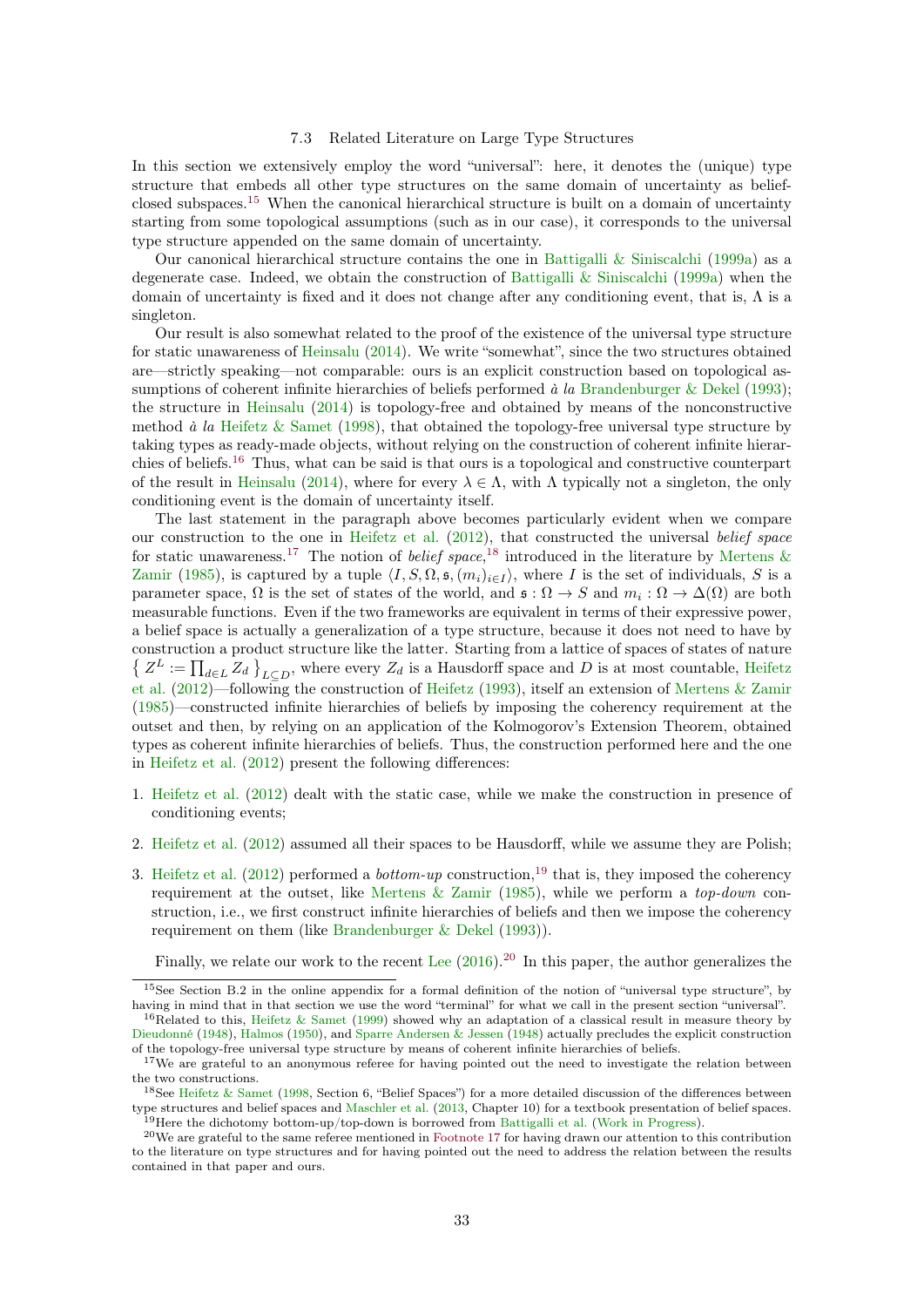### 7.3 Related Literature on Large Type Structures

In this section we extensively employ the word "universal": here, it denotes the (unique) type structure that embeds all other type structures on the same domain of uncertainty as belief-closed subspaces.[15] When the canonical hierarchical structure is built on a domain of uncertainty starting from some topological assumptions (such as in our case), it corresponds to the universal type structure appended on the same domain of uncertainty.

Our canonical hierarchical structure contains the one in Battigalli & Siniscalchi (1999a) as a degenerate case. Indeed, we obtain the construction of Battigalli & Siniscalchi (1999a) when the domain of uncertainty is fixed and it does not change after any conditioning event, that is, $\Lambda$ is a singleton.

Our result is also somewhat related to the proof of the existence of the universal type structure for static unawareness of Heinsalu (2014). We write "somewhat", since the two structures obtained are—strictly speaking—not comparable: ours is an explicit construction based on topological assumptions of coherent infinite hierarchies of beliefs performed *à la* Brandenburger & Dekel (1993); the structure in Heinsalu (2014) is topology-free and obtained by means of the nonconstructive method *à la* Heifetz & Samet (1998), that obtained the topology-free universal type structure by taking types as ready-made objects, without relying on the construction of coherent infinite hierarchies of beliefs.[16] Thus, what can be said is that ours is a topological and constructive counterpart of the result in Heinsalu (2014), where for every $\lambda \in \Lambda$, with $\Lambda$ typically not a singleton, the only conditioning event is the domain of uncertainty itself.

The last statement in the paragraph above becomes particularly evident when we compare our construction to the one in Heifetz et al. (2012), that constructed the universal *belief space* for static unawareness.[17] The notion of *belief space*,[18] introduced in the literature by Mertens & Zamir (1985), is captured by a tuple $\langle I, S, \Omega, \mathfrak{s}, (m_i)_{i\in I}\rangle$, where $I$ is the set of individuals, $S$ is a parameter space, $\Omega$ is the set of states of the world, and $\mathfrak{s} : \Omega \to S$ and $m_i : \Omega \to \Delta(\Omega)$ are both measurable functions. Even if the two frameworks are equivalent in terms of their expressive power, a belief space is actually a generalization of a type structure, because it does not need to have by construction a product structure like the latter. Starting from a lattice of spaces of states of nature $\left\{ Z^L := \prod_{d\in L} Z_d \right\}_{L\subseteq D}$, where every $Z_d$ is a Hausdorff space and $D$ is at most countable, Heifetz et al. (2012)—following the construction of Heifetz (1993), itself an extension of Mertens & Zamir (1985)—constructed infinite hierarchies of beliefs by imposing the coherency requirement at the outset and then, by relying on an application of the Kolmogorov's Extension Theorem, obtained types as coherent infinite hierarchies of beliefs. Thus, the construction performed here and the one in Heifetz et al. (2012) present the following differences:

1. Heifetz et al. (2012) dealt with the static case, while we make the construction in presence of conditioning events;
2. Heifetz et al. (2012) assumed all their spaces to be Hausdorff, while we assume they are Polish;
3. Heifetz et al. (2012) performed a *bottom-up* construction,[19] that is, they imposed the coherency requirement at the outset, like Mertens & Zamir (1985), while we perform a *top-down* construction, i.e., we first construct infinite hierarchies of beliefs and then we impose the coherency requirement on them (like Brandenburger & Dekel (1993)).

Finally, we relate our work to the recent Lee (2016).[20] In this paper, the author generalizes the

---

[15] See Section B.2 in the online appendix for a formal definition of the notion of "universal type structure", by having in mind that in that section we use the word "terminal" for what we call in the present section "universal".

[16] Related to this, Heifetz & Samet (1999) showed why an adaptation of a classical result in measure theory by Dieudonné (1948), Halmos (1950), and Sparre Andersen & Jessen (1948) actually precludes the explicit construction of the topology-free universal type structure by means of coherent infinite hierarchies of beliefs.

[17] We are grateful to an anonymous referee for having pointed out the need to investigate the relation between the two constructions.

[18] See Heifetz & Samet (1998, Section 6, "Belief Spaces") for a more detailed discussion of the differences between type structures and belief spaces and Maschler et al. (2013, Chapter 10) for a textbook presentation of belief spaces.

[19] Here the dichotomy bottom-up/top-down is borrowed from Battigalli et al. (Work in Progress).

[20] We are grateful to the same referee mentioned in Footnote 17 for having drawn our attention to this contribution to the literature on type structures and for having pointed out the need to address the relation between the results contained in that paper and ours.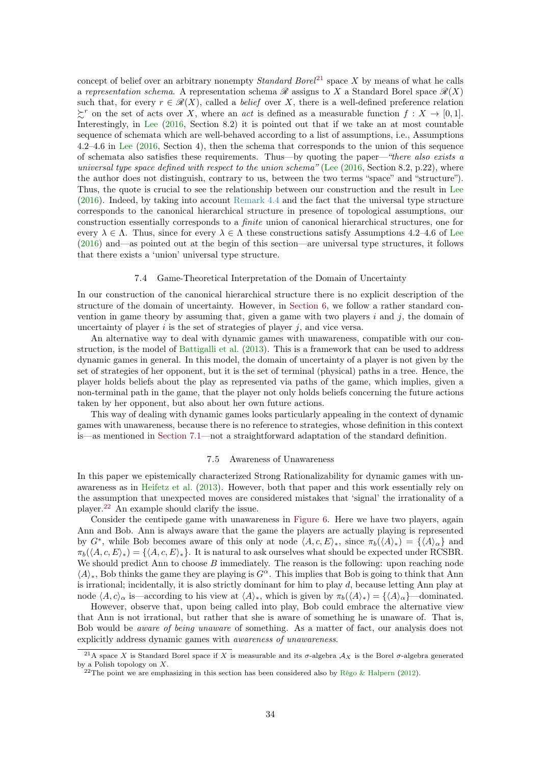concept of belief over an arbitrary nonempty *Standard Borel*[21] space $X$ by means of what he calls a *representation schema*. A representation schema $\mathscr{R}$ assigns to $X$ a Standard Borel space $\mathscr{R}(X)$ such that, for every $r \in \mathscr{R}(X)$, called a *belief* over $X$, there is a well-defined preference relation $\succsim^r$ on the set of acts over $X$, where an *act* is defined as a measurable function $f : X \to [0, 1]$. Interestingly, in Lee (2016, Section 8.2) it is pointed out that if we take an at most countable sequence of schemata which are well-behaved according to a list of assumptions, i.e., Assumptions 4.2–4.6 in Lee (2016, Section 4), then the schema that corresponds to the union of this sequence of schemata also satisfies these requirements. Thus—by quoting the paper—*"there also exists a universal type space defined with respect to the union schema"* (Lee (2016, Section 8.2, p.22), where the author does not distinguish, contrary to us, between the two terms "space" and "structure"). Thus, the quote is crucial to see the relationship between our construction and the result in Lee (2016). Indeed, by taking into account Remark 4.4 and the fact that the universal type structure corresponds to the canonical hierarchical structure in presence of topological assumptions, our construction essentially corresponds to a *finite* union of canonical hierarchical structures, one for every $\lambda \in \Lambda$. Thus, since for every $\lambda \in \Lambda$ these constructions satisfy Assumptions 4.2–4.6 of Lee (2016) and—as pointed out at the begin of this section—are universal type structures, it follows that there exists a 'union' universal type structure.

### 7.4 Game-Theoretical Interpretation of the Domain of Uncertainty

In our construction of the canonical hierarchical structure there is no explicit description of the structure of the domain of uncertainty. However, in Section 6, we follow a rather standard convention in game theory by assuming that, given a game with two players $i$ and $j$, the domain of uncertainty of player $i$ is the set of strategies of player $j$, and vice versa.

An alternative way to deal with dynamic games with unawareness, compatible with our construction, is the model of Battigalli et al. (2013). This is a framework that can be used to address dynamic games in general. In this model, the domain of uncertainty of a player is not given by the set of strategies of her opponent, but it is the set of terminal (physical) paths in a tree. Hence, the player holds beliefs about the play as represented via paths of the game, which implies, given a non-terminal path in the game, that the player not only holds beliefs concerning the future actions taken by her opponent, but also about her own future actions.

This way of dealing with dynamic games looks particularly appealing in the context of dynamic games with unawareness, because there is no reference to strategies, whose definition in this context is—as mentioned in Section 7.1—not a straightforward adaptation of the standard definition.

### 7.5 Awareness of Unawareness

In this paper we epistemically characterized Strong Rationalizability for dynamic games with unawareness as in Heifetz et al. (2013). However, both that paper and this work essentially rely on the assumption that unexpected moves are considered mistakes that 'signal' the irrationality of a player.[22] An example should clarify the issue.

Consider the centipede game with unawareness in Figure 6. Here we have two players, again Ann and Bob. Ann is always aware that the game the players are actually playing is represented by $G^*$, while Bob becomes aware of this only at node $\langle A, c, E\rangle_*$, since $\pi_b(\langle A\rangle_*) = \{\langle A\rangle_\alpha\}$ and $\pi_b(\langle A, c, E\rangle_*) = \{\langle A, c, E\rangle_*\}$. It is natural to ask ourselves what should be expected under RCSBR. We should predict Ann to choose $B$ immediately. The reason is the following: upon reaching node $\langle A\rangle_*$, Bob thinks the game they are playing is $G^\alpha$. This implies that Bob is going to think that Ann is irrational; incidentally, it is also strictly dominant for him to play $d$, because letting Ann play at node $\langle A, c\rangle_\alpha$ is—according to his view at $\langle A\rangle_*$, which is given by $\pi_b(\langle A\rangle_*) = \{\langle A\rangle_\alpha\}$—dominated.

However, observe that, upon being called into play, Bob could embrace the alternative view that Ann is not irrational, but rather that she is aware of something he is unaware of. That is, Bob would be *aware of being unaware* of something. As a matter of fact, our analysis does not explicitly address dynamic games with *awareness of unawareness*.

[21] A space $X$ is Standard Borel space if $X$ is measurable and its $\sigma$-algebra $\mathcal{A}_X$ is the Borel $\sigma$-algebra generated by a Polish topology on $X$.

[22] The point we are emphasizing in this section has been considered also by Rêgo & Halpern (2012).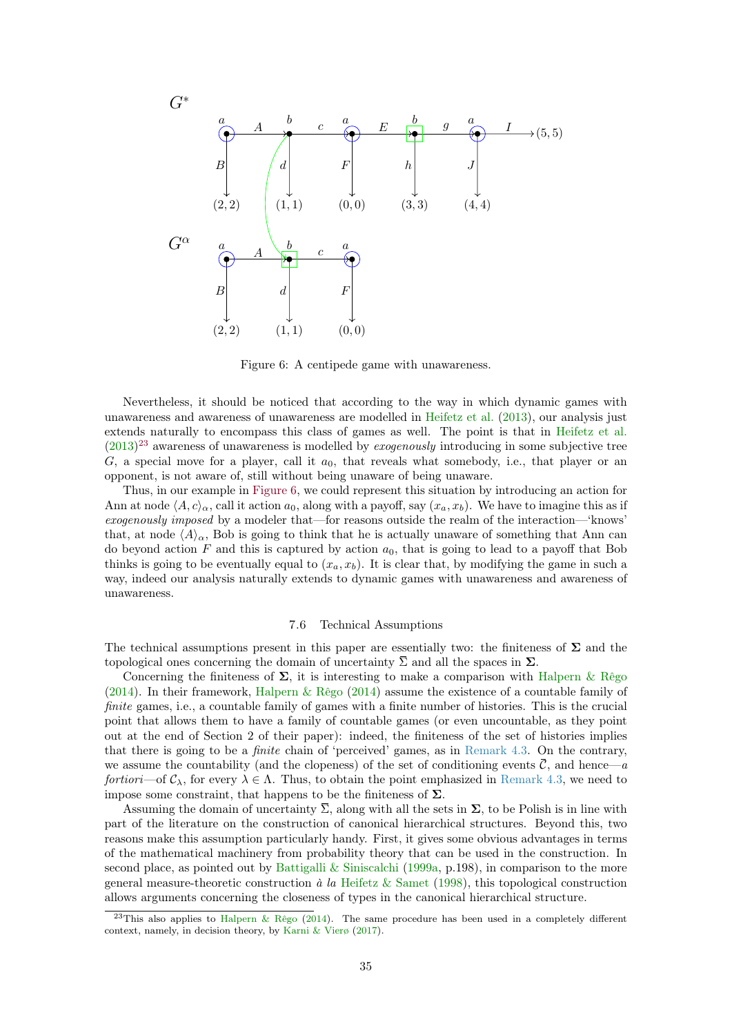Figure 6: A centipede game with unawareness.

Nevertheless, it should be noticed that according to the way in which dynamic games with unawareness and awareness of unawareness are modelled in Heifetz et al. (2013), our analysis just extends naturally to encompass this class of games as well. The point is that in Heifetz et al. (2013)[23] awareness of unawareness is modelled by *exogenously* introducing in some subjective tree $G$, a special move for a player, call it $a_0$, that reveals what somebody, i.e., that player or an opponent, is not aware of, still without being unaware of being unaware.

Thus, in our example in Figure 6, we could represent this situation by introducing an action for Ann at node $\langle A, c\rangle_\alpha$, call it action $a_0$, along with a payoff, say $(x_a, x_b)$. We have to imagine this as if *exogenously imposed* by a modeler that—for reasons outside the realm of the interaction—'knows' that, at node $\langle A\rangle_\alpha$, Bob is going to think that he is actually unaware of something that Ann can do beyond action $F$ and this is captured by action $a_0$, that is going to lead to a payoff that Bob thinks is going to be eventually equal to $(x_a, x_b)$. It is clear that, by modifying the game in such a way, indeed our analysis naturally extends to dynamic games with unawareness and awareness of unawareness.

### 7.6 Technical Assumptions

The technical assumptions present in this paper are essentially two: the finiteness of $\mathbf{\Sigma}$ and the topological ones concerning the domain of uncertainty $\overline{\Sigma}$ and all the spaces in $\mathbf{\Sigma}$.

Concerning the finiteness of $\mathbf{\Sigma}$, it is interesting to make a comparison with Halpern & Rêgo (2014). In their framework, Halpern & Rêgo (2014) assume the existence of a countable family of *finite* games, i.e., a countable family of games with a finite number of histories. This is the crucial point that allows them to have a family of countable games (or even uncountable, as they point out at the end of Section 2 of their paper): indeed, the finiteness of the set of histories implies that there is going to be a *finite* chain of 'perceived' games, as in Remark 4.3. On the contrary, we assume the countability (and the clopeness) of the set of conditioning events $\overline{\mathcal{C}}$, and hence—*a fortiori*—of $\mathcal{C}_\lambda$, for every $\lambda \in \Lambda$. Thus, to obtain the point emphasized in Remark 4.3, we need to impose some constraint, that happens to be the finiteness of $\mathbf{\Sigma}$.

Assuming the domain of uncertainty $\overline{\Sigma}$, along with all the sets in $\mathbf{\Sigma}$, to be Polish is in line with part of the literature on the construction of canonical hierarchical structures. Beyond this, two reasons make this assumption particularly handy. First, it gives some obvious advantages in terms of the mathematical machinery from probability theory that can be used in the construction. In second place, as pointed out by Battigalli & Siniscalchi (1999a, p.198), in comparison to the more general measure-theoretic construction *à la* Heifetz & Samet (1998), this topological construction allows arguments concerning the closeness of types in the canonical hierarchical structure.

[23] This also applies to Halpern & Rêgo (2014). The same procedure has been used in a completely different context, namely, in decision theory, by Karni & Vierø (2017).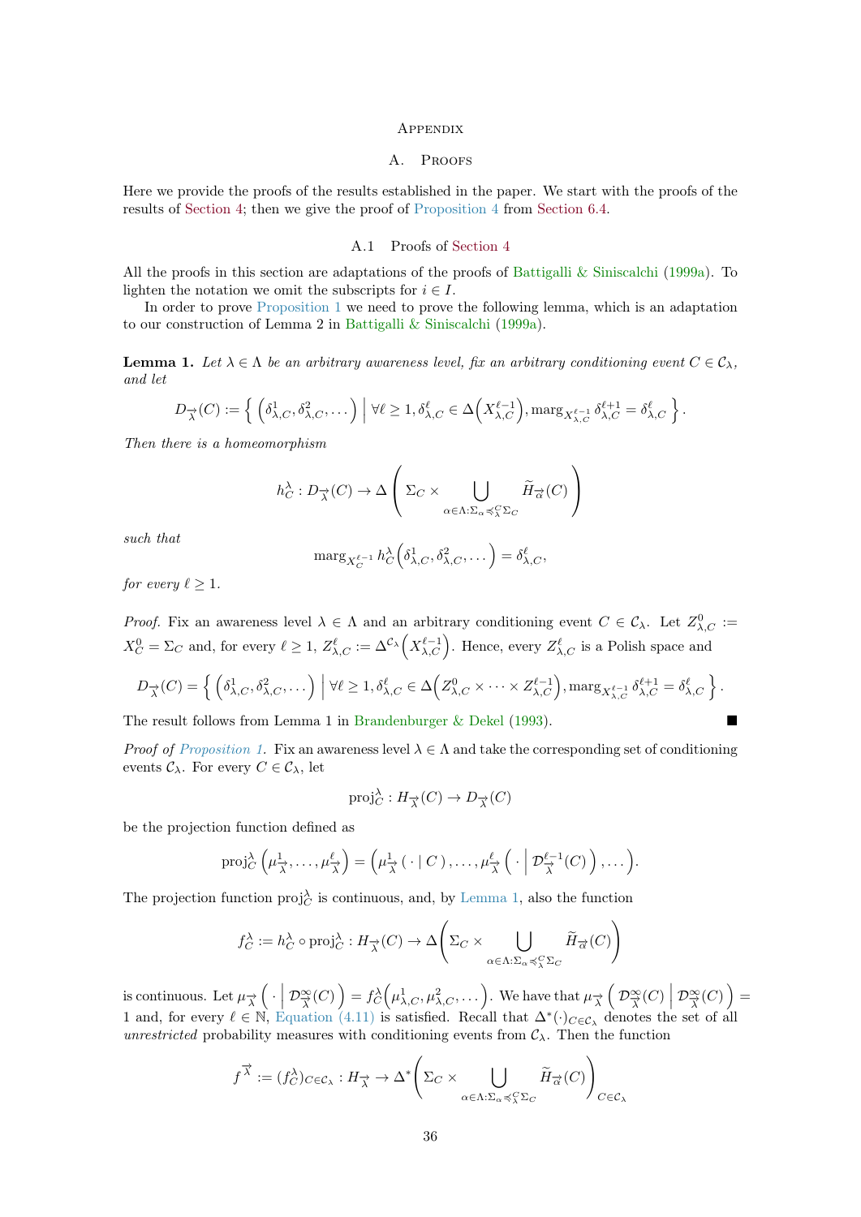# Appendix

## A. Proofs

Here we provide the proofs of the results established in the paper. We start with the proofs of the results of Section 4; then we give the proof of Proposition 4 from Section 6.4.

### A.1 Proofs of Section 4

All the proofs in this section are adaptations of the proofs of Battigalli & Siniscalchi (1999a). To lighten the notation we omit the subscripts for $i \in I$.

In order to prove Proposition 1 we need to prove the following lemma, which is an adaptation to our construction of Lemma 2 in Battigalli & Siniscalchi (1999a).

**Lemma 1.** *Let $\lambda \in \Lambda$ be an arbitrary awareness level, fix an arbitrary conditioning event $C \in \mathcal{C}_\lambda$, and let*

$$D_{\overrightarrow{\lambda}}(C) := \left\{ \left(\delta^1_{\lambda,C}, \delta^2_{\lambda,C}, \dots \right) \;\middle|\; \forall \ell \geq 1, \delta^\ell_{\lambda,C} \in \Delta\left(X^{\ell-1}_{\lambda,C}\right), \operatorname{marg}_{X^{\ell-1}_{\lambda,C}} \delta^{\ell+1}_{\lambda,C} = \delta^\ell_{\lambda,C} \right\}.$$

*Then there is a homeomorphism*

$$h^\lambda_C : D_{\overrightarrow{\lambda}}(C) \to \Delta\left(\Sigma_C \times \bigcup_{\alpha \in \Lambda : \Sigma_\alpha \preccurlyeq^C_\lambda \Sigma_C} \widetilde{H}_{\overrightarrow{\alpha}}(C)\right)$$

*such that*

$$\operatorname{marg}_{X^{\ell-1}_C} h^\lambda_C\left(\delta^1_{\lambda,C}, \delta^2_{\lambda,C}, \dots\right) = \delta^\ell_{\lambda,C},$$

*for every $\ell \geq 1$.*

*Proof.* Fix an awareness level $\lambda \in \Lambda$ and an arbitrary conditioning event $C \in \mathcal{C}_\lambda$. Let $Z^0_{\lambda,C} := X^0_C = \Sigma_C$ and, for every $\ell \geq 1$, $Z^\ell_{\lambda,C} := \Delta^{\mathcal{C}_\lambda}\left(X^{\ell-1}_{\lambda,C}\right)$. Hence, every $Z^\ell_{\lambda,C}$ is a Polish space and

$$D_{\overrightarrow{\lambda}}(C) = \left\{ \left(\delta^1_{\lambda,C}, \delta^2_{\lambda,C}, \dots \right) \;\middle|\; \forall \ell \geq 1, \delta^\ell_{\lambda,C} \in \Delta\left(Z^0_{\lambda,C} \times \dots \times Z^{\ell-1}_{\lambda,C}\right), \operatorname{marg}_{X^{\ell-1}_{\lambda,C}} \delta^{\ell+1}_{\lambda,C} = \delta^\ell_{\lambda,C} \right\}.$$

The result follows from Lemma 1 in Brandenburger & Dekel (1993). ■

*Proof of Proposition 1.* Fix an awareness level $\lambda \in \Lambda$ and take the corresponding set of conditioning events $\mathcal{C}_\lambda$. For every $C \in \mathcal{C}_\lambda$, let

$$\operatorname{proj}^\lambda_C : H_{\overrightarrow{\lambda}}(C) \to D_{\overrightarrow{\lambda}}(C)$$

be the projection function defined as

$$\operatorname{proj}^\lambda_C\left(\mu^1_{\overrightarrow{\lambda}}, \dots, \mu^\ell_{\overrightarrow{\lambda}}\right) = \left(\mu^1_{\overrightarrow{\lambda}}(\,\cdot \mid C\,), \dots, \mu^\ell_{\overrightarrow{\lambda}}\left(\,\cdot\;\middle|\; \mathcal{D}^{\ell-1}_{\overrightarrow{\lambda}}(C)\right), \dots\right).$$

The projection function $\operatorname{proj}^\lambda_C$ is continuous, and, by Lemma 1, also the function

$$f^\lambda_C := h^\lambda_C \circ \operatorname{proj}^\lambda_C : H_{\overrightarrow{\lambda}}(C) \to \Delta\left(\Sigma_C \times \bigcup_{\alpha \in \Lambda : \Sigma_\alpha \preccurlyeq^C_\lambda \Sigma_C} \widetilde{H}_{\overrightarrow{\alpha}}(C)\right)$$

is continuous. Let $\mu_{\overrightarrow{\lambda}}\left(\,\cdot\;\middle|\; \mathcal{D}^\infty_{\overrightarrow{\lambda}}(C)\right) = f^\lambda_C\left(\mu^1_{\lambda,C}, \mu^2_{\lambda,C}, \dots\right)$. We have that $\mu_{\overrightarrow{\lambda}}\left(\mathcal{D}^\infty_{\overrightarrow{\lambda}}(C) \;\middle|\; \mathcal{D}^\infty_{\overrightarrow{\lambda}}(C)\right) = 1$ and, for every $\ell \in \mathbb{N}$, Equation (4.11) is satisfied. Recall that $\Delta^*(\cdot)_{C \in \mathcal{C}_\lambda}$ denotes the set of all *unrestricted* probability measures with conditioning events from $\mathcal{C}_\lambda$. Then the function

$$f^{\overrightarrow{\lambda}} := (f^\lambda_C)_{C \in \mathcal{C}_\lambda} : H_{\overrightarrow{\lambda}} \to \Delta^*\left(\Sigma_C \times \bigcup_{\alpha \in \Lambda : \Sigma_\alpha \preccurlyeq^C_\lambda \Sigma_C} \widetilde{H}_{\overrightarrow{\alpha}}(C)\right)_{C \in \mathcal{C}_\lambda}$$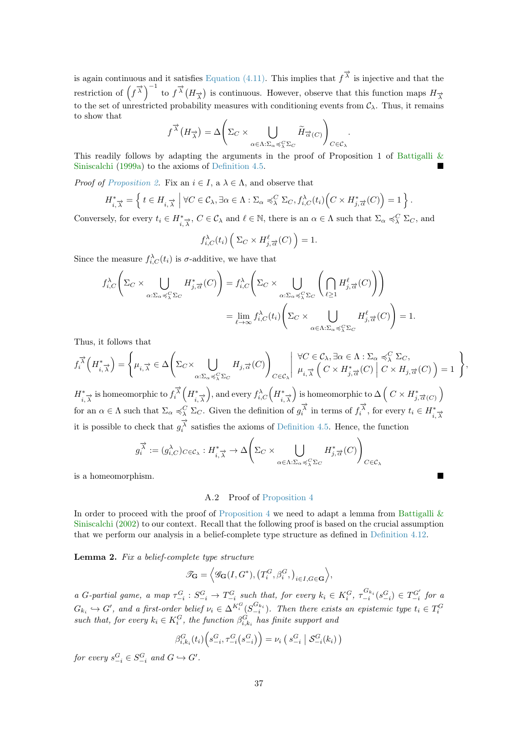is again continuous and it satisfies Equation (4.11). This implies that $f^{\vec{\lambda}}$ is injective and that the restriction of $\left(f^{\vec{\lambda}}\right)^{-1}$ to $f^{\vec{\lambda}}(H_{\vec{\lambda}})$ is continuous. However, observe that this function maps $H_{\vec{\lambda}}$ to the set of unrestricted probability measures with conditioning events from $\mathcal{C}_\lambda$. Thus, it remains to show that

$$f^{\vec{\lambda}}(H_{\vec{\lambda}}) = \Delta\left(\Sigma_C \times \bigcup_{\alpha\in\Lambda:\Sigma_\alpha \preccurlyeq^C_\lambda \Sigma_C} \widetilde{H}_{\vec{\alpha}(C)}\right)_{C\in\mathcal{C}_\lambda}.$$

This readily follows by adapting the arguments in the proof of Proposition 1 of Battigalli & Siniscalchi (1999a) to the axioms of Definition 4.5. ■

*Proof of Proposition 2.* Fix an $i \in I$, a $\lambda \in \Lambda$, and observe that

$$H^*_{i,\vec{\lambda}} = \left\{ t \in H_{i,\vec{\lambda}} \,\middle|\, \forall C \in \mathcal{C}_\lambda, \exists \alpha \in \Lambda : \Sigma_\alpha \preccurlyeq^C_\lambda \Sigma_C, f^\lambda_{i,C}(t_i)\Big(C \times H^*_{j,\vec{\alpha}}(C)\Big) = 1 \right\}.$$

Conversely, for every $t_i \in H^*_{i,\vec{\lambda}}$, $C \in \mathcal{C}_\lambda$ and $\ell \in \mathbb{N}$, there is an $\alpha \in \Lambda$ such that $\Sigma_\alpha \preccurlyeq^C_\lambda \Sigma_C$, and

$$f^\lambda_{i,C}(t_i)\left( \Sigma_C \times H^\ell_{j,\vec{\alpha}}(C) \right) = 1.$$

Since the measure $f^\lambda_{i,C}(t_i)$ is $\sigma$-additive, we have that

$$\begin{aligned}
f^\lambda_{i,C}\left(\Sigma_C \times \bigcup_{\alpha:\Sigma_\alpha \preccurlyeq^C_\lambda \Sigma_C} H^*_{j,\vec{\alpha}}(C)\right) &= f^\lambda_{i,C}\left(\Sigma_C \times \bigcup_{\alpha:\Sigma_\alpha \preccurlyeq^C_\lambda \Sigma_C} \left(\bigcap_{\ell\geq 1} H^\ell_{j,\vec{\alpha}}(C)\right)\right) \\
&= \lim_{\ell\to\infty} f^\lambda_{i,C}(t_i)\left(\Sigma_C \times \bigcup_{\alpha\in\Lambda:\Sigma_\alpha \preccurlyeq^C_\lambda \Sigma_C} H^\ell_{j,\vec{\alpha}}(C)\right) = 1.
\end{aligned}$$

Thus, it follows that

$$f^{\vec{\lambda}}_i\left(H^*_{i,\vec{\lambda}}\right) = \left\{ \mu_{i,\vec{\lambda}} \in \Delta\left(\Sigma_C \times \bigcup_{\alpha:\Sigma_\alpha \preccurlyeq^C_\lambda \Sigma_C} H_{j,\vec{\alpha}}(C)\right)_{C\in\mathcal{C}_\lambda} \,\middle|\, \begin{array}{l} \forall C \in \mathcal{C}_\lambda, \exists \alpha \in \Lambda : \Sigma_\alpha \preccurlyeq^C_\lambda \Sigma_C, \\ \mu_{i,\vec{\lambda}}\left( C \times H^*_{j,\vec{\alpha}}(C) \,\middle|\, C \times H_{j,\vec{\alpha}}(C) \right) = 1 \end{array} \right\},$$

$H^*_{i,\vec{\lambda}}$ is homeomorphic to $f^{\vec{\lambda}}_i\left(H^*_{i,\vec{\lambda}}\right)$, and every $f^\lambda_{i,C}\left(H^*_{i,\vec{\lambda}}\right)$ is homeomorphic to $\Delta\left( C \times H^*_{j,\vec{\alpha}(C)} \right)$ for an $\alpha \in \Lambda$ such that $\Sigma_\alpha \preccurlyeq^C_\lambda \Sigma_C$. Given the definition of $g^{\vec{\lambda}}_i$ in terms of $f^{\vec{\lambda}}_i$, for every $t_i \in H^*_{i,\vec{\lambda}}$ it is possible to check that $g^{\vec{\lambda}}_i$ satisfies the axioms of Definition 4.5. Hence, the function

$$g^{\vec{\lambda}}_i := (g^\lambda_{i,C})_{C\in\mathcal{C}_\lambda} : H^*_{i,\vec{\lambda}} \to \Delta\left(\Sigma_C \times \bigcup_{\alpha\in\Lambda:\Sigma_\alpha \preccurlyeq^C_\lambda \Sigma_C} H^*_{j,\vec{\alpha}}(C)\right)_{C\in\mathcal{C}_\lambda}$$

is a homeomorphism. ■

## A.2 Proof of Proposition 4

In order to proceed with the proof of Proposition 4 we need to adapt a lemma from Battigalli & Siniscalchi (2002) to our context. Recall that the following proof is based on the crucial assumption that we perform our analysis in a belief-complete type structure as defined in Definition 4.12.

**Lemma 2.** *Fix a belief-complete type structure*

$$\mathscr{T}_{\mathbf{G}} = \left\langle \mathscr{G}_{\mathbf{G}}(I, G^*), (T^G_i, \beta^G_i)_{i\in I, G\in\mathbf{G}} \right\rangle,$$

*a $G$-partial game, a map $\tau^G_{-i} : S^G_{-i} \to T^G_{-i}$ such that, for every $k_i \in K^G_i$, $\tau^{G_{k_i}}_{-i}(s^G_{-i}) \in T^{G'}_{-i}$ for a $G_{k_i} \hookrightarrow G'$, and a first-order belief $\nu_i \in \Delta^{K^G_i}(S^{G_{k_i}}_{-i})$. Then there exists an epistemic type $t_i \in T^G_i$ such that, for every $k_i \in K^G_i$, the function $\beta^G_{i,k_i}$ has finite support and*

$$\beta^G_{i,k_i}(t_i)\Big(s^G_{-i}, \tau^G_{-i}(s^G_{-i})\Big) = \nu_i\left( s^G_{-i} \,\middle|\, \mathcal{S}^G_{-i}(k_i) \right)$$

*for every $s^G_{-i} \in S^G_{-i}$ and $G \hookrightarrow G'$.*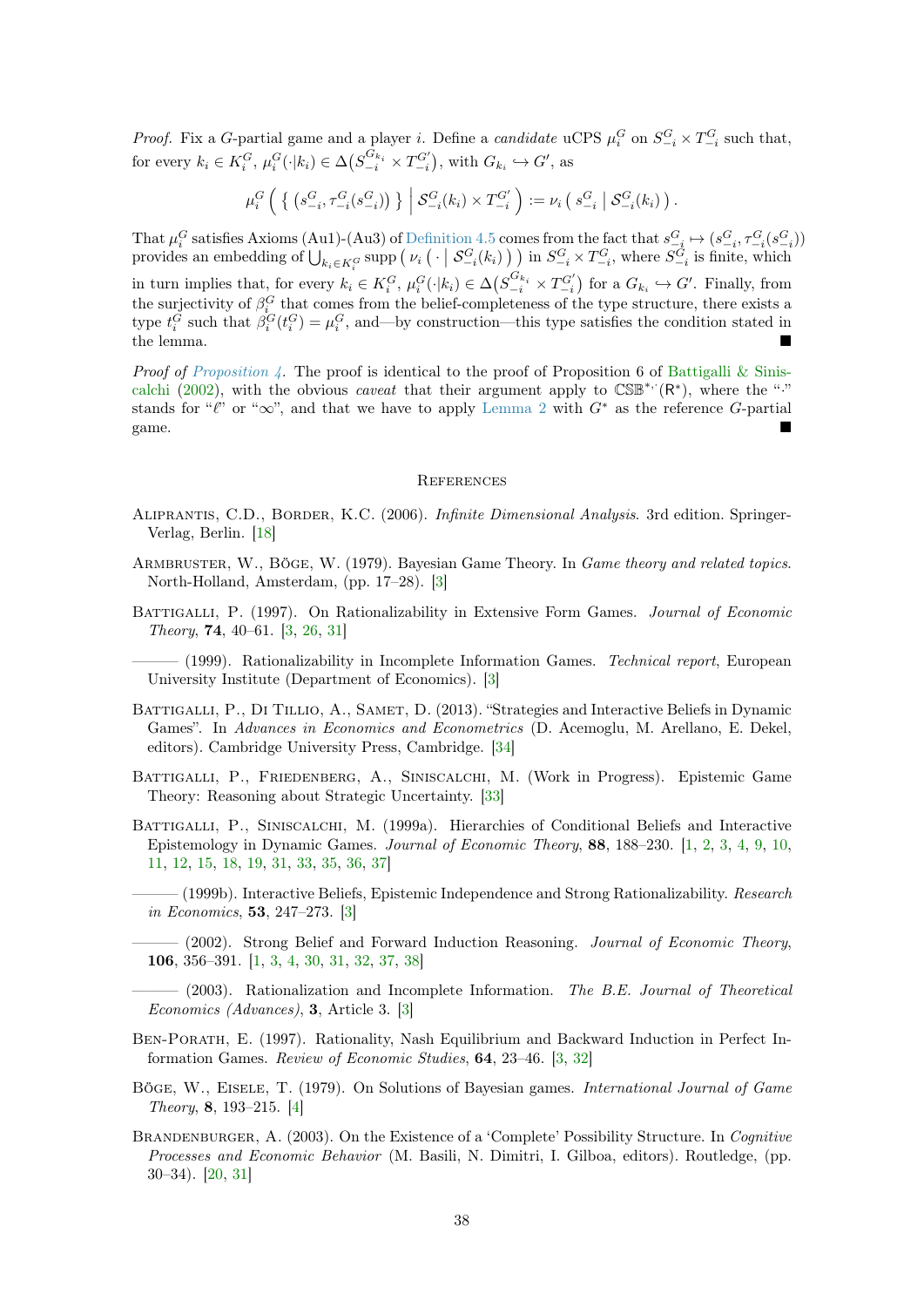*Proof.* Fix a $G$-partial game and a player $i$. Define a *candidate* uCPS $\mu_i^G$ on $S_{-i}^G \times T_{-i}^G$ such that, for every $k_i \in K_i^G$, $\mu_i^G(\cdot|k_i) \in \Delta\big(S_{-i}^{G_{k_i}} \times T_{-i}^{G'}\big)$, with $G_{k_i} \hookrightarrow G'$, as

$$\mu_i^G \left( \left\{ \left(s_{-i}^G, \tau_{-i}^G(s_{-i}^G)\right) \right\} \,\middle|\, \mathcal{S}_{-i}^G(k_i) \times T_{-i}^{G'} \right) := \nu_i \left( s_{-i}^G \,\middle|\, \mathcal{S}_{-i}^G(k_i) \right).$$

That $\mu_i^G$ satisfies Axioms (Au1)-(Au3) of Definition 4.5 comes from the fact that $s_{-i}^G \mapsto (s_{-i}^G, \tau_{-i}^G(s_{-i}^G))$ provides an embedding of $\bigcup_{k_i \in K_i^G} \operatorname{supp}\left( \nu_i \left( \cdot \,\middle|\, \mathcal{S}_{-i}^G(k_i) \right) \right)$ in $S_{-i}^G \times T_{-i}^G$, where $S_{-i}^G$ is finite, which in turn implies that, for every $k_i \in K_i^G$, $\mu_i^G(\cdot|k_i) \in \Delta\big(S_{-i}^{G_{k_i}} \times T_{-i}^{G'}\big)$ for a $G_{k_i} \hookrightarrow G'$. Finally, from the surjectivity of $\beta_i^G$ that comes from the belief-completeness of the type structure, there exists a type $t_i^G$ such that $\beta_i^G(t_i^G) = \mu_i^G$, and—by construction—this type satisfies the condition stated in the lemma. ■

*Proof of Proposition 4.* The proof is identical to the proof of Proposition 6 of Battigalli & Siniscalchi (2002), with the obvious *caveat* that their argument apply to $\mathbb{CSB}^{*,\cdot}(\mathsf{R}^*)$, where the "$\cdot$" stands for "$\ell$" or "$\infty$", and that we have to apply Lemma 2 with $G^*$ as the reference $G$-partial game. ■

## References

Aliprantis, C.D., Border, K.C. (2006). *Infinite Dimensional Analysis*. 3rd edition. Springer-Verlag, Berlin. [18]

Armbruster, W., Böge, W. (1979). Bayesian Game Theory. In *Game theory and related topics*. North-Holland, Amsterdam, (pp. 17–28). [3]

Battigalli, P. (1997). On Rationalizability in Extensive Form Games. *Journal of Economic Theory*, **74**, 40–61. [3, 26, 31]

——— (1999). Rationalizability in Incomplete Information Games. *Technical report*, European University Institute (Department of Economics). [3]

Battigalli, P., Di Tillio, A., Samet, D. (2013). "Strategies and Interactive Beliefs in Dynamic Games". In *Advances in Economics and Econometrics* (D. Acemoglu, M. Arellano, E. Dekel, editors). Cambridge University Press, Cambridge. [34]

Battigalli, P., Friedenberg, A., Siniscalchi, M. (Work in Progress). Epistemic Game Theory: Reasoning about Strategic Uncertainty. [33]

Battigalli, P., Siniscalchi, M. (1999a). Hierarchies of Conditional Beliefs and Interactive Epistemology in Dynamic Games. *Journal of Economic Theory*, **88**, 188–230. [1, 2, 3, 4, 9, 10, 11, 12, 15, 18, 19, 31, 33, 35, 36, 37]

——— (1999b). Interactive Beliefs, Epistemic Independence and Strong Rationalizability. *Research in Economics*, **53**, 247–273. [3]

——— (2002). Strong Belief and Forward Induction Reasoning. *Journal of Economic Theory*, **106**, 356–391. [1, 3, 4, 30, 31, 32, 37, 38]

——— (2003). Rationalization and Incomplete Information. *The B.E. Journal of Theoretical Economics (Advances)*, **3**, Article 3. [3]

Ben-Porath, E. (1997). Rationality, Nash Equilibrium and Backward Induction in Perfect Information Games. *Review of Economic Studies*, **64**, 23–46. [3, 32]

Böge, W., Eisele, T. (1979). On Solutions of Bayesian games. *International Journal of Game Theory*, **8**, 193–215. [4]

Brandenburger, A. (2003). On the Existence of a 'Complete' Possibility Structure. In *Cognitive Processes and Economic Behavior* (M. Basili, N. Dimitri, I. Gilboa, editors). Routledge, (pp. 30–34). [20, 31]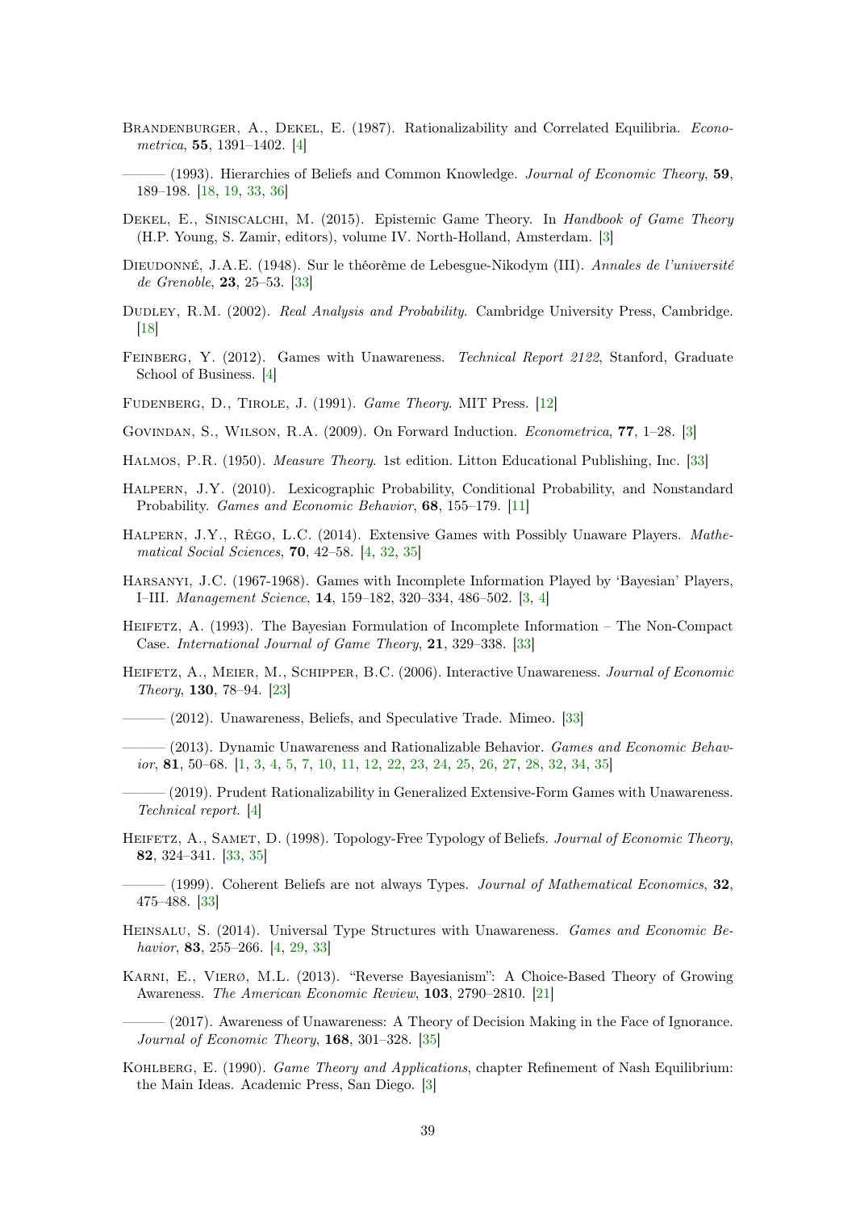Brandenburger, A., Dekel, E. (1987). Rationalizability and Correlated Equilibria. *Econometrica*, **55**, 1391–1402. [4]

——— (1993). Hierarchies of Beliefs and Common Knowledge. *Journal of Economic Theory*, **59**, 189–198. [18, 19, 33, 36]

Dekel, E., Siniscalchi, M. (2015). Epistemic Game Theory. In *Handbook of Game Theory* (H.P. Young, S. Zamir, editors), volume IV. North-Holland, Amsterdam. [3]

Dieudonné, J.A.E. (1948). Sur le théorème de Lebesgue-Nikodym (III). *Annales de l'université de Grenoble*, **23**, 25–53. [33]

Dudley, R.M. (2002). *Real Analysis and Probability*. Cambridge University Press, Cambridge. [18]

Feinberg, Y. (2012). Games with Unawareness. *Technical Report 2122*, Stanford, Graduate School of Business. [4]

Fudenberg, D., Tirole, J. (1991). *Game Theory*. MIT Press. [12]

Govindan, S., Wilson, R.A. (2009). On Forward Induction. *Econometrica*, **77**, 1–28. [3]

Halmos, P.R. (1950). *Measure Theory*. 1st edition. Litton Educational Publishing, Inc. [33]

Halpern, J.Y. (2010). Lexicographic Probability, Conditional Probability, and Nonstandard Probability. *Games and Economic Behavior*, **68**, 155–179. [11]

Halpern, J.Y., Rêgo, L.C. (2014). Extensive Games with Possibly Unaware Players. *Mathematical Social Sciences*, **70**, 42–58. [4, 32, 35]

Harsanyi, J.C. (1967-1968). Games with Incomplete Information Played by 'Bayesian' Players, I–III. *Management Science*, **14**, 159–182, 320–334, 486–502. [3, 4]

Heifetz, A. (1993). The Bayesian Formulation of Incomplete Information – The Non-Compact Case. *International Journal of Game Theory*, **21**, 329–338. [33]

Heifetz, A., Meier, M., Schipper, B.C. (2006). Interactive Unawareness. *Journal of Economic Theory*, **130**, 78–94. [23]

——— (2012). Unawareness, Beliefs, and Speculative Trade. Mimeo. [33]

——— (2013). Dynamic Unawareness and Rationalizable Behavior. *Games and Economic Behavior*, **81**, 50–68. [1, 3, 4, 5, 7, 10, 11, 12, 22, 23, 24, 25, 26, 27, 28, 32, 34, 35]

——— (2019). Prudent Rationalizability in Generalized Extensive-Form Games with Unawareness. *Technical report*. [4]

Heifetz, A., Samet, D. (1998). Topology-Free Typology of Beliefs. *Journal of Economic Theory*, **82**, 324–341. [33, 35]

——— (1999). Coherent Beliefs are not always Types. *Journal of Mathematical Economics*, **32**, 475–488. [33]

Heinsalu, S. (2014). Universal Type Structures with Unawareness. *Games and Economic Behavior*, **83**, 255–266. [4, 29, 33]

Karni, E., Vierø, M.L. (2013). "Reverse Bayesianism": A Choice-Based Theory of Growing Awareness. *The American Economic Review*, **103**, 2790–2810. [21]

——— (2017). Awareness of Unawareness: A Theory of Decision Making in the Face of Ignorance. *Journal of Economic Theory*, **168**, 301–328. [35]

Kohlberg, E. (1990). *Game Theory and Applications*, chapter Refinement of Nash Equilibrium: the Main Ideas. Academic Press, San Diego. [3]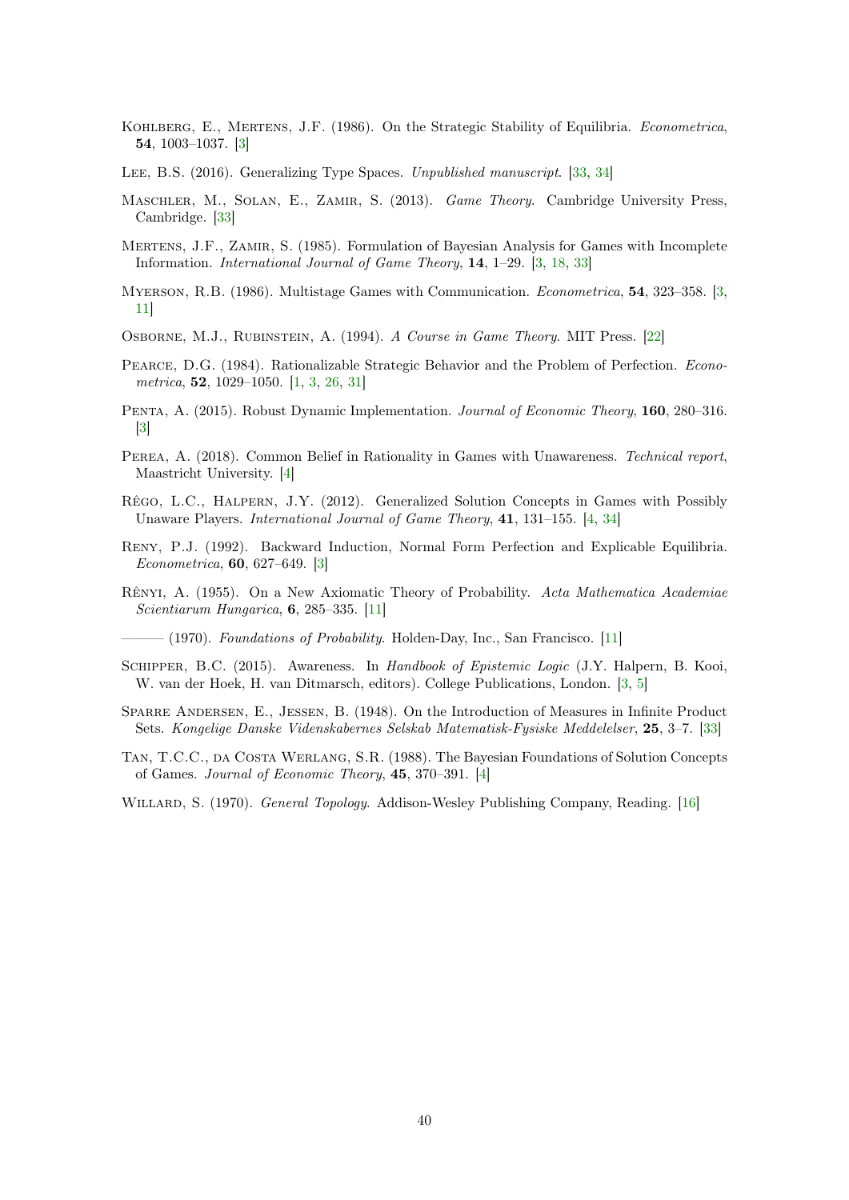Kohlberg, E., Mertens, J.F. (1986). On the Strategic Stability of Equilibria. *Econometrica*, **54**, 1003–1037. [3]

Lee, B.S. (2016). Generalizing Type Spaces. *Unpublished manuscript*. [33, 34]

Maschler, M., Solan, E., Zamir, S. (2013). *Game Theory*. Cambridge University Press, Cambridge. [33]

Mertens, J.F., Zamir, S. (1985). Formulation of Bayesian Analysis for Games with Incomplete Information. *International Journal of Game Theory*, **14**, 1–29. [3, 18, 33]

Myerson, R.B. (1986). Multistage Games with Communication. *Econometrica*, **54**, 323–358. [3, 11]

Osborne, M.J., Rubinstein, A. (1994). *A Course in Game Theory*. MIT Press. [22]

Pearce, D.G. (1984). Rationalizable Strategic Behavior and the Problem of Perfection. *Econometrica*, **52**, 1029–1050. [1, 3, 26, 31]

Penta, A. (2015). Robust Dynamic Implementation. *Journal of Economic Theory*, **160**, 280–316. [3]

Perea, A. (2018). Common Belief in Rationality in Games with Unawareness. *Technical report*, Maastricht University. [4]

Rêgo, L.C., Halpern, J.Y. (2012). Generalized Solution Concepts in Games with Possibly Unaware Players. *International Journal of Game Theory*, **41**, 131–155. [4, 34]

Reny, P.J. (1992). Backward Induction, Normal Form Perfection and Explicable Equilibria. *Econometrica*, **60**, 627–649. [3]

Rênyi, A. (1955). On a New Axiomatic Theory of Probability. *Acta Mathematica Academiae Scientiarum Hungarica*, **6**, 285–335. [11]

——— (1970). *Foundations of Probability*. Holden-Day, Inc., San Francisco. [11]

Schipper, B.C. (2015). Awareness. In *Handbook of Epistemic Logic* (J.Y. Halpern, B. Kooi, W. van der Hoek, H. van Ditmarsch, editors). College Publications, London. [3, 5]

Sparre Andersen, E., Jessen, B. (1948). On the Introduction of Measures in Infinite Product Sets. *Kongelige Danske Videnskabernes Selskab Matematisk-Fysiske Meddelelser*, **25**, 3–7. [33]

Tan, T.C.C., da Costa Werlang, S.R. (1988). The Bayesian Foundations of Solution Concepts of Games. *Journal of Economic Theory*, **45**, 370–391. [4]

Willard, S. (1970). *General Topology*. Addison-Wesley Publishing Company, Reading. [16]